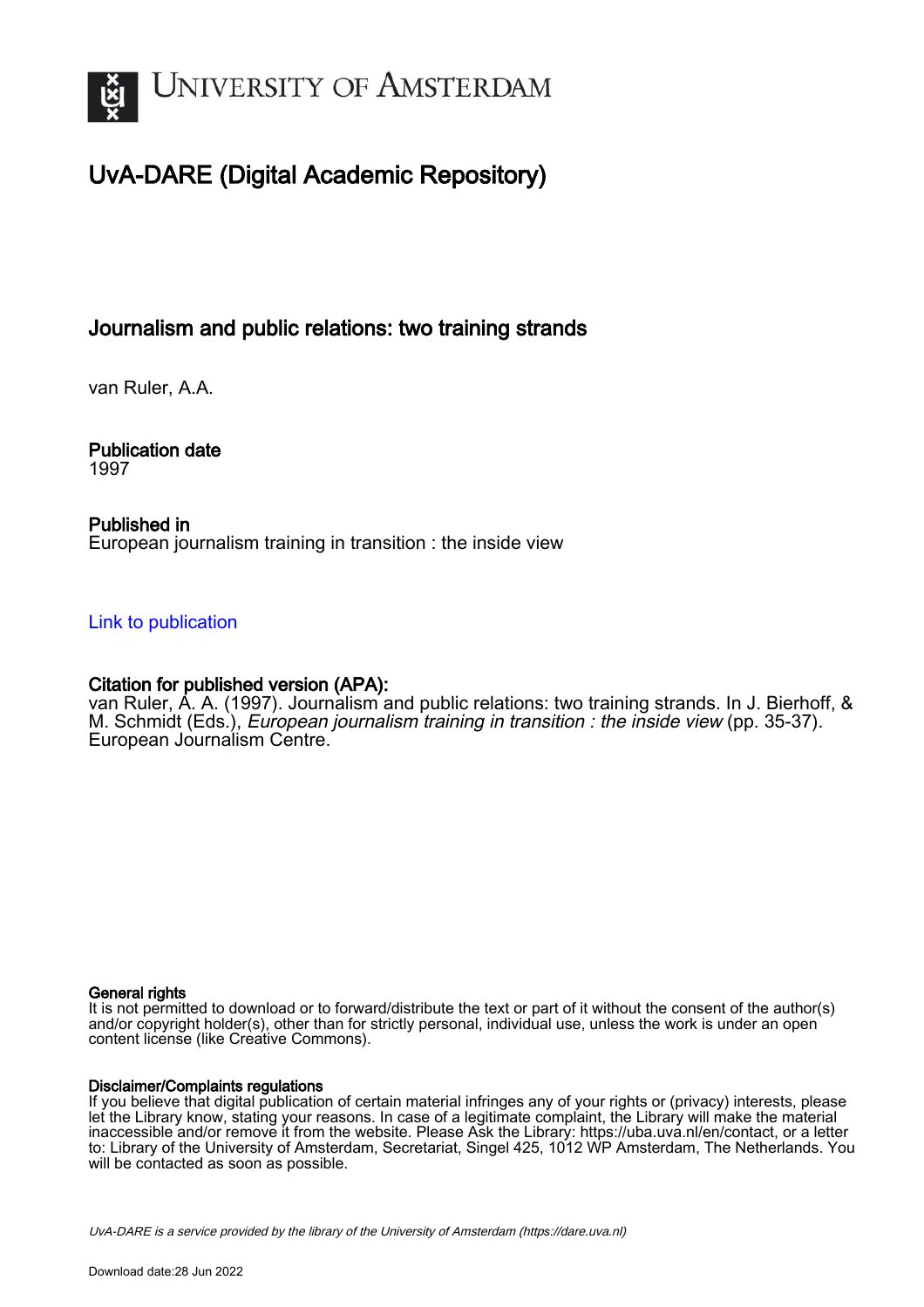# University of Amsterdam

## UvA-DARE (Digital Academic Repository)

### Journalism and public relations: two training strands

van Ruler, A.A.

**Publication date**
1997

**Published in**
European journalism training in transition : the inside view

Link to publication

**Citation for published version (APA):**
van Ruler, A. A. (1997). Journalism and public relations: two training strands. In J. Bierhoff, & M. Schmidt (Eds.), *European journalism training in transition : the inside view* (pp. 35-37). European Journalism Centre.

**General rights**
It is not permitted to download or to forward/distribute the text or part of it without the consent of the author(s) and/or copyright holder(s), other than for strictly personal, individual use, unless the work is under an open content license (like Creative Commons).

**Disclaimer/Complaints regulations**
If you believe that digital publication of certain material infringes any of your rights or (privacy) interests, please let the Library know, stating your reasons. In case of a legitimate complaint, the Library will make the material inaccessible and/or remove it from the website. Please Ask the Library: https://uba.uva.nl/en/contact, or a letter to: Library of the University of Amsterdam, Secretariat, Singel 425, 1012 WP Amsterdam, The Netherlands. You will be contacted as soon as possible.

UvA-DARE is a service provided by the library of the University of Amsterdam (https://dare.uva.nl)

Download date:28 Jun 2022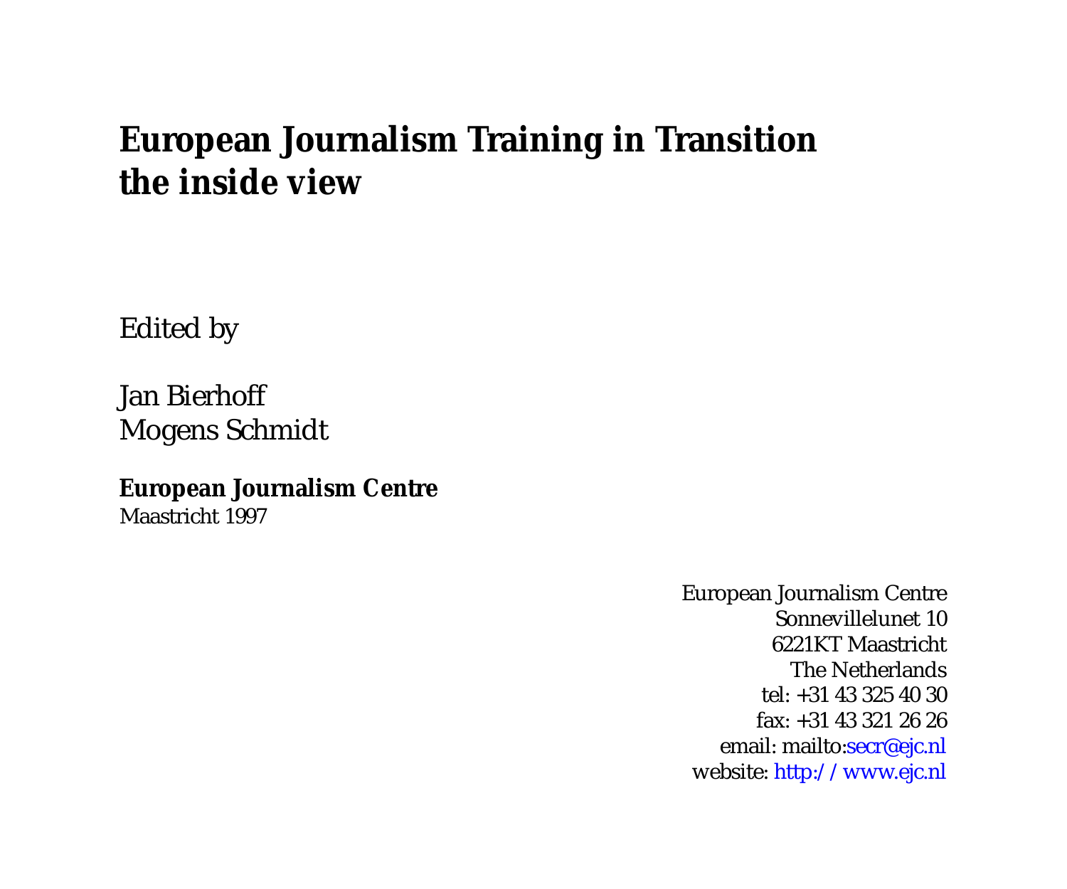# European Journalism Training in Transition
# the inside view

Edited by

Jan Bierhoff
Mogens Schmidt

**European Journalism Centre**
Maastricht 1997

European Journalism Centre
Sonnevillelunet 10
6221KT Maastricht
The Netherlands
tel: +31 43 325 40 30
fax: +31 43 321 26 26
email: mailto:secr@ejc.nl
website: http://www.ejc.nl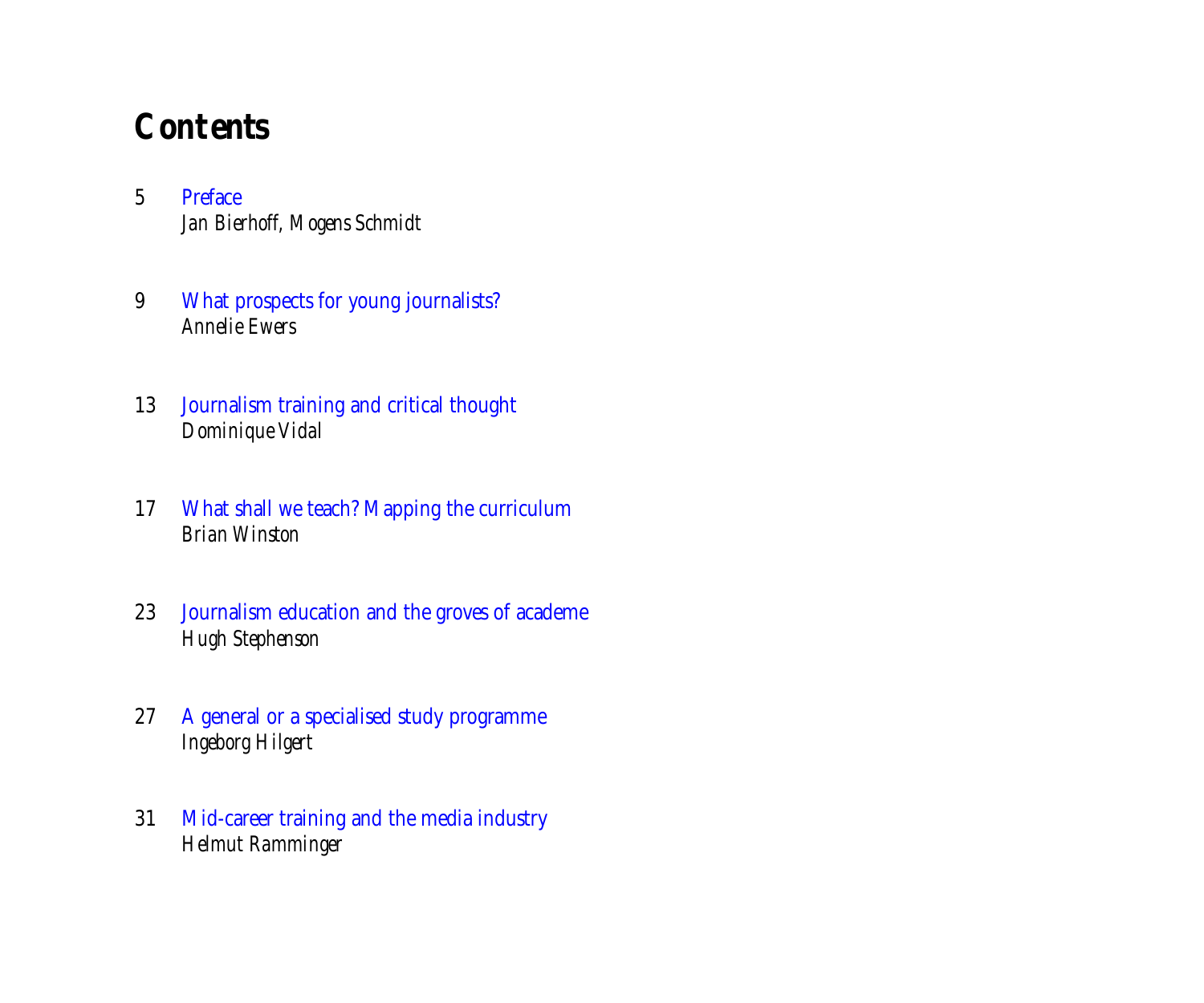# Contents

5 Preface
*Jan Bierhoff, Mogens Schmidt*

9 What prospects for young journalists?
*Annelie Ewers*

13 Journalism training and critical thought
*Dominique Vidal*

17 What shall we teach? Mapping the curriculum
*Brian Winston*

23 Journalism education and the groves of academe
*Hugh Stephenson*

27 A general or a specialised study programme
*Ingeborg Hilgert*

31 Mid-career training and the media industry
*Helmut Ramminger*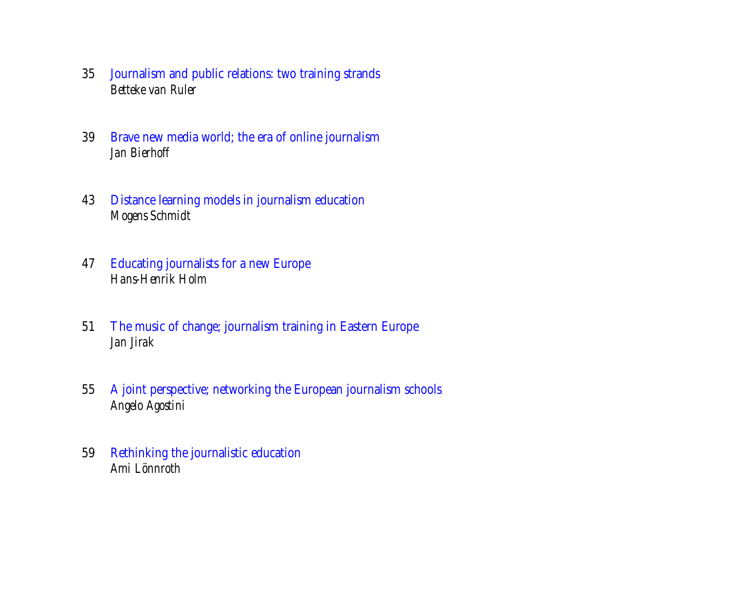35 Journalism and public relations: two training strands
*Betteke van Ruler*

39 Brave new media world; the era of online journalism
*Jan Bierhoff*

43 Distance learning models in journalism education
*Mogens Schmidt*

47 Educating journalists for a new Europe
*Hans-Henrik Holm*

51 The music of change; journalism training in Eastern Europe
*Jan Jirak*

55 A joint perspective; networking the European journalism schools
*Angelo Agostini*

59 Rethinking the journalistic education
*Ami Lönnroth*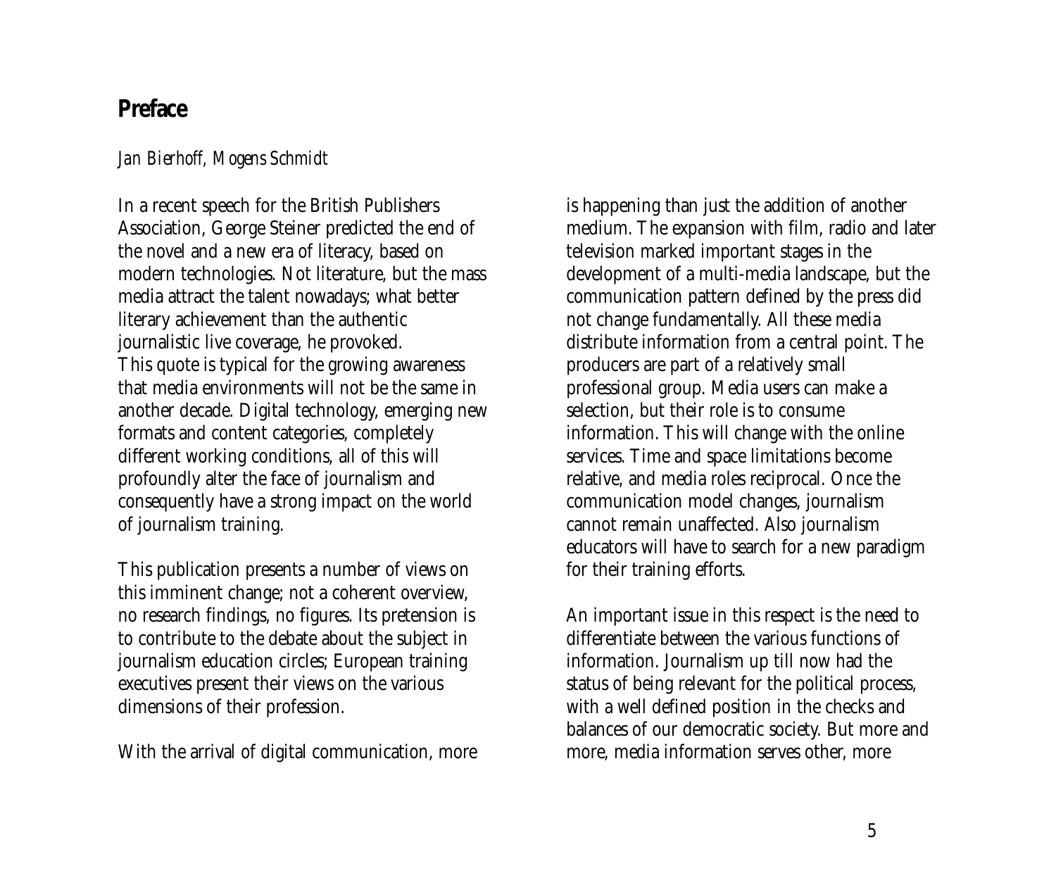# Preface

*Jan Bierhoff, Mogens Schmidt*

In a recent speech for the British Publishers Association, George Steiner predicted the end of the novel and a new era of literacy, based on modern technologies. Not literature, but the mass media attract the talent nowadays; what better literary achievement than the authentic journalistic live coverage, he provoked.
This quote is typical for the growing awareness that media environments will not be the same in another decade. Digital technology, emerging new formats and content categories, completely different working conditions, all of this will profoundly alter the face of journalism and consequently have a strong impact on the world of journalism training.

This publication presents a number of views on this imminent change; not a coherent overview, no research findings, no figures. Its pretension is to contribute to the debate about the subject in journalism education circles; European training executives present their views on the various dimensions of their profession.

With the arrival of digital communication, more is happening than just the addition of another medium. The expansion with film, radio and later television marked important stages in the development of a multi-media landscape, but the communication pattern defined by the press did not change fundamentally. All these media distribute information from a central point. The producers are part of a relatively small professional group. Media users can make a selection, but their role is to consume information. This will change with the online services. Time and space limitations become relative, and media roles reciprocal. Once the communication model changes, journalism cannot remain unaffected. Also journalism educators will have to search for a new paradigm for their training efforts.

An important issue in this respect is the need to differentiate between the various functions of information. Journalism up till now had the status of being relevant for the political process, with a well defined position in the checks and balances of our democratic society. But more and more, media information serves other, more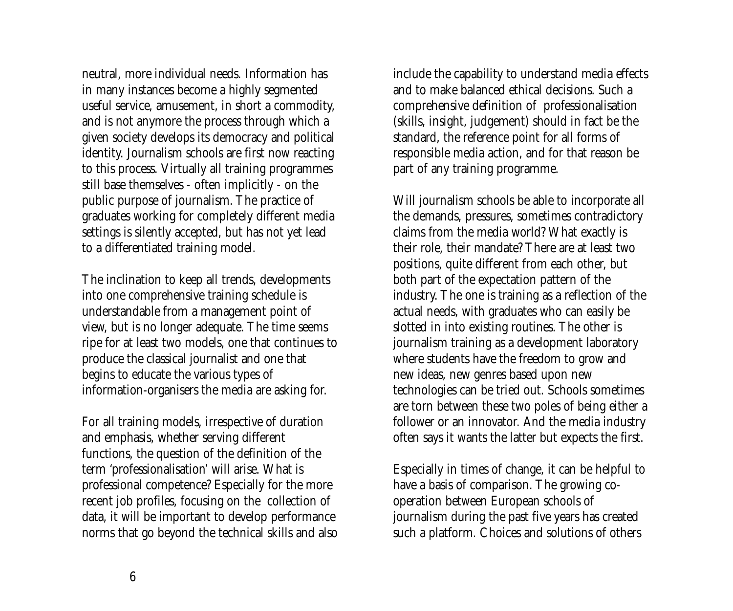neutral, more individual needs. Information has in many instances become a highly segmented useful service, amusement, in short a commodity, and is not anymore the process through which a given society develops its democracy and political identity. Journalism schools are first now reacting to this process. Virtually all training programmes still base themselves - often implicitly - on the public purpose of journalism. The practice of graduates working for completely different media settings is silently accepted, but has not yet lead to a differentiated training model.

The inclination to keep all trends, developments into one comprehensive training schedule is understandable from a management point of view, but is no longer adequate. The time seems ripe for at least two models, one that continues to produce the classical journalist and one that begins to educate the various types of information-organisers the media are asking for.

For all training models, irrespective of duration and emphasis, whether serving different functions, the question of the definition of the term 'professionalisation' will arise. What is professional competence? Especially for the more recent job profiles, focusing on the collection of data, it will be important to develop performance norms that go beyond the technical skills and also include the capability to understand media effects and to make balanced ethical decisions. Such a comprehensive definition of professionalisation (skills, insight, judgement) should in fact be the standard, the reference point for all forms of responsible media action, and for that reason be part of any training programme.

Will journalism schools be able to incorporate all the demands, pressures, sometimes contradictory claims from the media world? What exactly is their role, their mandate? There are at least two positions, quite different from each other, but both part of the expectation pattern of the industry. The one is training as a reflection of the actual needs, with graduates who can easily be slotted in into existing routines. The other is journalism training as a development laboratory where students have the freedom to grow and new ideas, new genres based upon new technologies can be tried out. Schools sometimes are torn between these two poles of being either a follower or an innovator. And the media industry often says it wants the latter but expects the first.

Especially in times of change, it can be helpful to have a basis of comparison. The growing co-operation between European schools of journalism during the past five years has created such a platform. Choices and solutions of others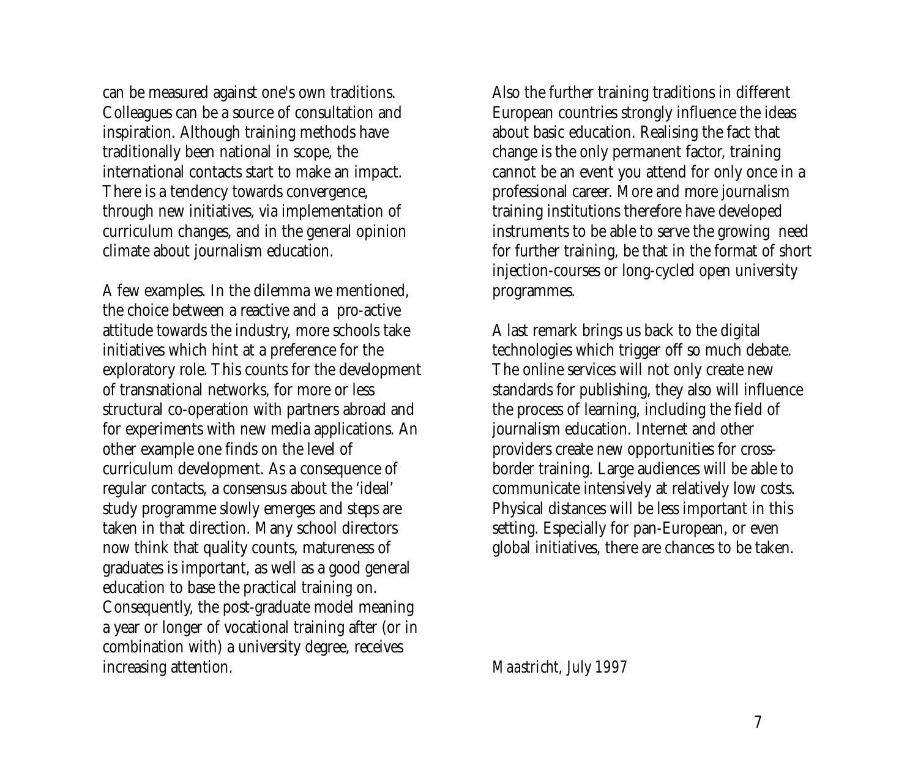can be measured against one's own traditions. Colleagues can be a source of consultation and inspiration. Although training methods have traditionally been national in scope, the international contacts start to make an impact. There is a tendency towards convergence, through new initiatives, via implementation of curriculum changes, and in the general opinion climate about journalism education.

A few examples. In the dilemma we mentioned, the choice between a reactive and a pro-active attitude towards the industry, more schools take initiatives which hint at a preference for the exploratory role. This counts for the development of transnational networks, for more or less structural co-operation with partners abroad and for experiments with new media applications. An other example one finds on the level of curriculum development. As a consequence of regular contacts, a consensus about the 'ideal' study programme slowly emerges and steps are taken in that direction. Many school directors now think that quality counts, matureness of graduates is important, as well as a good general education to base the practical training on. Consequently, the post-graduate model meaning a year or longer of vocational training after (or in combination with) a university degree, receives increasing attention.

Also the further training traditions in different European countries strongly influence the ideas about basic education. Realising the fact that change is the only permanent factor, training cannot be an event you attend for only once in a professional career. More and more journalism training institutions therefore have developed instruments to be able to serve the growing need for further training, be that in the format of short injection-courses or long-cycled open university programmes.

A last remark brings us back to the digital technologies which trigger off so much debate. The online services will not only create new standards for publishing, they also will influence the process of learning, including the field of journalism education. Internet and other providers create new opportunities for cross-border training. Large audiences will be able to communicate intensively at relatively low costs. Physical distances will be less important in this setting. Especially for pan-European, or even global initiatives, there are chances to be taken.

*Maastricht, July 1997*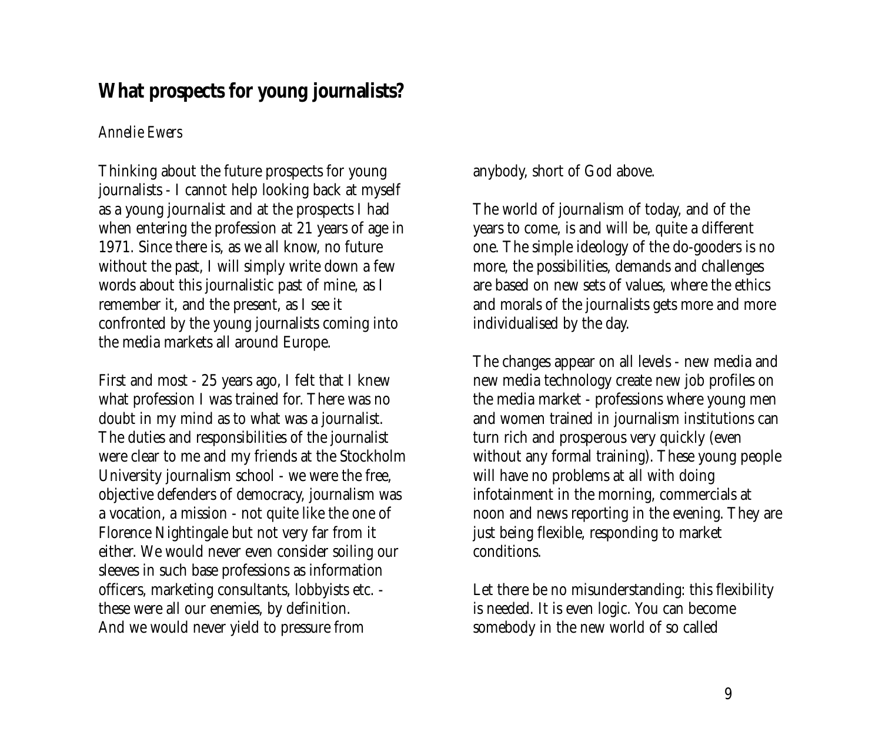## What prospects for young journalists?

*Annelie Ewers*

Thinking about the future prospects for young journalists - I cannot help looking back at myself as a young journalist and at the prospects I had when entering the profession at 21 years of age in 1971. Since there is, as we all know, no future without the past, I will simply write down a few words about this journalistic past of mine, as I remember it, and the present, as I see it confronted by the young journalists coming into the media markets all around Europe.

First and most - 25 years ago, I felt that I knew what profession I was trained for. There was no doubt in my mind as to what was a journalist. The duties and responsibilities of the journalist were clear to me and my friends at the Stockholm University journalism school - we were the free, objective defenders of democracy, journalism was a vocation, a mission - not quite like the one of Florence Nightingale but not very far from it either. We would never even consider soiling our sleeves in such base professions as information officers, marketing consultants, lobbyists etc. - these were all our enemies, by definition. And we would never yield to pressure from anybody, short of God above.

The world of journalism of today, and of the years to come, is and will be, quite a different one. The simple ideology of the do-gooders is no more, the possibilities, demands and challenges are based on new sets of values, where the ethics and morals of the journalists gets more and more individualised by the day.

The changes appear on all levels - new media and new media technology create new job profiles on the media market - professions where young men and women trained in journalism institutions can turn rich and prosperous very quickly (even without any formal training). These young people will have no problems at all with doing infotainment in the morning, commercials at noon and news reporting in the evening. They are just being flexible, responding to market conditions.

Let there be no misunderstanding: this flexibility is needed. It is even logic. You can become somebody in the new world of so called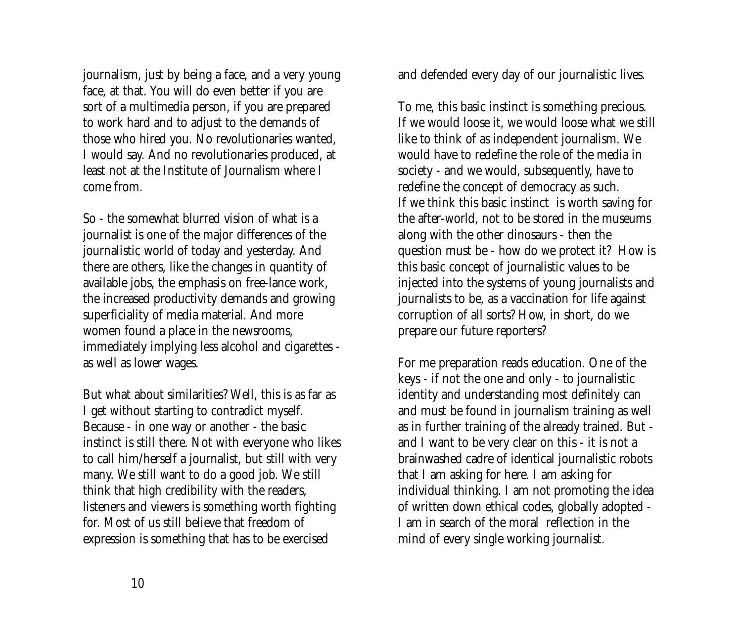journalism, just by being a face, and a very young face, at that. You will do even better if you are sort of a multimedia person, if you are prepared to work hard and to adjust to the demands of those who hired you. No revolutionaries wanted, I would say. And no revolutionaries produced, at least not at the Institute of Journalism where I come from.

So - the somewhat blurred vision of what is a journalist is one of the major differences of the journalistic world of today and yesterday. And there are others, like the changes in quantity of available jobs, the emphasis on free-lance work, the increased productivity demands and growing superficiality of media material. And more women found a place in the newsrooms, immediately implying less alcohol and cigarettes - as well as lower wages.

But what about similarities? Well, this is as far as I get without starting to contradict myself. Because - in one way or another - the basic instinct is still there. Not with everyone who likes to call him/herself a journalist, but still with very many. We still want to do a good job. We still think that high credibility with the readers, listeners and viewers is something worth fighting for. Most of us still believe that freedom of expression is something that has to be exercised and defended every day of our journalistic lives.

To me, this basic instinct is something precious. If we would loose it, we would loose what we still like to think of as independent journalism. We would have to redefine the role of the media in society - and we would, subsequently, have to redefine the concept of democracy as such. If we think this basic instinct is worth saving for the after-world, not to be stored in the museums along with the other dinosaurs - then the question must be - how do we protect it? How is this basic concept of journalistic values to be injected into the systems of young journalists and journalists to be, as a vaccination for life against corruption of all sorts? How, in short, do we prepare our future reporters?

For me preparation reads education. One of the keys - if not the one and only - to journalistic identity and understanding most definitely can and must be found in journalism training as well as in further training of the already trained. But - and I want to be very clear on this - it is not a brainwashed cadre of identical journalistic robots that I am asking for here. I am asking for individual thinking. I am not promoting the idea of written down ethical codes, globally adopted - I am in search of the moral reflection in the mind of every single working journalist.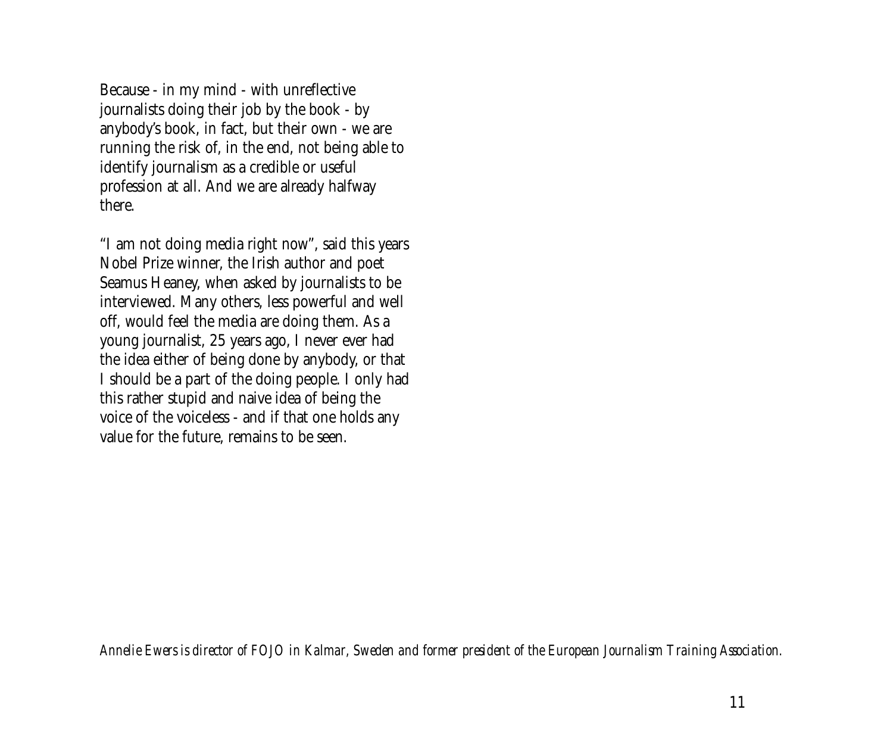Because - in my mind - with unreflective journalists doing their job by the book - by anybody's book, in fact, but their own - we are running the risk of, in the end, not being able to identify journalism as a credible or useful profession at all. And we are already halfway there.

"I am not doing media right now", said this years Nobel Prize winner, the Irish author and poet Seamus Heaney, when asked by journalists to be interviewed. Many others, less powerful and well off, would feel the media are doing them. As a young journalist, 25 years ago, I never ever had the idea either of being done by anybody, or that I should be a part of the doing people. I only had this rather stupid and naive idea of being the voice of the voiceless - and if that one holds any value for the future, remains to be seen.

*Annelie Ewers is director of FOJO in Kalmar, Sweden and former president of the European Journalism Training Association.*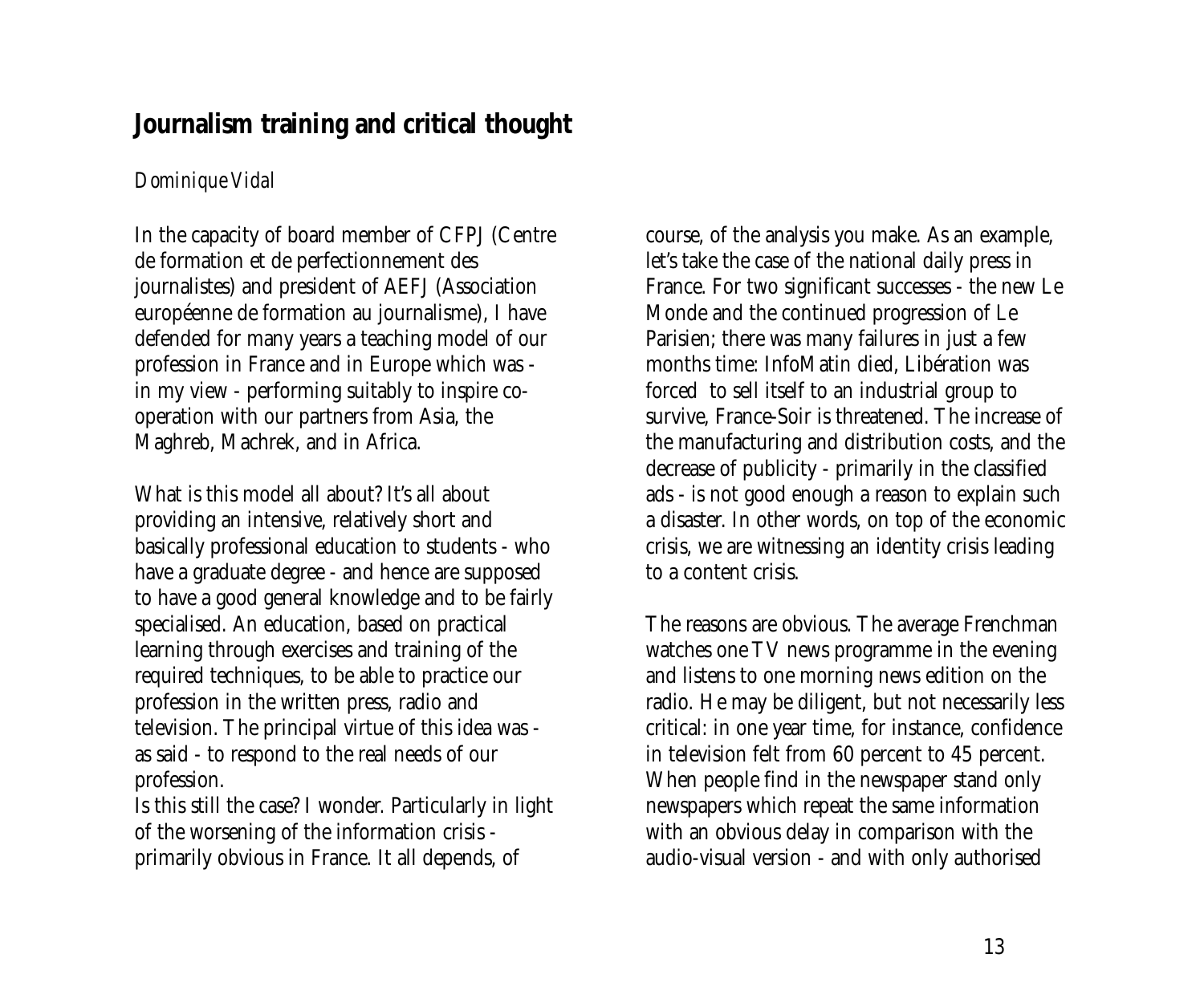## Journalism training and critical thought

*Dominique Vidal*

In the capacity of board member of CFPJ (Centre de formation et de perfectionnement des journalistes) and president of AEFJ (Association européenne de formation au journalisme), I have defended for many years a teaching model of our profession in France and in Europe which was - in my view - performing suitably to inspire co-operation with our partners from Asia, the Maghreb, Machrek, and in Africa.

What is this model all about? It's all about providing an intensive, relatively short and basically professional education to students - who have a graduate degree - and hence are supposed to have a good general knowledge and to be fairly specialised. An education, based on practical learning through exercises and training of the required techniques, to be able to practice our profession in the written press, radio and television. The principal virtue of this idea was - as said - to respond to the real needs of our profession.

Is this still the case? I wonder. Particularly in light of the worsening of the information crisis - primarily obvious in France. It all depends, of course, of the analysis you make. As an example, let's take the case of the national daily press in France. For two significant successes - the new Le Monde and the continued progression of Le Parisien; there was many failures in just a few months time: InfoMatin died, Libération was forced to sell itself to an industrial group to survive, France-Soir is threatened. The increase of the manufacturing and distribution costs, and the decrease of publicity - primarily in the classified ads - is not good enough a reason to explain such a disaster. In other words, on top of the economic crisis, we are witnessing an identity crisis leading to a content crisis.

The reasons are obvious. The average Frenchman watches one TV news programme in the evening and listens to one morning news edition on the radio. He may be diligent, but not necessarily less critical: in one year time, for instance, confidence in television felt from 60 percent to 45 percent. When people find in the newspaper stand only newspapers which repeat the same information with an obvious delay in comparison with the audio-visual version - and with only authorised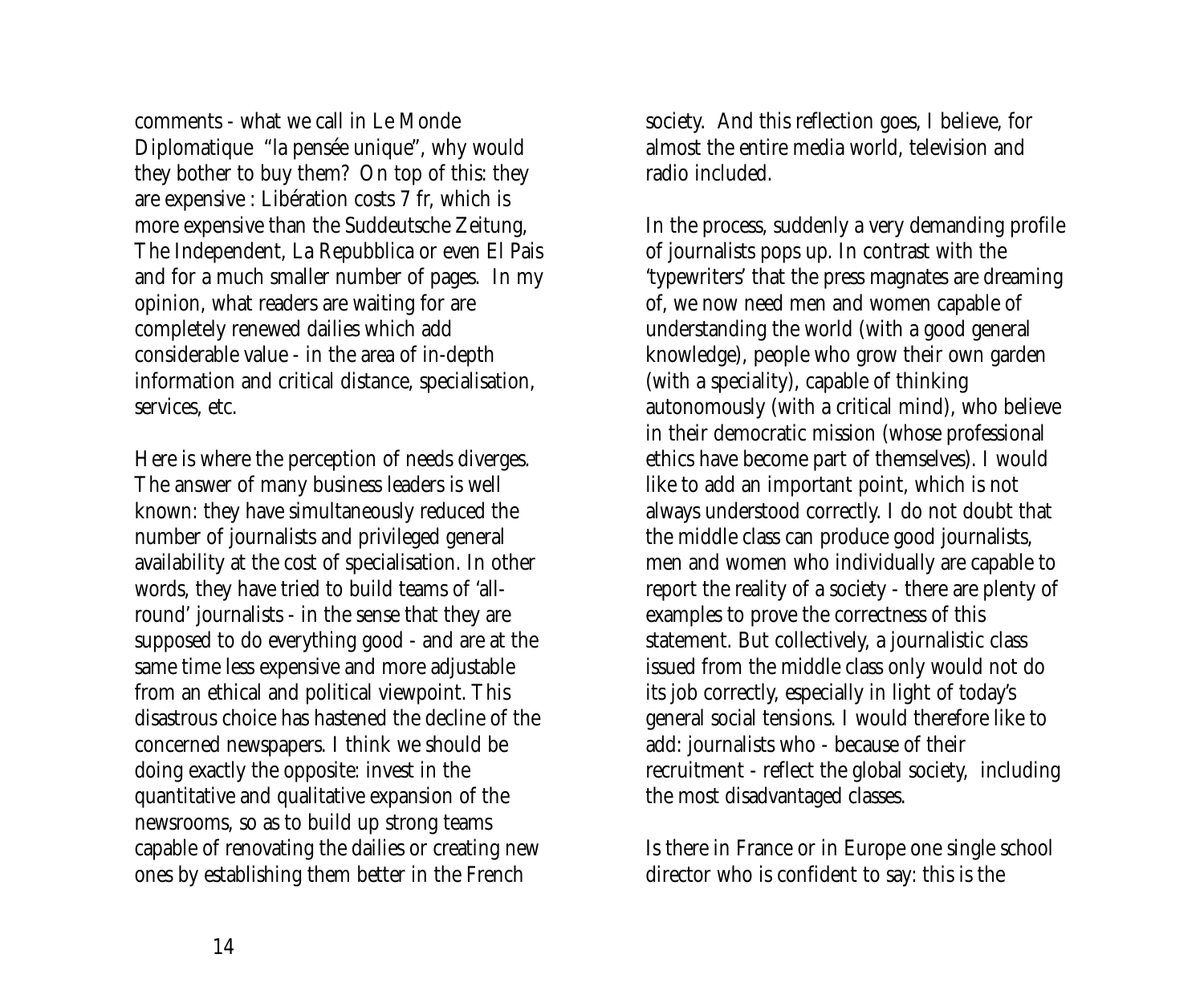comments - what we call in Le Monde Diplomatique "la pensée unique", why would they bother to buy them? On top of this: they are expensive : Libération costs 7 fr, which is more expensive than the Suddeutsche Zeitung, The Independent, La Repubblica or even El Pais and for a much smaller number of pages. In my opinion, what readers are waiting for are completely renewed dailies which add considerable value - in the area of in-depth information and critical distance, specialisation, services, etc.

Here is where the perception of needs diverges. The answer of many business leaders is well known: they have simultaneously reduced the number of journalists and privileged general availability at the cost of specialisation. In other words, they have tried to build teams of 'all-round' journalists - in the sense that they are supposed to do everything good - and are at the same time less expensive and more adjustable from an ethical and political viewpoint. This disastrous choice has hastened the decline of the concerned newspapers. I think we should be doing exactly the opposite: invest in the quantitative and qualitative expansion of the newsrooms, so as to build up strong teams capable of renovating the dailies or creating new ones by establishing them better in the French society. And this reflection goes, I believe, for almost the entire media world, television and radio included.

In the process, suddenly a very demanding profile of journalists pops up. In contrast with the 'typewriters' that the press magnates are dreaming of, we now need men and women capable of understanding the world (with a good general knowledge), people who grow their own garden (with a speciality), capable of thinking autonomously (with a critical mind), who believe in their democratic mission (whose professional ethics have become part of themselves). I would like to add an important point, which is not always understood correctly. I do not doubt that the middle class can produce good journalists, men and women who individually are capable to report the reality of a society - there are plenty of examples to prove the correctness of this statement. But collectively, a journalistic class issued from the middle class only would not do its job correctly, especially in light of today's general social tensions. I would therefore like to add: journalists who - because of their recruitment - reflect the global society, including the most disadvantaged classes.

Is there in France or in Europe one single school director who is confident to say: this is the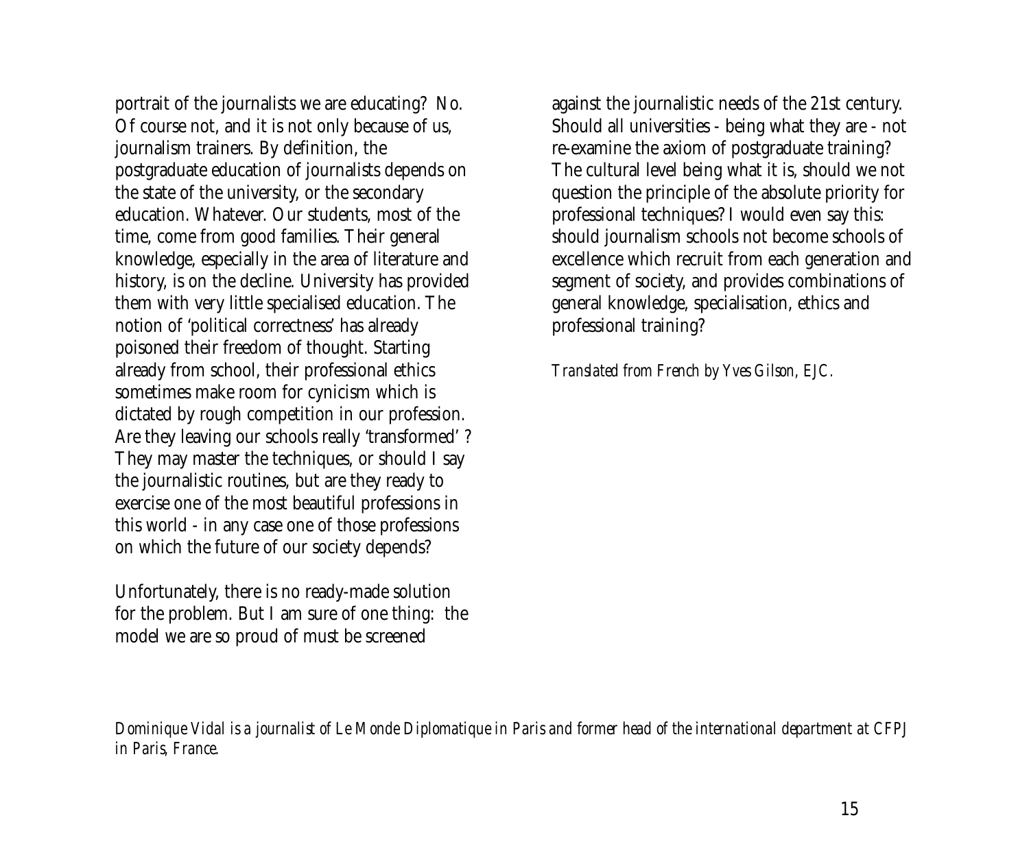portrait of the journalists we are educating? No. Of course not, and it is not only because of us, journalism trainers. By definition, the postgraduate education of journalists depends on the state of the university, or the secondary education. Whatever. Our students, most of the time, come from good families. Their general knowledge, especially in the area of literature and history, is on the decline. University has provided them with very little specialised education. The notion of 'political correctness' has already poisoned their freedom of thought. Starting already from school, their professional ethics sometimes make room for cynicism which is dictated by rough competition in our profession. Are they leaving our schools really 'transformed' ? They may master the techniques, or should I say the journalistic routines, but are they ready to exercise one of the most beautiful professions in this world - in any case one of those professions on which the future of our society depends?

Unfortunately, there is no ready-made solution for the problem. But I am sure of one thing: the model we are so proud of must be screened against the journalistic needs of the 21st century. Should all universities - being what they are - not re-examine the axiom of postgraduate training? The cultural level being what it is, should we not question the principle of the absolute priority for professional techniques? I would even say this: should journalism schools not become schools of excellence which recruit from each generation and segment of society, and provides combinations of general knowledge, specialisation, ethics and professional training?

*Translated from French by Yves Gilson, EJC.*

*Dominique Vidal is a journalist of Le Monde Diplomatique in Paris and former head of the international department at CFPJ in Paris, France.*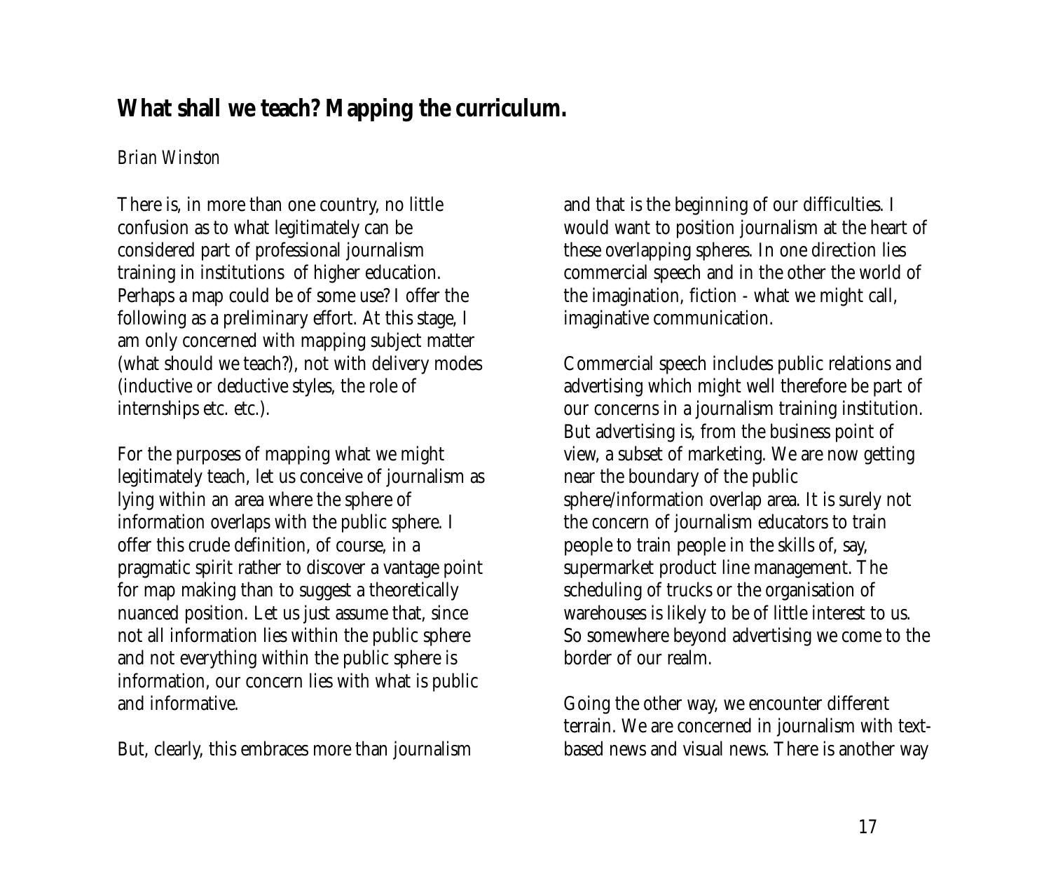## What shall we teach? Mapping the curriculum.

*Brian Winston*

There is, in more than one country, no little confusion as to what legitimately can be considered part of professional journalism training in institutions of higher education. Perhaps a map could be of some use? I offer the following as a preliminary effort. At this stage, I am only concerned with mapping subject matter (what should we teach?), not with delivery modes (inductive or deductive styles, the role of internships etc. etc.).

For the purposes of mapping what we might legitimately teach, let us conceive of journalism as lying within an area where the sphere of information overlaps with the public sphere. I offer this crude definition, of course, in a pragmatic spirit rather to discover a vantage point for map making than to suggest a theoretically nuanced position. Let us just assume that, since not all information lies within the public sphere and not everything within the public sphere is information, our concern lies with what is public and informative.

But, clearly, this embraces more than journalism and that is the beginning of our difficulties. I would want to position journalism at the heart of these overlapping spheres. In one direction lies commercial speech and in the other the world of the imagination, fiction - what we might call, imaginative communication.

Commercial speech includes public relations and advertising which might well therefore be part of our concerns in a journalism training institution. But advertising is, from the business point of view, a subset of marketing. We are now getting near the boundary of the public sphere/information overlap area. It is surely not the concern of journalism educators to train people to train people in the skills of, say, supermarket product line management. The scheduling of trucks or the organisation of warehouses is likely to be of little interest to us. So somewhere beyond advertising we come to the border of our realm.

Going the other way, we encounter different terrain. We are concerned in journalism with text-based news and visual news. There is another way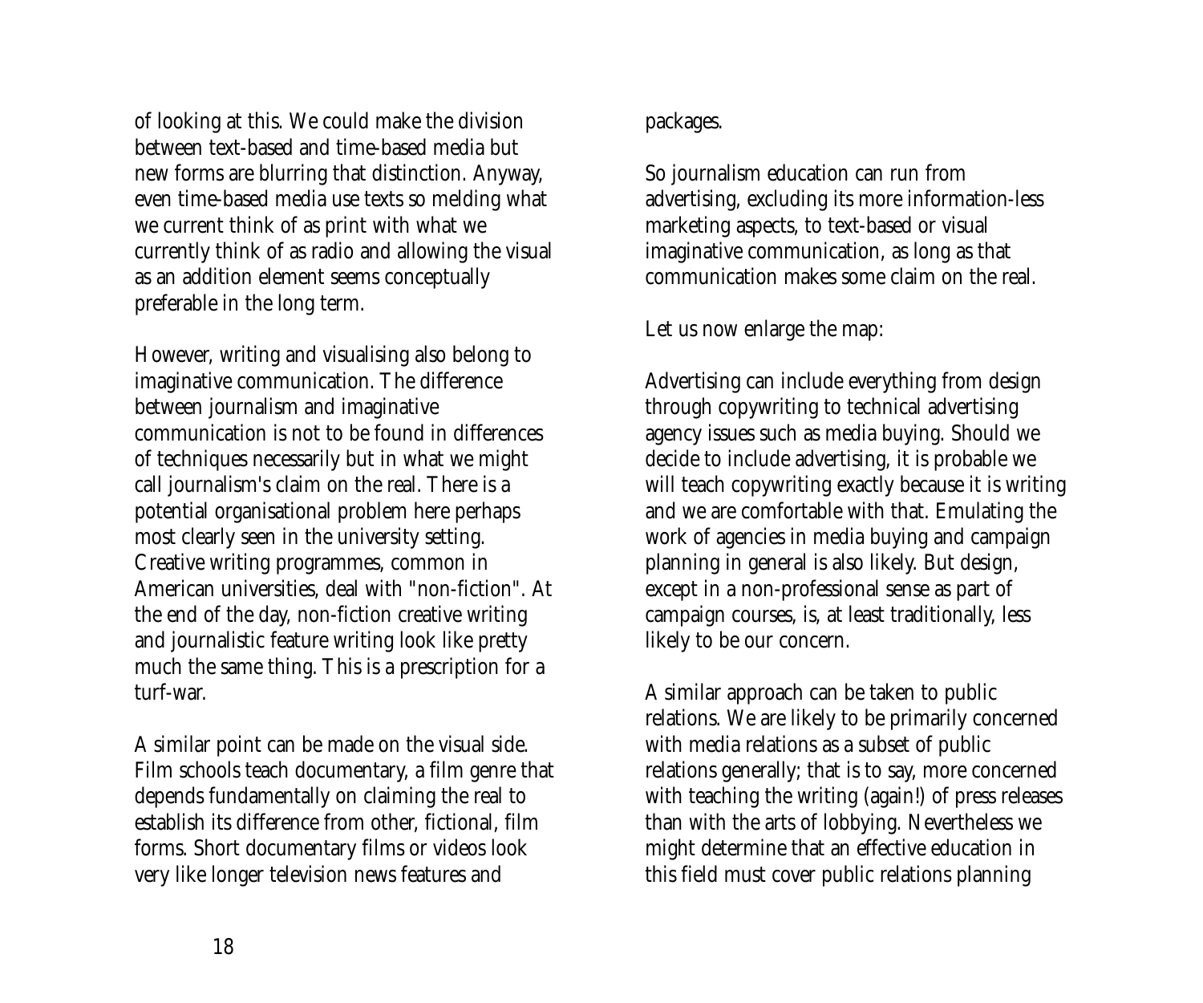of looking at this. We could make the division between text-based and time-based media but new forms are blurring that distinction. Anyway, even time-based media use texts so melding what we current think of as print with what we currently think of as radio and allowing the visual as an addition element seems conceptually preferable in the long term.

However, writing and visualising also belong to imaginative communication. The difference between journalism and imaginative communication is not to be found in differences of techniques necessarily but in what we might call journalism's claim on the real. There is a potential organisational problem here perhaps most clearly seen in the university setting. Creative writing programmes, common in American universities, deal with "non-fiction". At the end of the day, non-fiction creative writing and journalistic feature writing look like pretty much the same thing. This is a prescription for a turf-war.

A similar point can be made on the visual side. Film schools teach documentary, a film genre that depends fundamentally on claiming the real to establish its difference from other, fictional, film forms. Short documentary films or videos look very like longer television news features and packages.

So journalism education can run from advertising, excluding its more information-less marketing aspects, to text-based or visual imaginative communication, as long as that communication makes some claim on the real.

Let us now enlarge the map:

Advertising can include everything from design through copywriting to technical advertising agency issues such as media buying. Should we decide to include advertising, it is probable we will teach copywriting exactly because it is writing and we are comfortable with that. Emulating the work of agencies in media buying and campaign planning in general is also likely. But design, except in a non-professional sense as part of campaign courses, is, at least traditionally, less likely to be our concern.

A similar approach can be taken to public relations. We are likely to be primarily concerned with media relations as a subset of public relations generally; that is to say, more concerned with teaching the writing (again!) of press releases than with the arts of lobbying. Nevertheless we might determine that an effective education in this field must cover public relations planning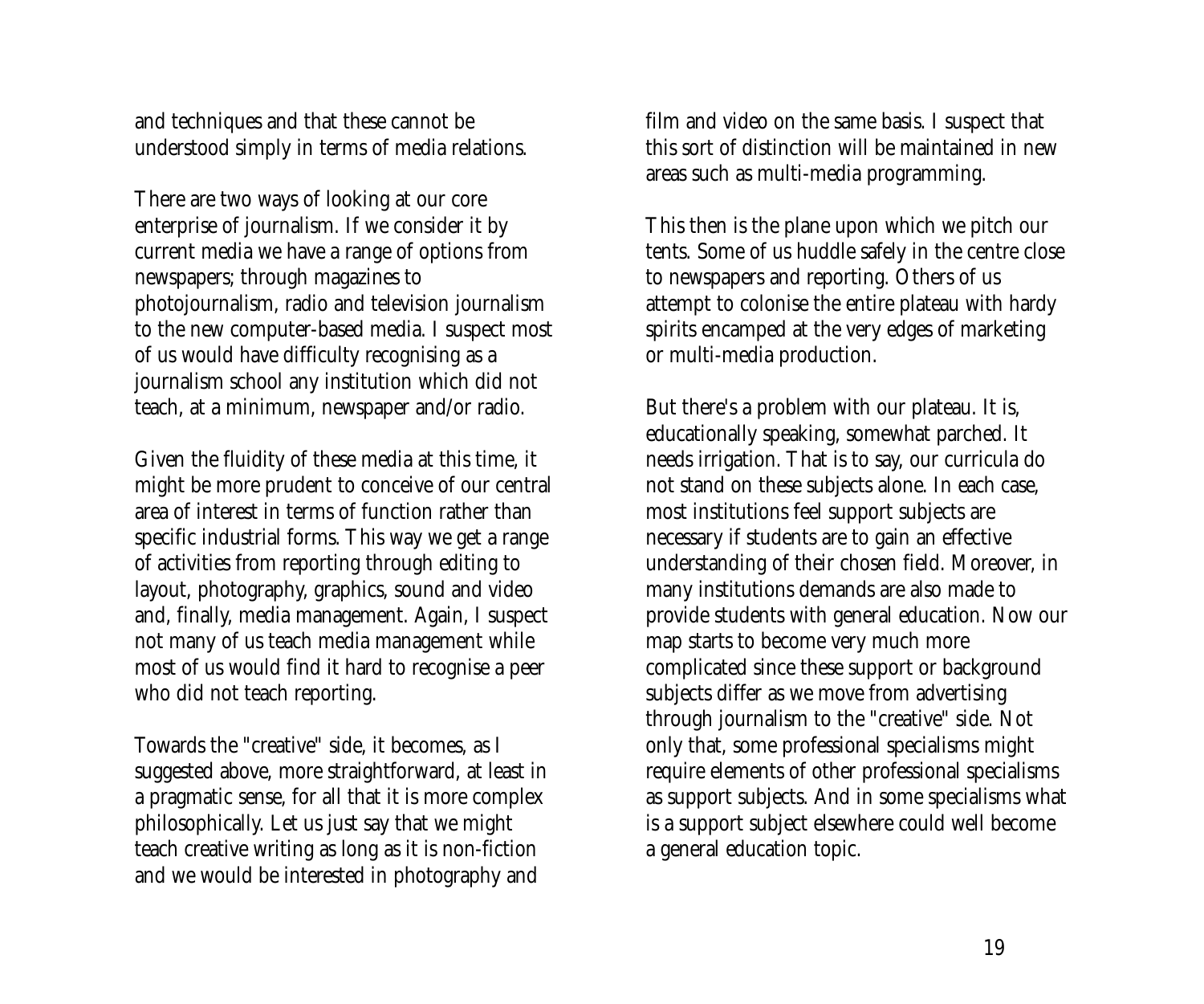and techniques and that these cannot be understood simply in terms of media relations.

There are two ways of looking at our core enterprise of journalism. If we consider it by current media we have a range of options from newspapers; through magazines to photojournalism, radio and television journalism to the new computer-based media. I suspect most of us would have difficulty recognising as a journalism school any institution which did not teach, at a minimum, newspaper and/or radio.

Given the fluidity of these media at this time, it might be more prudent to conceive of our central area of interest in terms of function rather than specific industrial forms. This way we get a range of activities from reporting through editing to layout, photography, graphics, sound and video and, finally, media management. Again, I suspect not many of us teach media management while most of us would find it hard to recognise a peer who did not teach reporting.

Towards the "creative" side, it becomes, as I suggested above, more straightforward, at least in a pragmatic sense, for all that it is more complex philosophically. Let us just say that we might teach creative writing as long as it is non-fiction and we would be interested in photography and film and video on the same basis. I suspect that this sort of distinction will be maintained in new areas such as multi-media programming.

This then is the plane upon which we pitch our tents. Some of us huddle safely in the centre close to newspapers and reporting. Others of us attempt to colonise the entire plateau with hardy spirits encamped at the very edges of marketing or multi-media production.

But there's a problem with our plateau. It is, educationally speaking, somewhat parched. It needs irrigation. That is to say, our curricula do not stand on these subjects alone. In each case, most institutions feel support subjects are necessary if students are to gain an effective understanding of their chosen field. Moreover, in many institutions demands are also made to provide students with general education. Now our map starts to become very much more complicated since these support or background subjects differ as we move from advertising through journalism to the "creative" side. Not only that, some professional specialisms might require elements of other professional specialisms as support subjects. And in some specialisms what is a support subject elsewhere could well become a general education topic.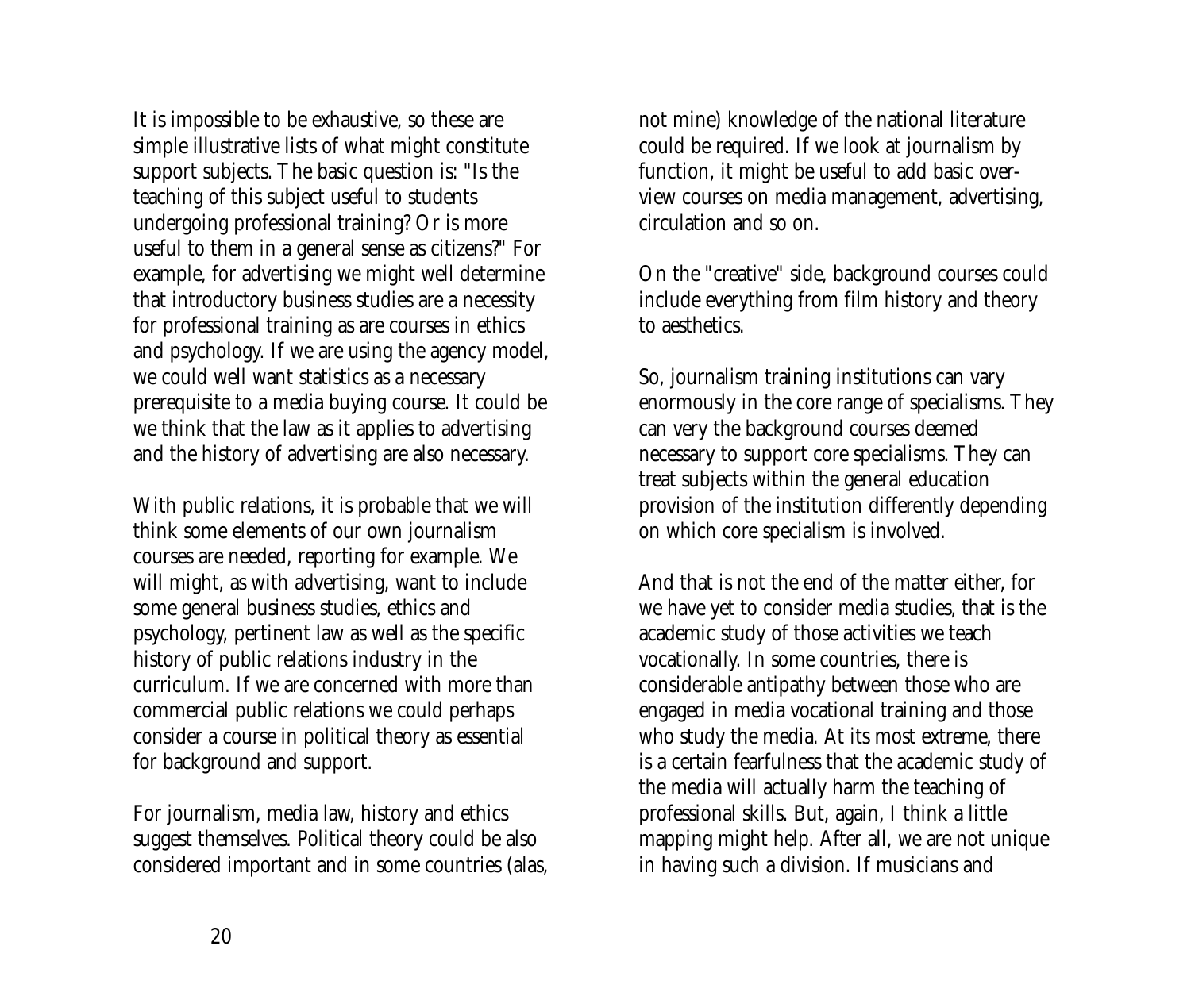It is impossible to be exhaustive, so these are simple illustrative lists of what might constitute support subjects. The basic question is: "Is the teaching of this subject useful to students undergoing professional training? Or is more useful to them in a general sense as citizens?" For example, for advertising we might well determine that introductory business studies are a necessity for professional training as are courses in ethics and psychology. If we are using the agency model, we could well want statistics as a necessary prerequisite to a media buying course. It could be we think that the law as it applies to advertising and the history of advertising are also necessary.

With public relations, it is probable that we will think some elements of our own journalism courses are needed, reporting for example. We will might, as with advertising, want to include some general business studies, ethics and psychology, pertinent law as well as the specific history of public relations industry in the curriculum. If we are concerned with more than commercial public relations we could perhaps consider a course in political theory as essential for background and support.

For journalism, media law, history and ethics suggest themselves. Political theory could be also considered important and in some countries (alas, not mine) knowledge of the national literature could be required. If we look at journalism by function, it might be useful to add basic overview courses on media management, advertising, circulation and so on.

On the "creative" side, background courses could include everything from film history and theory to aesthetics.

So, journalism training institutions can vary enormously in the core range of specialisms. They can very the background courses deemed necessary to support core specialisms. They can treat subjects within the general education provision of the institution differently depending on which core specialism is involved.

And that is not the end of the matter either, for we have yet to consider media studies, that is the academic study of those activities we teach vocationally. In some countries, there is considerable antipathy between those who are engaged in media vocational training and those who study the media. At its most extreme, there is a certain fearfulness that the academic study of the media will actually harm the teaching of professional skills. But, again, I think a little mapping might help. After all, we are not unique in having such a division. If musicians and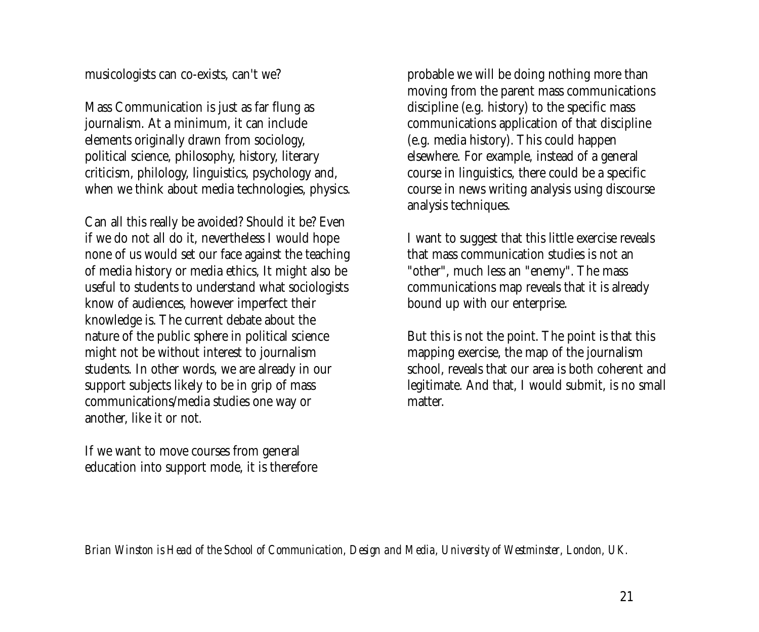musicologists can co-exists, can't we?

Mass Communication is just as far flung as journalism. At a minimum, it can include elements originally drawn from sociology, political science, philosophy, history, literary criticism, philology, linguistics, psychology and, when we think about media technologies, physics.

Can all this really be avoided? Should it be? Even if we do not all do it, nevertheless I would hope none of us would set our face against the teaching of media history or media ethics, It might also be useful to students to understand what sociologists know of audiences, however imperfect their knowledge is. The current debate about the nature of the public sphere in political science might not be without interest to journalism students. In other words, we are already in our support subjects likely to be in grip of mass communications/media studies one way or another, like it or not.

If we want to move courses from general education into support mode, it is therefore probable we will be doing nothing more than moving from the parent mass communications discipline (e.g. history) to the specific mass communications application of that discipline (e.g. media history). This could happen elsewhere. For example, instead of a general course in linguistics, there could be a specific course in news writing analysis using discourse analysis techniques.

I want to suggest that this little exercise reveals that mass communication studies is not an "other", much less an "enemy". The mass communications map reveals that it is already bound up with our enterprise.

But this is not the point. The point is that this mapping exercise, the map of the journalism school, reveals that our area is both coherent and legitimate. And that, I would submit, is no small matter.

*Brian Winston is Head of the School of Communication, Design and Media, University of Westminster, London, UK.*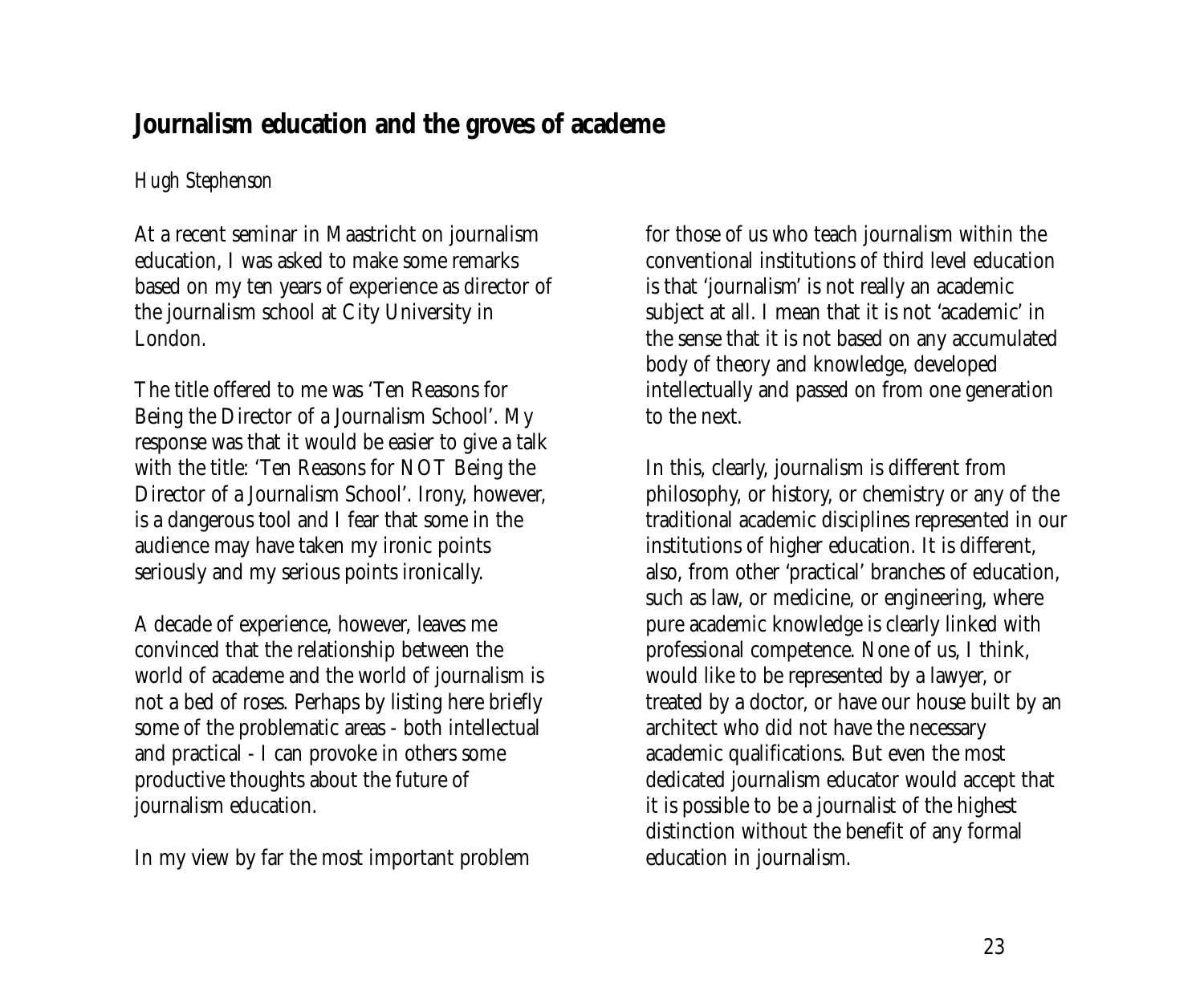# Journalism education and the groves of academe

*Hugh Stephenson*

At a recent seminar in Maastricht on journalism education, I was asked to make some remarks based on my ten years of experience as director of the journalism school at City University in London.

The title offered to me was 'Ten Reasons for Being the Director of a Journalism School'. My response was that it would be easier to give a talk with the title: 'Ten Reasons for NOT Being the Director of a Journalism School'. Irony, however, is a dangerous tool and I fear that some in the audience may have taken my ironic points seriously and my serious points ironically.

A decade of experience, however, leaves me convinced that the relationship between the world of academe and the world of journalism is not a bed of roses. Perhaps by listing here briefly some of the problematic areas - both intellectual and practical - I can provoke in others some productive thoughts about the future of journalism education.

In my view by far the most important problem for those of us who teach journalism within the conventional institutions of third level education is that 'journalism' is not really an academic subject at all. I mean that it is not 'academic' in the sense that it is not based on any accumulated body of theory and knowledge, developed intellectually and passed on from one generation to the next.

In this, clearly, journalism is different from philosophy, or history, or chemistry or any of the traditional academic disciplines represented in our institutions of higher education. It is different, also, from other 'practical' branches of education, such as law, or medicine, or engineering, where pure academic knowledge is clearly linked with professional competence. None of us, I think, would like to be represented by a lawyer, or treated by a doctor, or have our house built by an architect who did not have the necessary academic qualifications. But even the most dedicated journalism educator would accept that it is possible to be a journalist of the highest distinction without the benefit of any formal education in journalism.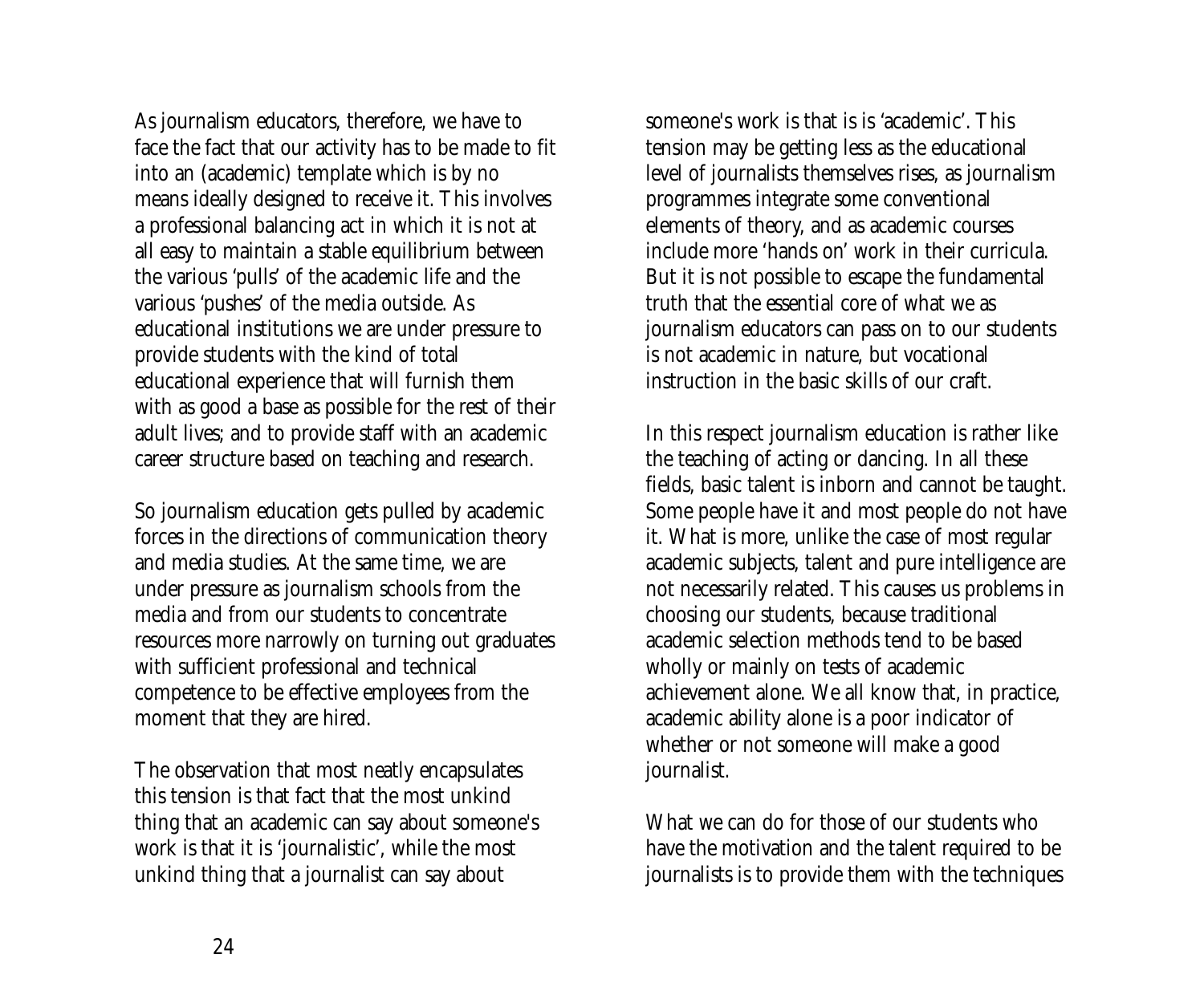As journalism educators, therefore, we have to face the fact that our activity has to be made to fit into an (academic) template which is by no means ideally designed to receive it. This involves a professional balancing act in which it is not at all easy to maintain a stable equilibrium between the various 'pulls' of the academic life and the various 'pushes' of the media outside. As educational institutions we are under pressure to provide students with the kind of total educational experience that will furnish them with as good a base as possible for the rest of their adult lives; and to provide staff with an academic career structure based on teaching and research.

So journalism education gets pulled by academic forces in the directions of communication theory and media studies. At the same time, we are under pressure as journalism schools from the media and from our students to concentrate resources more narrowly on turning out graduates with sufficient professional and technical competence to be effective employees from the moment that they are hired.

The observation that most neatly encapsulates this tension is that fact that the most unkind thing that an academic can say about someone's work is that it is 'journalistic', while the most unkind thing that a journalist can say about someone's work is that is is 'academic'. This tension may be getting less as the educational level of journalists themselves rises, as journalism programmes integrate some conventional elements of theory, and as academic courses include more 'hands on' work in their curricula. But it is not possible to escape the fundamental truth that the essential core of what we as journalism educators can pass on to our students is not academic in nature, but vocational instruction in the basic skills of our craft.

In this respect journalism education is rather like the teaching of acting or dancing. In all these fields, basic talent is inborn and cannot be taught. Some people have it and most people do not have it. What is more, unlike the case of most regular academic subjects, talent and pure intelligence are not necessarily related. This causes us problems in choosing our students, because traditional academic selection methods tend to be based wholly or mainly on tests of academic achievement alone. We all know that, in practice, academic ability alone is a poor indicator of whether or not someone will make a good journalist.

What we can do for those of our students who have the motivation and the talent required to be journalists is to provide them with the techniques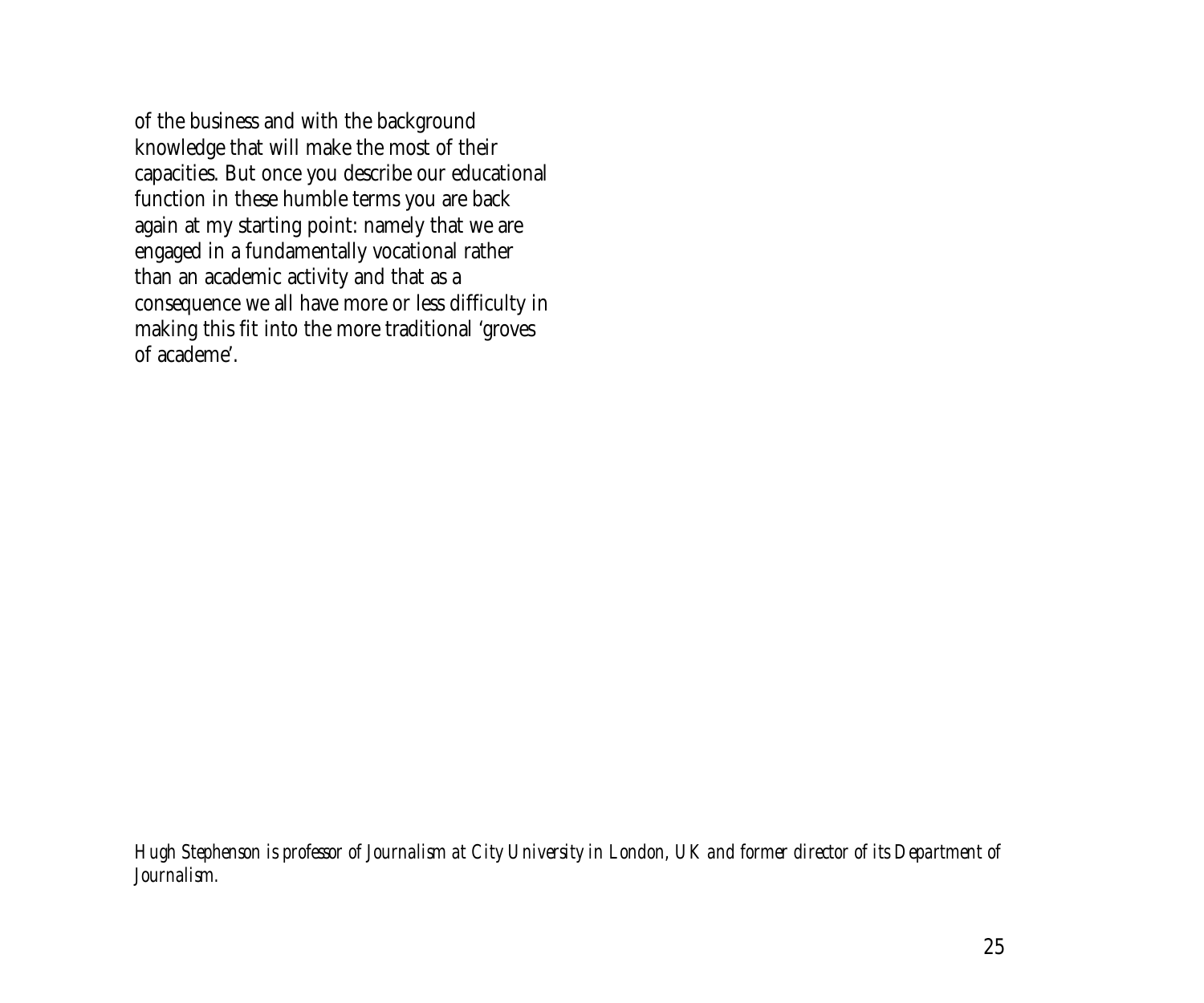of the business and with the background knowledge that will make the most of their capacities. But once you describe our educational function in these humble terms you are back again at my starting point: namely that we are engaged in a fundamentally vocational rather than an academic activity and that as a consequence we all have more or less difficulty in making this fit into the more traditional 'groves of academe'.

*Hugh Stephenson is professor of Journalism at City University in London, UK and former director of its Department of Journalism.*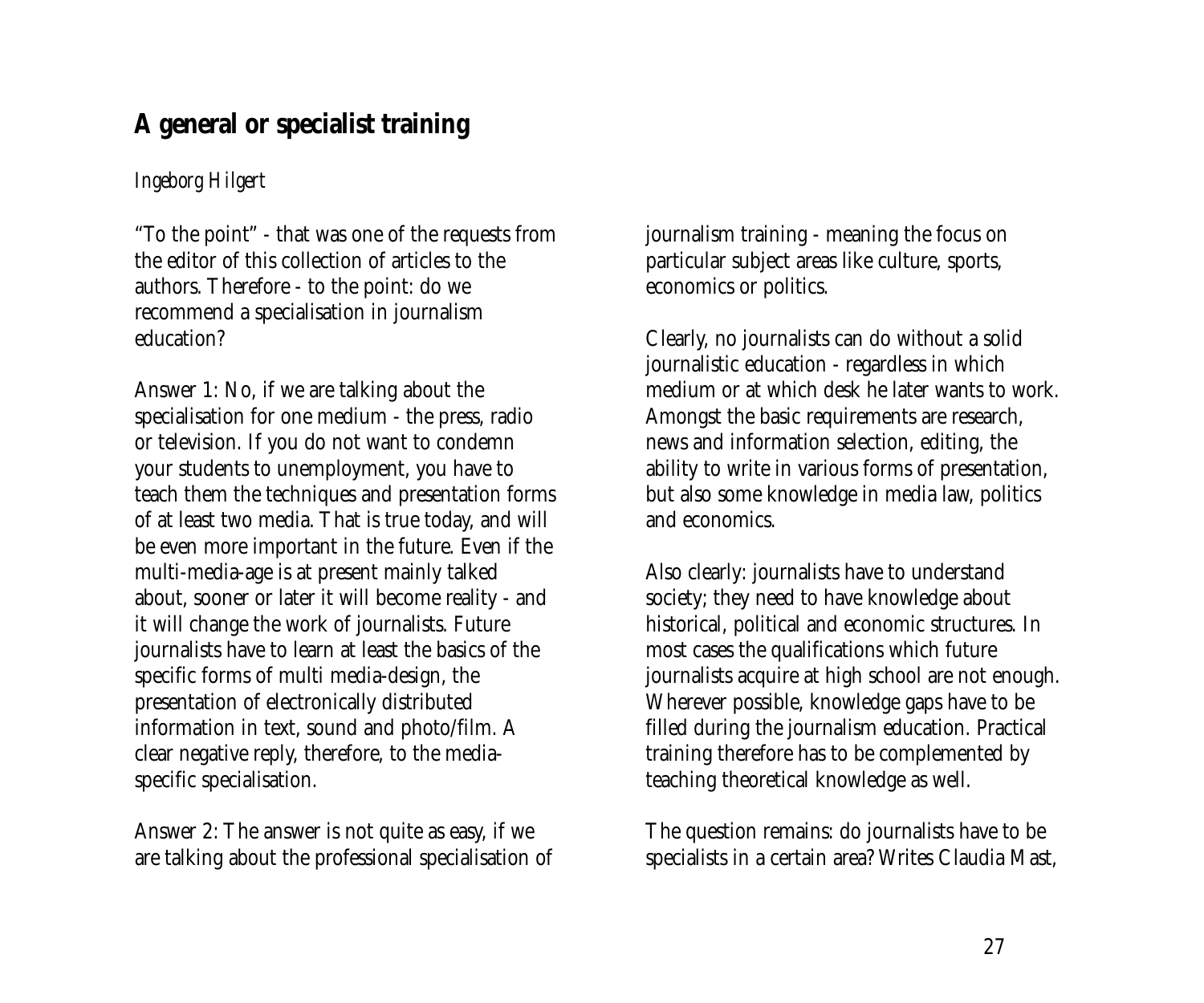## A general or specialist training

*Ingeborg Hilgert*

"To the point" - that was one of the requests from the editor of this collection of articles to the authors. Therefore - to the point: do we recommend a specialisation in journalism education?

Answer 1: No, if we are talking about the specialisation for one medium - the press, radio or television. If you do not want to condemn your students to unemployment, you have to teach them the techniques and presentation forms of at least two media. That is true today, and will be even more important in the future. Even if the multi-media-age is at present mainly talked about, sooner or later it will become reality - and it will change the work of journalists. Future journalists have to learn at least the basics of the specific forms of multi media-design, the presentation of electronically distributed information in text, sound and photo/film. A clear negative reply, therefore, to the media-specific specialisation.

Answer 2: The answer is not quite as easy, if we are talking about the professional specialisation of journalism training - meaning the focus on particular subject areas like culture, sports, economics or politics.

Clearly, no journalists can do without a solid journalistic education - regardless in which medium or at which desk he later wants to work. Amongst the basic requirements are research, news and information selection, editing, the ability to write in various forms of presentation, but also some knowledge in media law, politics and economics.

Also clearly: journalists have to understand society; they need to have knowledge about historical, political and economic structures. In most cases the qualifications which future journalists acquire at high school are not enough. Wherever possible, knowledge gaps have to be filled during the journalism education. Practical training therefore has to be complemented by teaching theoretical knowledge as well.

The question remains: do journalists have to be specialists in a certain area? Writes Claudia Mast,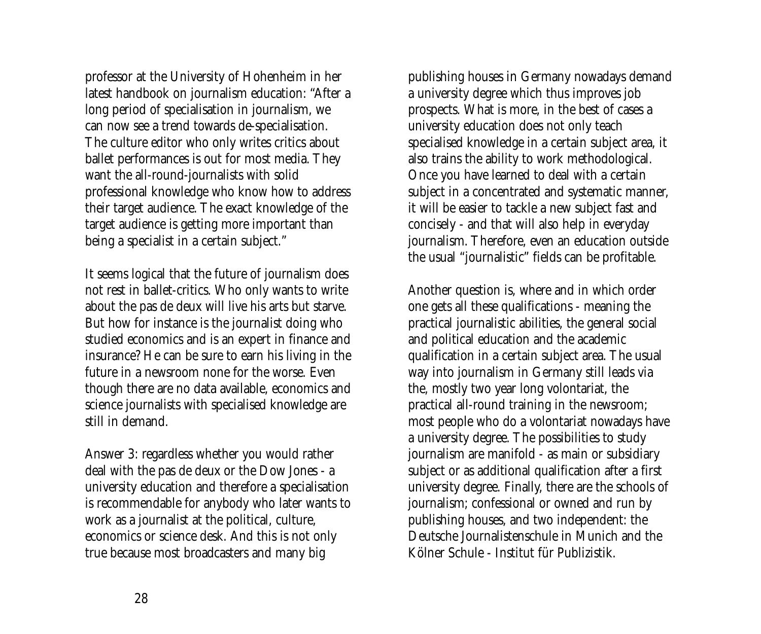professor at the University of Hohenheim in her latest handbook on journalism education: "After a long period of specialisation in journalism, we can now see a trend towards de-specialisation. The culture editor who only writes critics about ballet performances is out for most media. They want the all-round-journalists with solid professional knowledge who know how to address their target audience. The exact knowledge of the target audience is getting more important than being a specialist in a certain subject."

It seems logical that the future of journalism does not rest in ballet-critics. Who only wants to write about the pas de deux will live his arts but starve. But how for instance is the journalist doing who studied economics and is an expert in finance and insurance? He can be sure to earn his living in the future in a newsroom none for the worse. Even though there are no data available, economics and science journalists with specialised knowledge are still in demand.

Answer 3: regardless whether you would rather deal with the pas de deux or the Dow Jones - a university education and therefore a specialisation is recommendable for anybody who later wants to work as a journalist at the political, culture, economics or science desk. And this is not only true because most broadcasters and many big publishing houses in Germany nowadays demand a university degree which thus improves job prospects. What is more, in the best of cases a university education does not only teach specialised knowledge in a certain subject area, it also trains the ability to work methodological. Once you have learned to deal with a certain subject in a concentrated and systematic manner, it will be easier to tackle a new subject fast and concisely - and that will also help in everyday journalism. Therefore, even an education outside the usual "journalistic" fields can be profitable.

Another question is, where and in which order one gets all these qualifications - meaning the practical journalistic abilities, the general social and political education and the academic qualification in a certain subject area. The usual way into journalism in Germany still leads via the, mostly two year long volontariat, the practical all-round training in the newsroom; most people who do a volontariat nowadays have a university degree. The possibilities to study journalism are manifold - as main or subsidiary subject or as additional qualification after a first university degree. Finally, there are the schools of journalism; confessional or owned and run by publishing houses, and two independent: the Deutsche Journalistenschule in Munich and the Kölner Schule - Institut für Publizistik.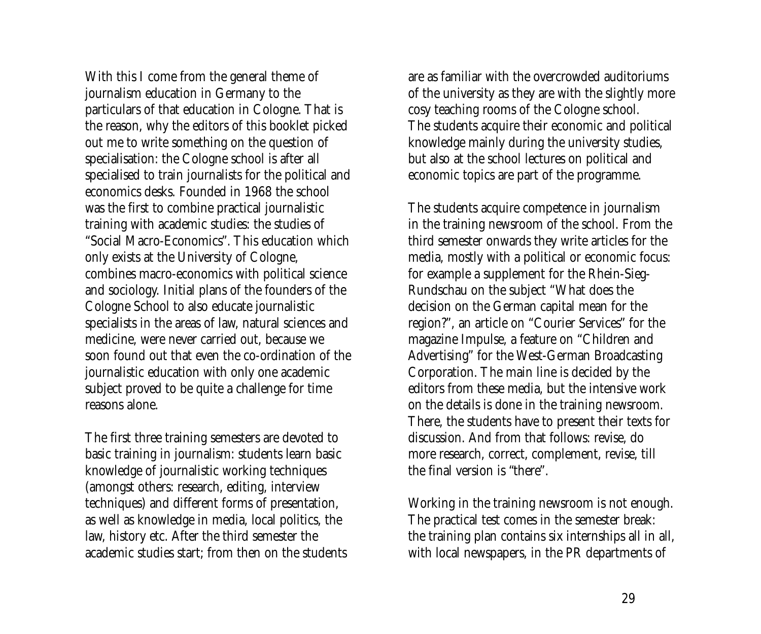With this I come from the general theme of journalism education in Germany to the particulars of that education in Cologne. That is the reason, why the editors of this booklet picked out me to write something on the question of specialisation: the Cologne school is after all specialised to train journalists for the political and economics desks. Founded in 1968 the school was the first to combine practical journalistic training with academic studies: the studies of "Social Macro-Economics". This education which only exists at the University of Cologne, combines macro-economics with political science and sociology. Initial plans of the founders of the Cologne School to also educate journalistic specialists in the areas of law, natural sciences and medicine, were never carried out, because we soon found out that even the co-ordination of the journalistic education with only one academic subject proved to be quite a challenge for time reasons alone.

The first three training semesters are devoted to basic training in journalism: students learn basic knowledge of journalistic working techniques (amongst others: research, editing, interview techniques) and different forms of presentation, as well as knowledge in media, local politics, the law, history etc. After the third semester the academic studies start; from then on the students are as familiar with the overcrowded auditoriums of the university as they are with the slightly more cosy teaching rooms of the Cologne school. The students acquire their economic and political knowledge mainly during the university studies, but also at the school lectures on political and economic topics are part of the programme.

The students acquire competence in journalism in the training newsroom of the school. From the third semester onwards they write articles for the media, mostly with a political or economic focus: for example a supplement for the Rhein-Sieg-Rundschau on the subject "What does the decision on the German capital mean for the region?", an article on "Courier Services" for the magazine Impulse, a feature on "Children and Advertising" for the West-German Broadcasting Corporation. The main line is decided by the editors from these media, but the intensive work on the details is done in the training newsroom. There, the students have to present their texts for discussion. And from that follows: revise, do more research, correct, complement, revise, till the final version is "there".

Working in the training newsroom is not enough. The practical test comes in the semester break: the training plan contains six internships all in all, with local newspapers, in the PR departments of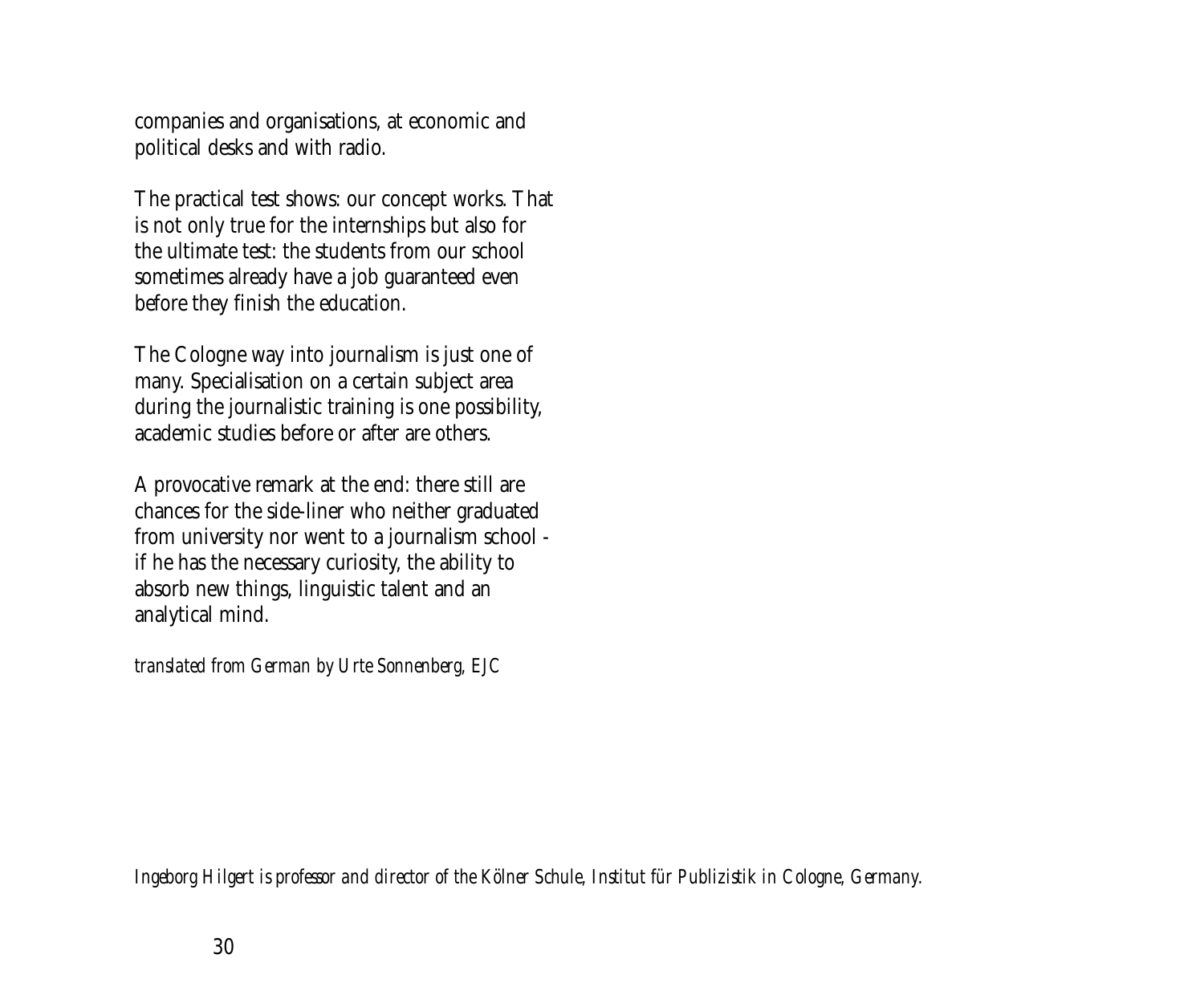companies and organisations, at economic and political desks and with radio.

The practical test shows: our concept works. That is not only true for the internships but also for the ultimate test: the students from our school sometimes already have a job guaranteed even before they finish the education.

The Cologne way into journalism is just one of many. Specialisation on a certain subject area during the journalistic training is one possibility, academic studies before or after are others.

A provocative remark at the end: there still are chances for the side-liner who neither graduated from university nor went to a journalism school - if he has the necessary curiosity, the ability to absorb new things, linguistic talent and an analytical mind.

*translated from German by Urte Sonnenberg, EJC*

*Ingeborg Hilgert is professor and director of the Kölner Schule, Institut für Publizistik in Cologne, Germany.*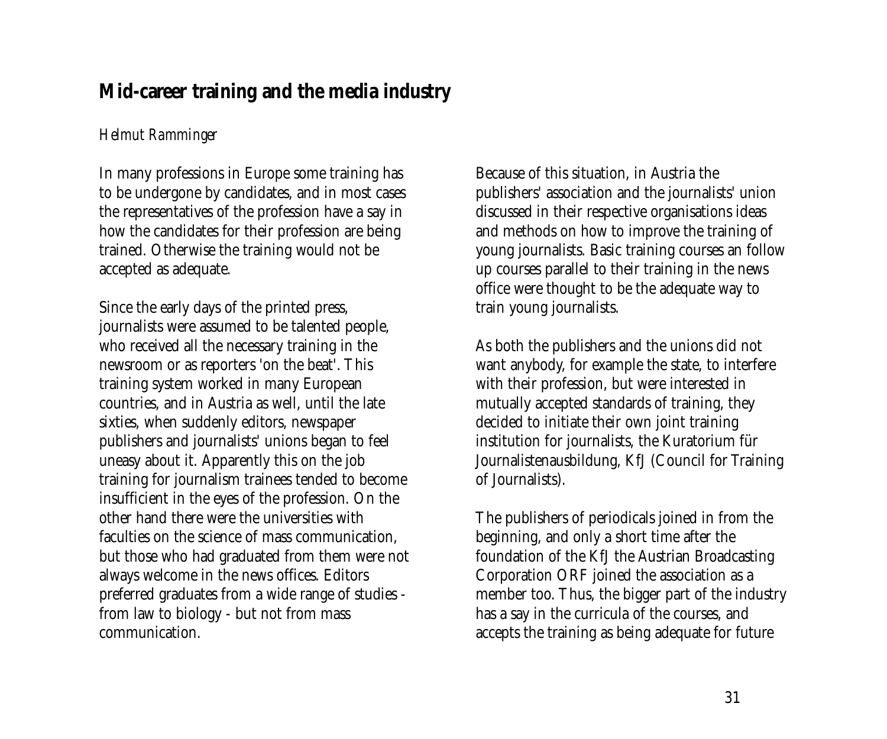## Mid-career training and the media industry

*Helmut Ramminger*

In many professions in Europe some training has to be undergone by candidates, and in most cases the representatives of the profession have a say in how the candidates for their profession are being trained. Otherwise the training would not be accepted as adequate.

Since the early days of the printed press, journalists were assumed to be talented people, who received all the necessary training in the newsroom or as reporters 'on the beat'. This training system worked in many European countries, and in Austria as well, until the late sixties, when suddenly editors, newspaper publishers and journalists' unions began to feel uneasy about it. Apparently this on the job training for journalism trainees tended to become insufficient in the eyes of the profession. On the other hand there were the universities with faculties on the science of mass communication, but those who had graduated from them were not always welcome in the news offices. Editors preferred graduates from a wide range of studies - from law to biology - but not from mass communication.

Because of this situation, in Austria the publishers' association and the journalists' union discussed in their respective organisations ideas and methods on how to improve the training of young journalists. Basic training courses an follow up courses parallel to their training in the news office were thought to be the adequate way to train young journalists.

As both the publishers and the unions did not want anybody, for example the state, to interfere with their profession, but were interested in mutually accepted standards of training, they decided to initiate their own joint training institution for journalists, the Kuratorium für Journalistenausbildung, KfJ (Council for Training of Journalists).

The publishers of periodicals joined in from the beginning, and only a short time after the foundation of the KfJ the Austrian Broadcasting Corporation ORF joined the association as a member too. Thus, the bigger part of the industry has a say in the curricula of the courses, and accepts the training as being adequate for future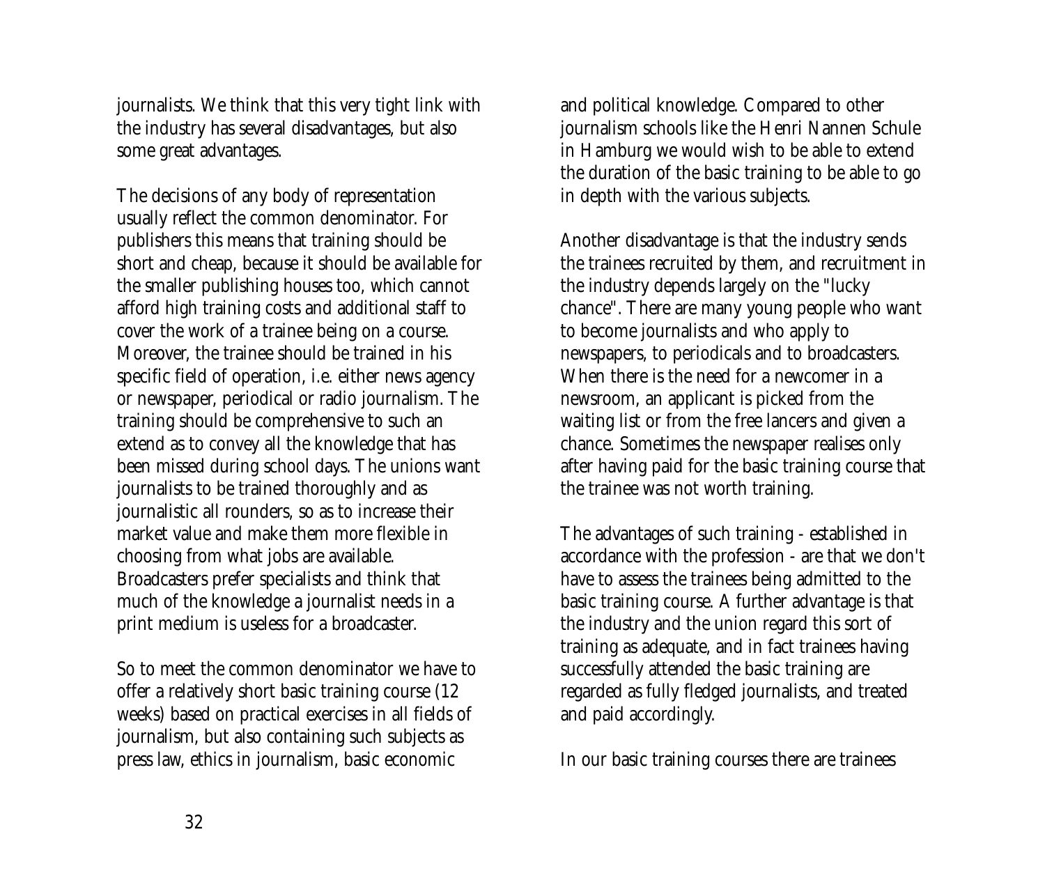journalists. We think that this very tight link with the industry has several disadvantages, but also some great advantages.

The decisions of any body of representation usually reflect the common denominator. For publishers this means that training should be short and cheap, because it should be available for the smaller publishing houses too, which cannot afford high training costs and additional staff to cover the work of a trainee being on a course. Moreover, the trainee should be trained in his specific field of operation, i.e. either news agency or newspaper, periodical or radio journalism. The training should be comprehensive to such an extend as to convey all the knowledge that has been missed during school days. The unions want journalists to be trained thoroughly and as journalistic all rounders, so as to increase their market value and make them more flexible in choosing from what jobs are available. Broadcasters prefer specialists and think that much of the knowledge a journalist needs in a print medium is useless for a broadcaster.

So to meet the common denominator we have to offer a relatively short basic training course (12 weeks) based on practical exercises in all fields of journalism, but also containing such subjects as press law, ethics in journalism, basic economic and political knowledge. Compared to other journalism schools like the Henri Nannen Schule in Hamburg we would wish to be able to extend the duration of the basic training to be able to go in depth with the various subjects.

Another disadvantage is that the industry sends the trainees recruited by them, and recruitment in the industry depends largely on the "lucky chance". There are many young people who want to become journalists and who apply to newspapers, to periodicals and to broadcasters. When there is the need for a newcomer in a newsroom, an applicant is picked from the waiting list or from the free lancers and given a chance. Sometimes the newspaper realises only after having paid for the basic training course that the trainee was not worth training.

The advantages of such training - established in accordance with the profession - are that we don't have to assess the trainees being admitted to the basic training course. A further advantage is that the industry and the union regard this sort of training as adequate, and in fact trainees having successfully attended the basic training are regarded as fully fledged journalists, and treated and paid accordingly.

In our basic training courses there are trainees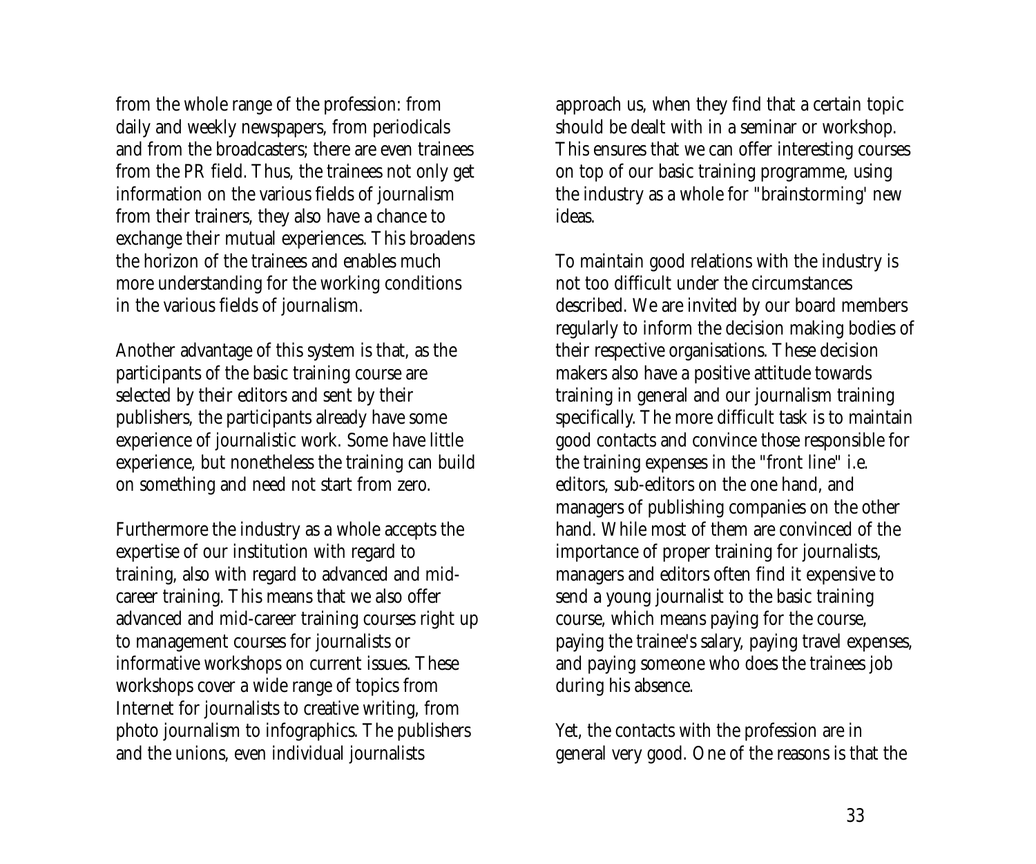from the whole range of the profession: from daily and weekly newspapers, from periodicals and from the broadcasters; there are even trainees from the PR field. Thus, the trainees not only get information on the various fields of journalism from their trainers, they also have a chance to exchange their mutual experiences. This broadens the horizon of the trainees and enables much more understanding for the working conditions in the various fields of journalism.

Another advantage of this system is that, as the participants of the basic training course are selected by their editors and sent by their publishers, the participants already have some experience of journalistic work. Some have little experience, but nonetheless the training can build on something and need not start from zero.

Furthermore the industry as a whole accepts the expertise of our institution with regard to training, also with regard to advanced and mid-career training. This means that we also offer advanced and mid-career training courses right up to management courses for journalists or informative workshops on current issues. These workshops cover a wide range of topics from Internet for journalists to creative writing, from photo journalism to infographics. The publishers and the unions, even individual journalists approach us, when they find that a certain topic should be dealt with in a seminar or workshop. This ensures that we can offer interesting courses on top of our basic training programme, using the industry as a whole for "brainstorming' new ideas.

To maintain good relations with the industry is not too difficult under the circumstances described. We are invited by our board members regularly to inform the decision making bodies of their respective organisations. These decision makers also have a positive attitude towards training in general and our journalism training specifically. The more difficult task is to maintain good contacts and convince those responsible for the training expenses in the "front line" i.e. editors, sub-editors on the one hand, and managers of publishing companies on the other hand. While most of them are convinced of the importance of proper training for journalists, managers and editors often find it expensive to send a young journalist to the basic training course, which means paying for the course, paying the trainee's salary, paying travel expenses, and paying someone who does the trainees job during his absence.

Yet, the contacts with the profession are in general very good. One of the reasons is that the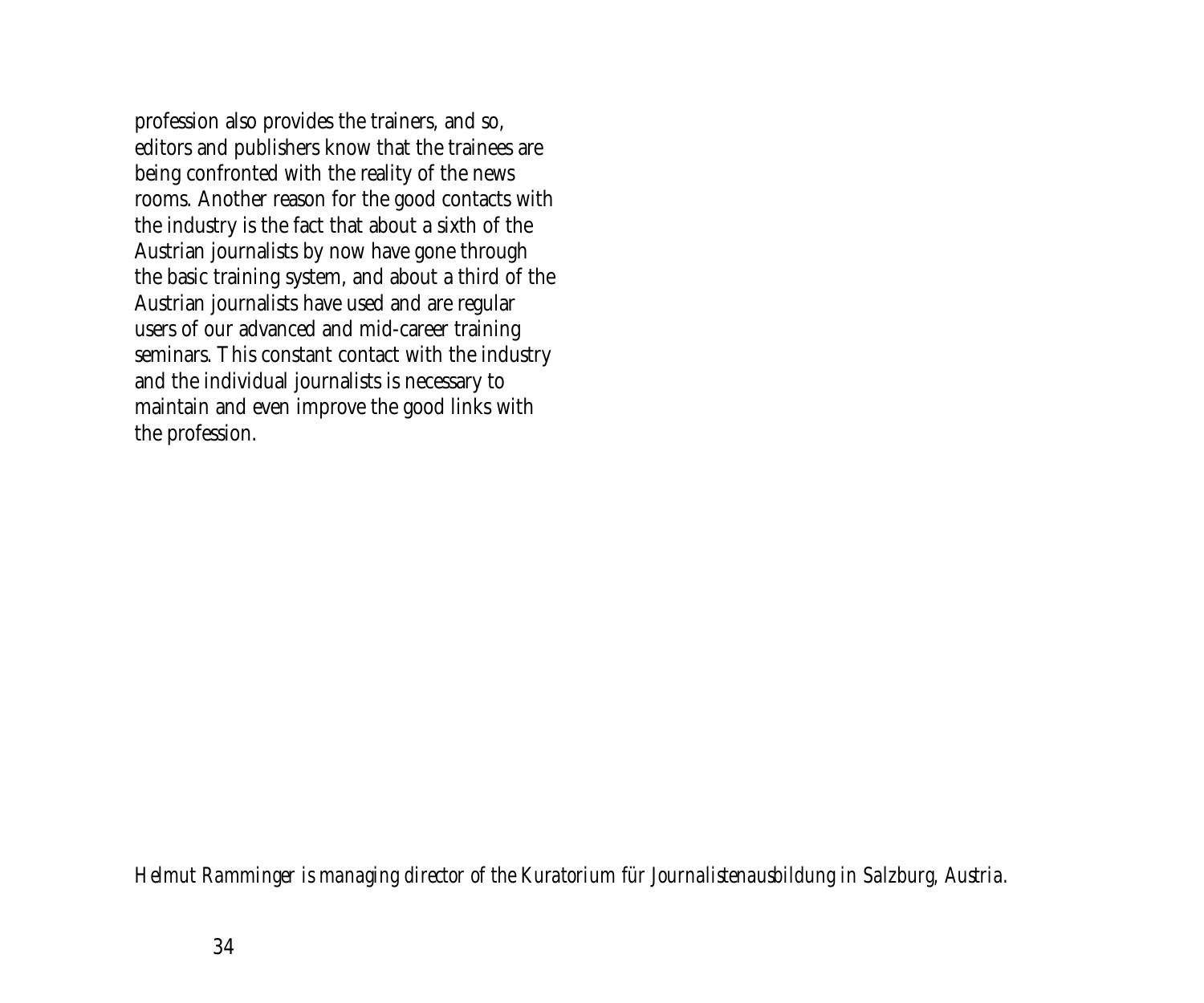profession also provides the trainers, and so, editors and publishers know that the trainees are being confronted with the reality of the news rooms. Another reason for the good contacts with the industry is the fact that about a sixth of the Austrian journalists by now have gone through the basic training system, and about a third of the Austrian journalists have used and are regular users of our advanced and mid-career training seminars. This constant contact with the industry and the individual journalists is necessary to maintain and even improve the good links with the profession.

*Helmut Ramminger is managing director of the Kuratorium für Journalistenausbildung in Salzburg, Austria.*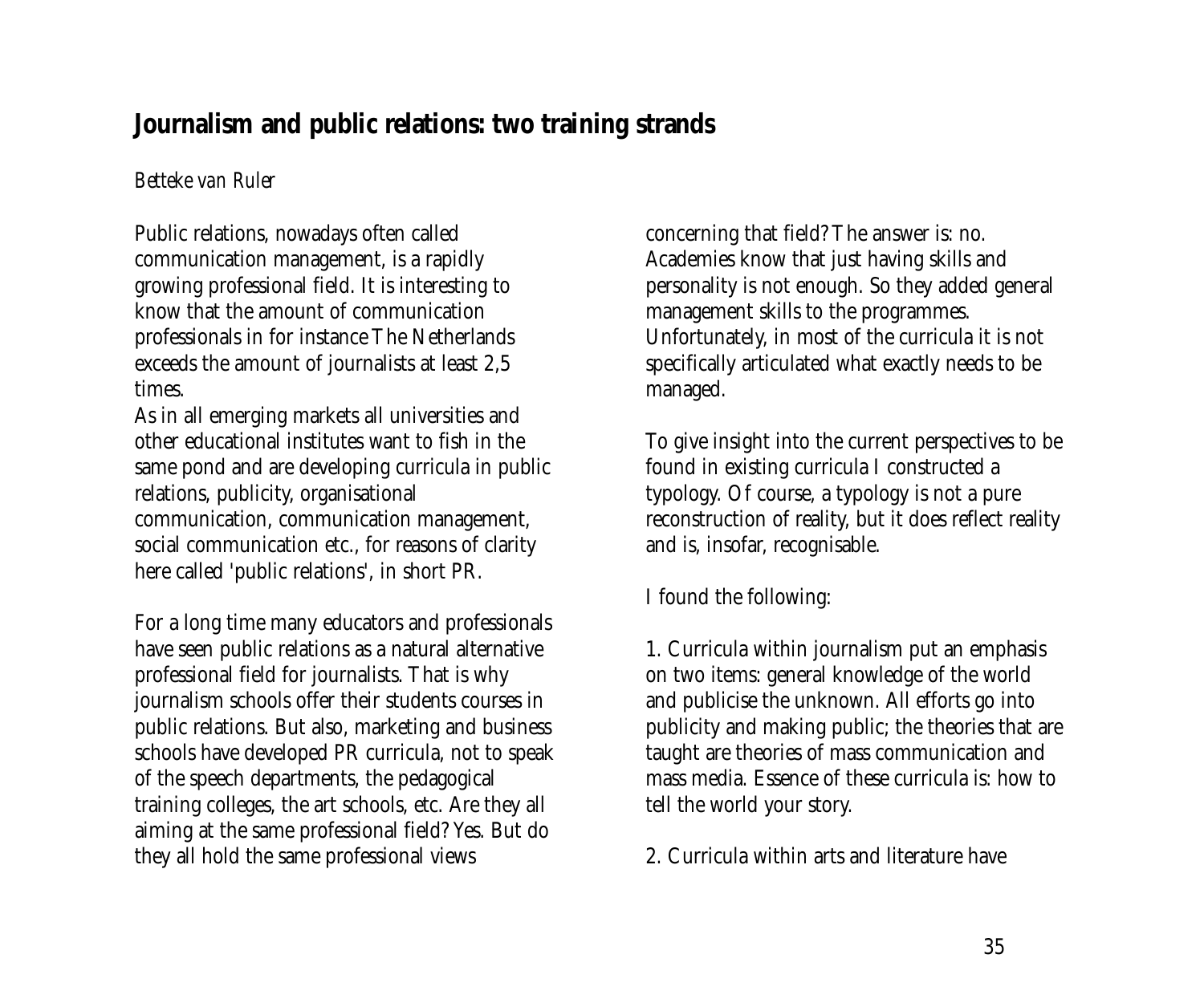## Journalism and public relations: two training strands

*Betteke van Ruler*

Public relations, nowadays often called communication management, is a rapidly growing professional field. It is interesting to know that the amount of communication professionals in for instance The Netherlands exceeds the amount of journalists at least 2,5 times.
As in all emerging markets all universities and other educational institutes want to fish in the same pond and are developing curricula in public relations, publicity, organisational communication, communication management, social communication etc., for reasons of clarity here called 'public relations', in short PR.

For a long time many educators and professionals have seen public relations as a natural alternative professional field for journalists. That is why journalism schools offer their students courses in public relations. But also, marketing and business schools have developed PR curricula, not to speak of the speech departments, the pedagogical training colleges, the art schools, etc. Are they all aiming at the same professional field? Yes. But do they all hold the same professional views concerning that field? The answer is: no. Academies know that just having skills and personality is not enough. So they added general management skills to the programmes. Unfortunately, in most of the curricula it is not specifically articulated what exactly needs to be managed.

To give insight into the current perspectives to be found in existing curricula I constructed a typology. Of course, a typology is not a pure reconstruction of reality, but it does reflect reality and is, insofar, recognisable.

I found the following:

1. Curricula within journalism put an emphasis on two items: general knowledge of the world and publicise the unknown. All efforts go into publicity and making public; the theories that are taught are theories of mass communication and mass media. Essence of these curricula is: how to tell the world your story.

2. Curricula within arts and literature have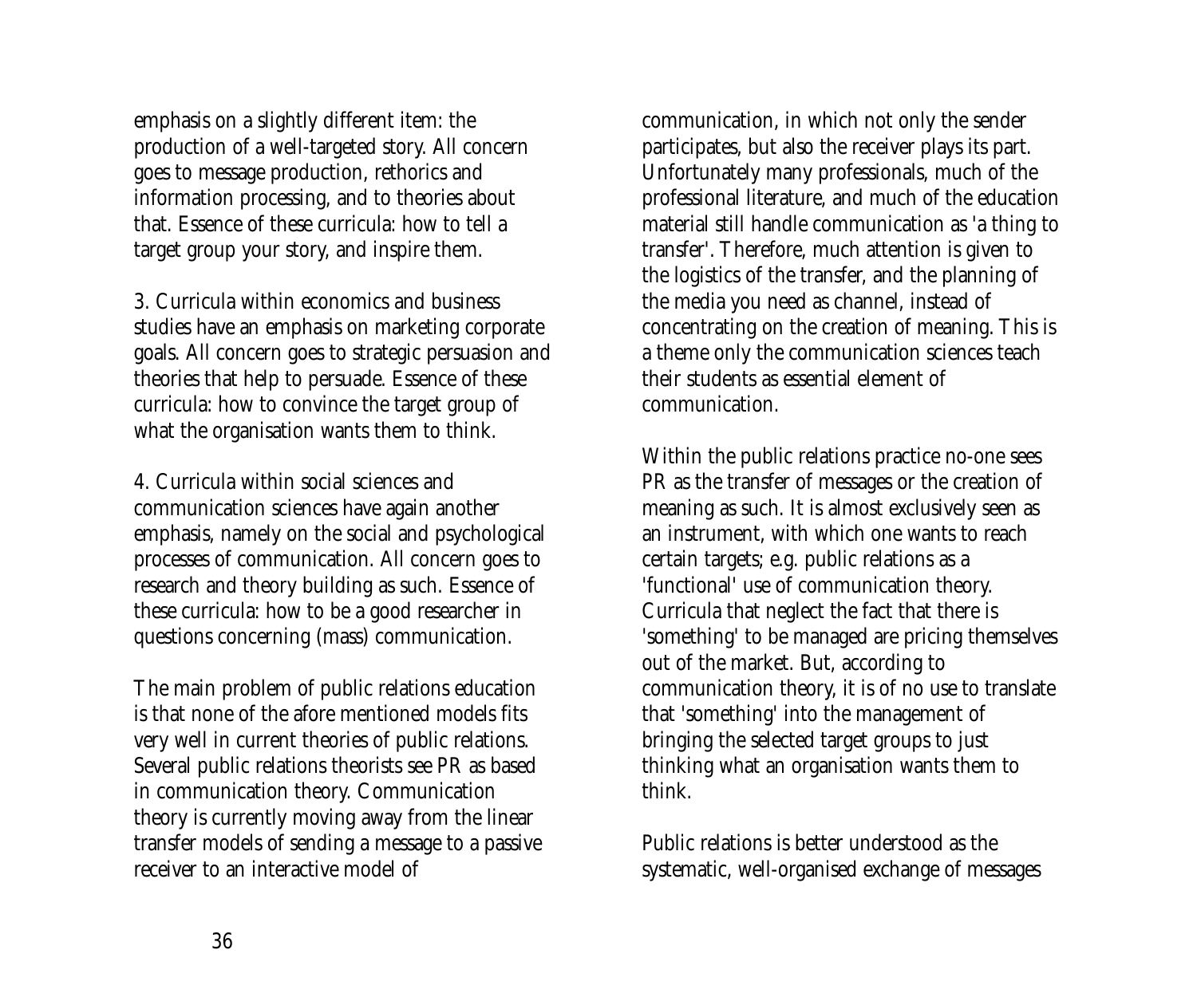emphasis on a slightly different item: the production of a well-targeted story. All concern goes to message production, rethorics and information processing, and to theories about that. Essence of these curricula: how to tell a target group your story, and inspire them.

3. Curricula within economics and business studies have an emphasis on marketing corporate goals. All concern goes to strategic persuasion and theories that help to persuade. Essence of these curricula: how to convince the target group of what the organisation wants them to think.

4. Curricula within social sciences and communication sciences have again another emphasis, namely on the social and psychological processes of communication. All concern goes to research and theory building as such. Essence of these curricula: how to be a good researcher in questions concerning (mass) communication.

The main problem of public relations education is that none of the afore mentioned models fits very well in current theories of public relations. Several public relations theorists see PR as based in communication theory. Communication theory is currently moving away from the linear transfer models of sending a message to a passive receiver to an interactive model of communication, in which not only the sender participates, but also the receiver plays its part. Unfortunately many professionals, much of the professional literature, and much of the education material still handle communication as 'a thing to transfer'. Therefore, much attention is given to the logistics of the transfer, and the planning of the media you need as channel, instead of concentrating on the creation of meaning. This is a theme only the communication sciences teach their students as essential element of communication.

Within the public relations practice no-one sees PR as the transfer of messages or the creation of meaning as such. It is almost exclusively seen as an instrument, with which one wants to reach certain targets; e.g. public relations as a 'functional' use of communication theory. Curricula that neglect the fact that there is 'something' to be managed are pricing themselves out of the market. But, according to communication theory, it is of no use to translate that 'something' into the management of bringing the selected target groups to just thinking what an organisation wants them to think.

Public relations is better understood as the systematic, well-organised exchange of messages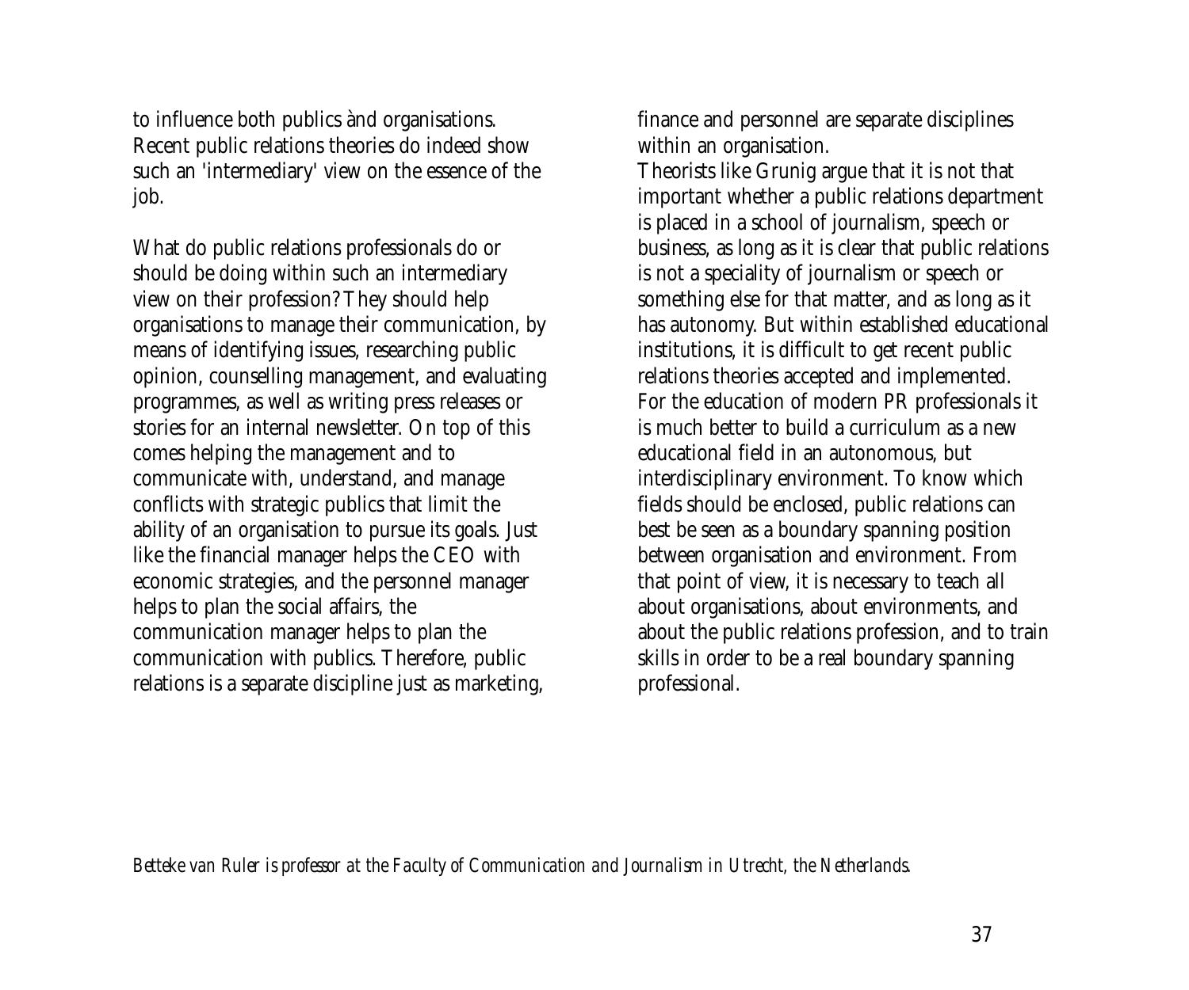to influence both publics ànd organisations. Recent public relations theories do indeed show such an 'intermediary' view on the essence of the job.

What do public relations professionals do or should be doing within such an intermediary view on their profession? They should help organisations to manage their communication, by means of identifying issues, researching public opinion, counselling management, and evaluating programmes, as well as writing press releases or stories for an internal newsletter. On top of this comes helping the management and to communicate with, understand, and manage conflicts with strategic publics that limit the ability of an organisation to pursue its goals. Just like the financial manager helps the CEO with economic strategies, and the personnel manager helps to plan the social affairs, the communication manager helps to plan the communication with publics. Therefore, public relations is a separate discipline just as marketing, finance and personnel are separate disciplines within an organisation.

Theorists like Grunig argue that it is not that important whether a public relations department is placed in a school of journalism, speech or business, as long as it is clear that public relations is not a speciality of journalism or speech or something else for that matter, and as long as it has autonomy. But within established educational institutions, it is difficult to get recent public relations theories accepted and implemented. For the education of modern PR professionals it is much better to build a curriculum as a new educational field in an autonomous, but interdisciplinary environment. To know which fields should be enclosed, public relations can best be seen as a boundary spanning position between organisation and environment. From that point of view, it is necessary to teach all about organisations, about environments, and about the public relations profession, and to train skills in order to be a real boundary spanning professional.

*Betteke van Ruler is professor at the Faculty of Communication and Journalism in Utrecht, the Netherlands.*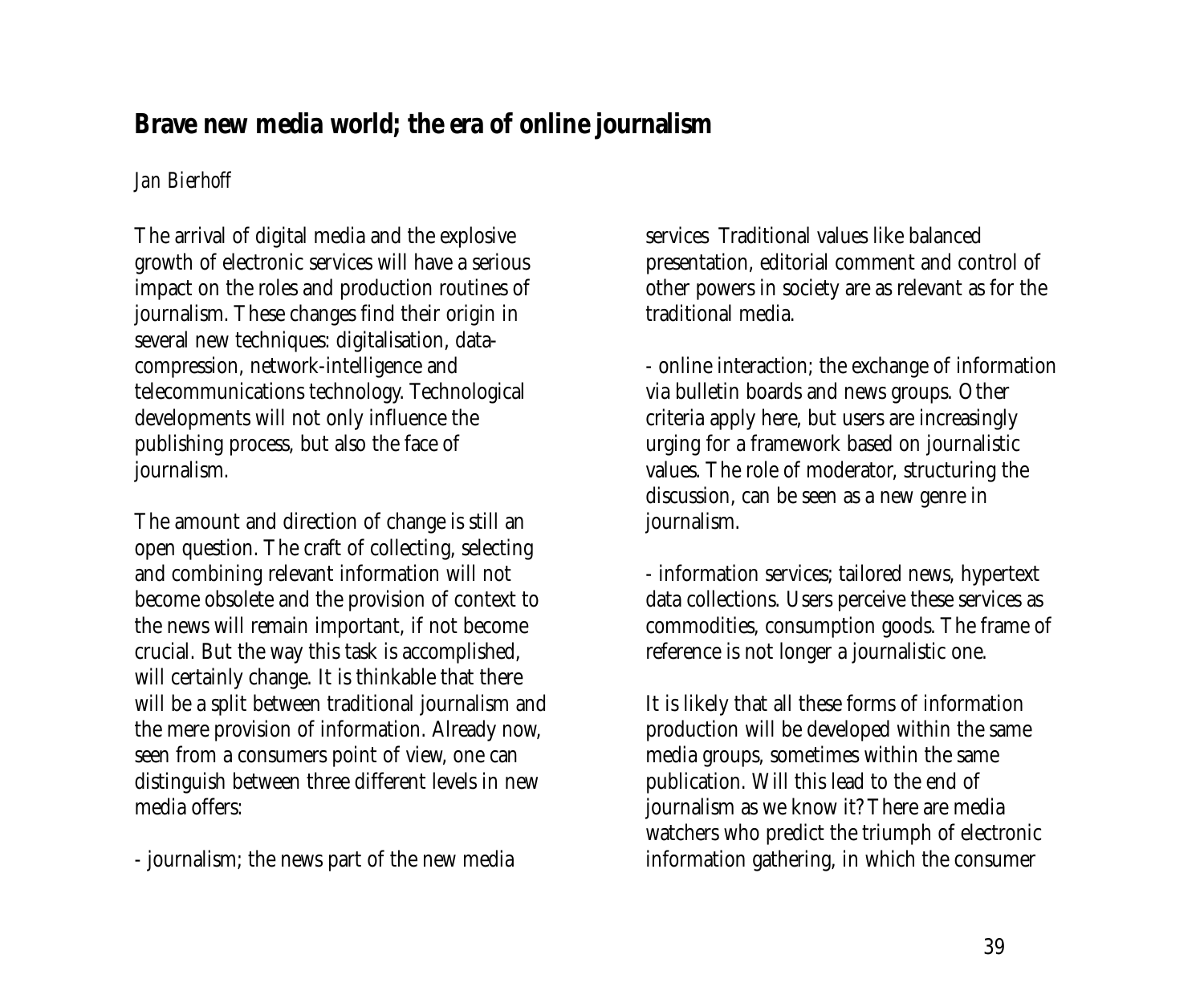## Brave new media world; the era of online journalism

*Jan Bierhoff*

The arrival of digital media and the explosive growth of electronic services will have a serious impact on the roles and production routines of journalism. These changes find their origin in several new techniques: digitalisation, data-compression, network-intelligence and telecommunications technology. Technological developments will not only influence the publishing process, but also the face of journalism.

The amount and direction of change is still an open question. The craft of collecting, selecting and combining relevant information will not become obsolete and the provision of context to the news will remain important, if not become crucial. But the way this task is accomplished, will certainly change. It is thinkable that there will be a split between traditional journalism and the mere provision of information. Already now, seen from a consumers point of view, one can distinguish between three different levels in new media offers:

- journalism; the news part of the new media services Traditional values like balanced presentation, editorial comment and control of other powers in society are as relevant as for the traditional media.

- online interaction; the exchange of information via bulletin boards and news groups. Other criteria apply here, but users are increasingly urging for a framework based on journalistic values. The role of moderator, structuring the discussion, can be seen as a new genre in journalism.

- information services; tailored news, hypertext data collections. Users perceive these services as commodities, consumption goods. The frame of reference is not longer a journalistic one.

It is likely that all these forms of information production will be developed within the same media groups, sometimes within the same publication. Will this lead to the end of journalism as we know it? There are media watchers who predict the triumph of electronic information gathering, in which the consumer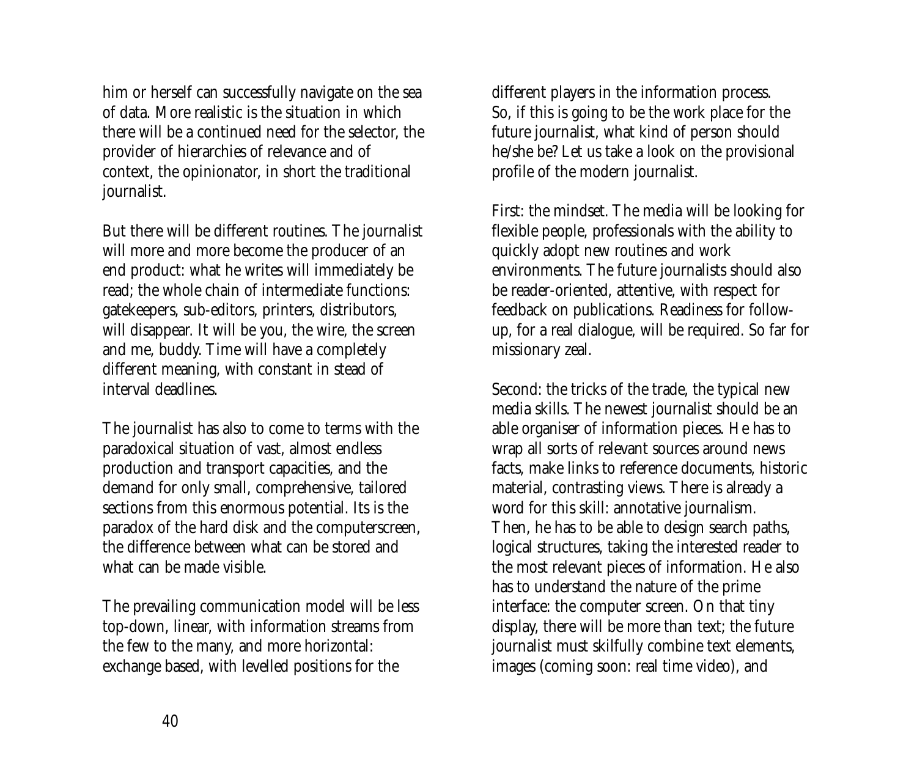him or herself can successfully navigate on the sea of data. More realistic is the situation in which there will be a continued need for the selector, the provider of hierarchies of relevance and of context, the opinionator, in short the traditional journalist.

But there will be different routines. The journalist will more and more become the producer of an end product: what he writes will immediately be read; the whole chain of intermediate functions: gatekeepers, sub-editors, printers, distributors, will disappear. It will be you, the wire, the screen and me, buddy. Time will have a completely different meaning, with constant in stead of interval deadlines.

The journalist has also to come to terms with the paradoxical situation of vast, almost endless production and transport capacities, and the demand for only small, comprehensive, tailored sections from this enormous potential. Its is the paradox of the hard disk and the computerscreen, the difference between what can be stored and what can be made visible.

The prevailing communication model will be less top-down, linear, with information streams from the few to the many, and more horizontal: exchange based, with levelled positions for the different players in the information process.
So, if this is going to be the work place for the future journalist, what kind of person should he/she be? Let us take a look on the provisional profile of the modern journalist.

First: the mindset. The media will be looking for flexible people, professionals with the ability to quickly adopt new routines and work environments. The future journalists should also be reader-oriented, attentive, with respect for feedback on publications. Readiness for follow-up, for a real dialogue, will be required. So far for missionary zeal.

Second: the tricks of the trade, the typical new media skills. The newest journalist should be an able organiser of information pieces. He has to wrap all sorts of relevant sources around news facts, make links to reference documents, historic material, contrasting views. There is already a word for this skill: annotative journalism.
Then, he has to be able to design search paths, logical structures, taking the interested reader to the most relevant pieces of information. He also has to understand the nature of the prime interface: the computer screen. On that tiny display, there will be more than text; the future journalist must skilfully combine text elements, images (coming soon: real time video), and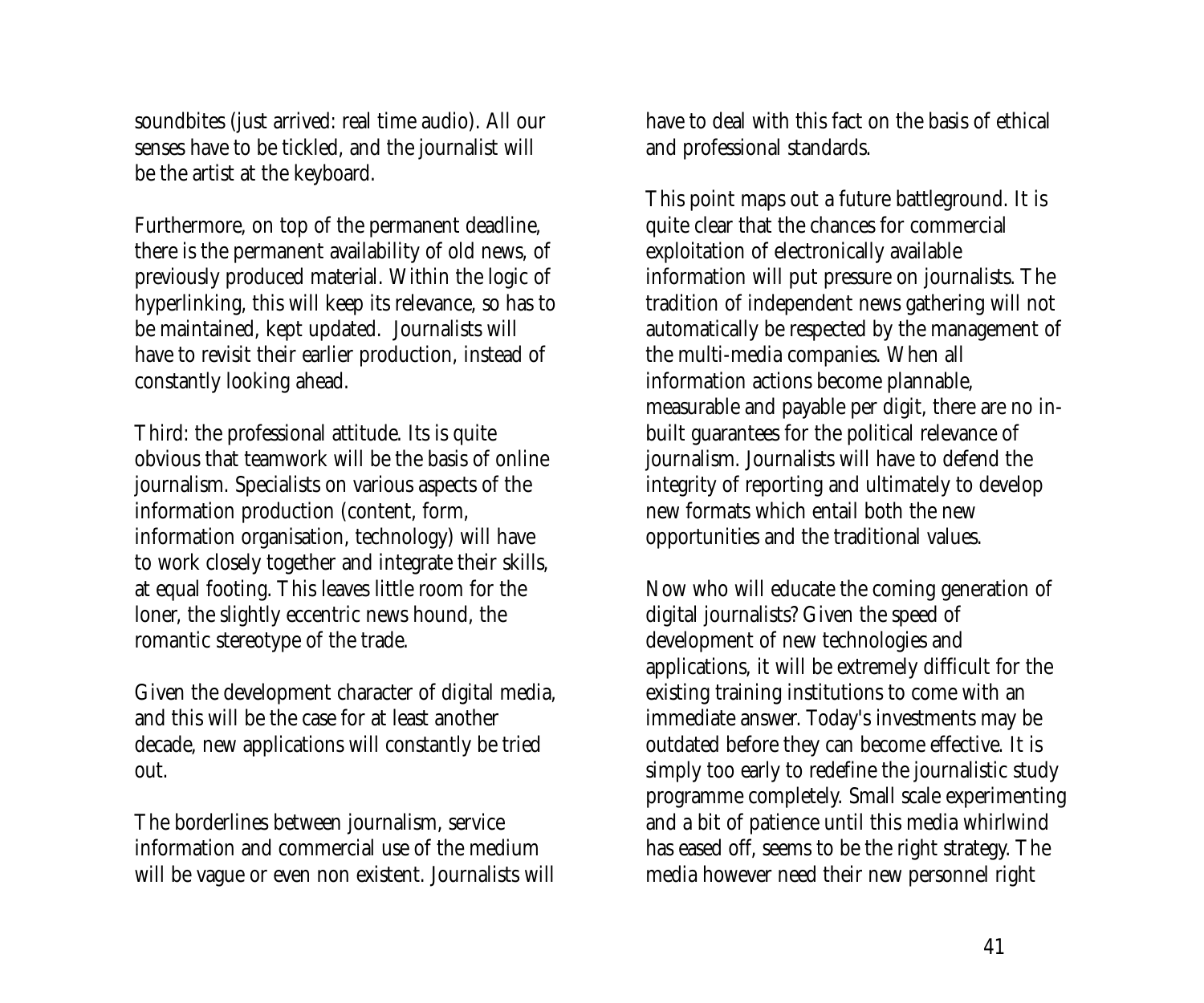soundbites (just arrived: real time audio). All our senses have to be tickled, and the journalist will be the artist at the keyboard.

Furthermore, on top of the permanent deadline, there is the permanent availability of old news, of previously produced material. Within the logic of hyperlinking, this will keep its relevance, so has to be maintained, kept updated. Journalists will have to revisit their earlier production, instead of constantly looking ahead.

Third: the professional attitude. Its is quite obvious that teamwork will be the basis of online journalism. Specialists on various aspects of the information production (content, form, information organisation, technology) will have to work closely together and integrate their skills, at equal footing. This leaves little room for the loner, the slightly eccentric news hound, the romantic stereotype of the trade.

Given the development character of digital media, and this will be the case for at least another decade, new applications will constantly be tried out.

The borderlines between journalism, service information and commercial use of the medium will be vague or even non existent. Journalists will have to deal with this fact on the basis of ethical and professional standards.

This point maps out a future battleground. It is quite clear that the chances for commercial exploitation of electronically available information will put pressure on journalists. The tradition of independent news gathering will not automatically be respected by the management of the multi-media companies. When all information actions become plannable, measurable and payable per digit, there are no in-built guarantees for the political relevance of journalism. Journalists will have to defend the integrity of reporting and ultimately to develop new formats which entail both the new opportunities and the traditional values.

Now who will educate the coming generation of digital journalists? Given the speed of development of new technologies and applications, it will be extremely difficult for the existing training institutions to come with an immediate answer. Today's investments may be outdated before they can become effective. It is simply too early to redefine the journalistic study programme completely. Small scale experimenting and a bit of patience until this media whirlwind has eased off, seems to be the right strategy. The media however need their new personnel right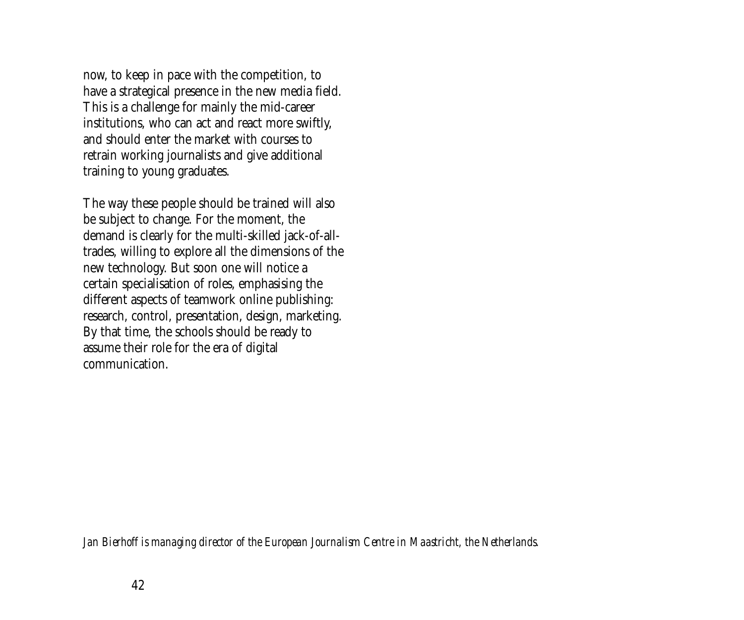now, to keep in pace with the competition, to have a strategical presence in the new media field. This is a challenge for mainly the mid-career institutions, who can act and react more swiftly, and should enter the market with courses to retrain working journalists and give additional training to young graduates.

The way these people should be trained will also be subject to change. For the moment, the demand is clearly for the multi-skilled jack-of-all-trades, willing to explore all the dimensions of the new technology. But soon one will notice a certain specialisation of roles, emphasising the different aspects of teamwork online publishing: research, control, presentation, design, marketing. By that time, the schools should be ready to assume their role for the era of digital communication.

*Jan Bierhoff is managing director of the European Journalism Centre in Maastricht, the Netherlands.*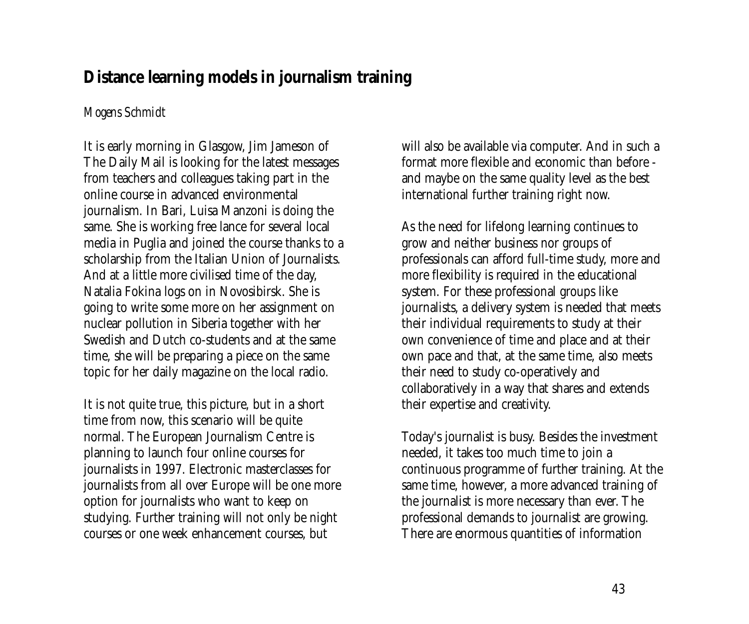# Distance learning models in journalism training

*Mogens Schmidt*

It is early morning in Glasgow, Jim Jameson of The Daily Mail is looking for the latest messages from teachers and colleagues taking part in the online course in advanced environmental journalism. In Bari, Luisa Manzoni is doing the same. She is working free lance for several local media in Puglia and joined the course thanks to a scholarship from the Italian Union of Journalists. And at a little more civilised time of the day, Natalia Fokina logs on in Novosibirsk. She is going to write some more on her assignment on nuclear pollution in Siberia together with her Swedish and Dutch co-students and at the same time, she will be preparing a piece on the same topic for her daily magazine on the local radio.

It is not quite true, this picture, but in a short time from now, this scenario will be quite normal. The European Journalism Centre is planning to launch four online courses for journalists in 1997. Electronic masterclasses for journalists from all over Europe will be one more option for journalists who want to keep on studying. Further training will not only be night courses or one week enhancement courses, but will also be available via computer. And in such a format more flexible and economic than before - and maybe on the same quality level as the best international further training right now.

As the need for lifelong learning continues to grow and neither business nor groups of professionals can afford full-time study, more and more flexibility is required in the educational system. For these professional groups like journalists, a delivery system is needed that meets their individual requirements to study at their own convenience of time and place and at their own pace and that, at the same time, also meets their need to study co-operatively and collaboratively in a way that shares and extends their expertise and creativity.

Today's journalist is busy. Besides the investment needed, it takes too much time to join a continuous programme of further training. At the same time, however, a more advanced training of the journalist is more necessary than ever. The professional demands to journalist are growing. There are enormous quantities of information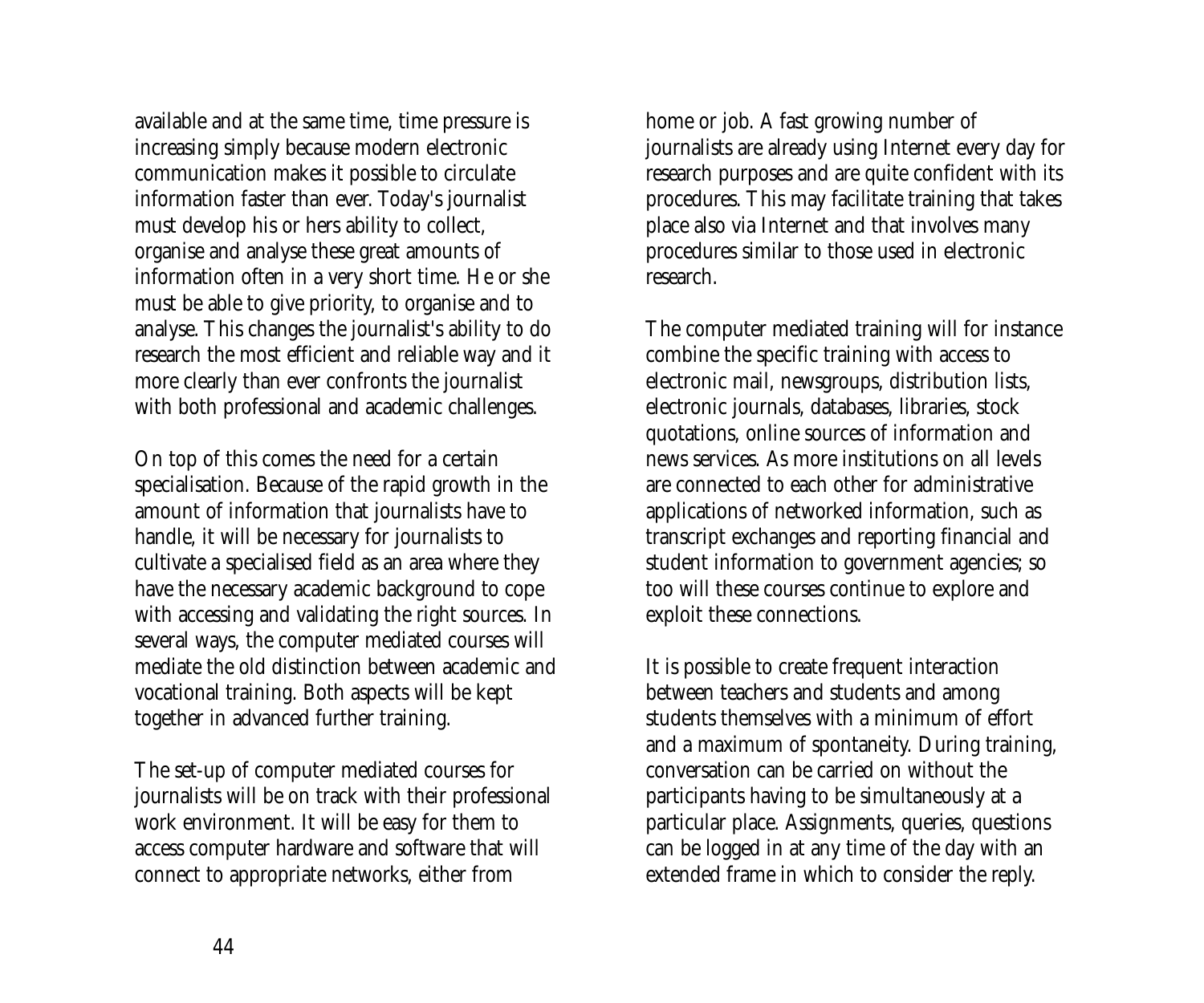available and at the same time, time pressure is increasing simply because modern electronic communication makes it possible to circulate information faster than ever. Today's journalist must develop his or hers ability to collect, organise and analyse these great amounts of information often in a very short time. He or she must be able to give priority, to organise and to analyse. This changes the journalist's ability to do research the most efficient and reliable way and it more clearly than ever confronts the journalist with both professional and academic challenges.

On top of this comes the need for a certain specialisation. Because of the rapid growth in the amount of information that journalists have to handle, it will be necessary for journalists to cultivate a specialised field as an area where they have the necessary academic background to cope with accessing and validating the right sources. In several ways, the computer mediated courses will mediate the old distinction between academic and vocational training. Both aspects will be kept together in advanced further training.

The set-up of computer mediated courses for journalists will be on track with their professional work environment. It will be easy for them to access computer hardware and software that will connect to appropriate networks, either from home or job. A fast growing number of journalists are already using Internet every day for research purposes and are quite confident with its procedures. This may facilitate training that takes place also via Internet and that involves many procedures similar to those used in electronic research.

The computer mediated training will for instance combine the specific training with access to electronic mail, newsgroups, distribution lists, electronic journals, databases, libraries, stock quotations, online sources of information and news services. As more institutions on all levels are connected to each other for administrative applications of networked information, such as transcript exchanges and reporting financial and student information to government agencies; so too will these courses continue to explore and exploit these connections.

It is possible to create frequent interaction between teachers and students and among students themselves with a minimum of effort and a maximum of spontaneity. During training, conversation can be carried on without the participants having to be simultaneously at a particular place. Assignments, queries, questions can be logged in at any time of the day with an extended frame in which to consider the reply.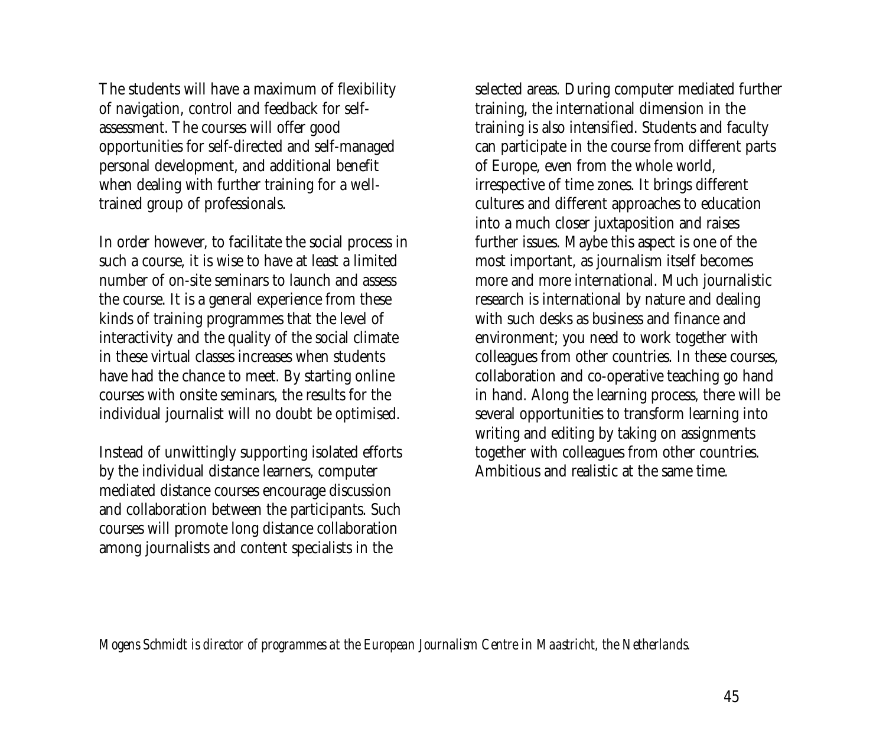The students will have a maximum of flexibility of navigation, control and feedback for self-assessment. The courses will offer good opportunities for self-directed and self-managed personal development, and additional benefit when dealing with further training for a well-trained group of professionals.

In order however, to facilitate the social process in such a course, it is wise to have at least a limited number of on-site seminars to launch and assess the course. It is a general experience from these kinds of training programmes that the level of interactivity and the quality of the social climate in these virtual classes increases when students have had the chance to meet. By starting online courses with onsite seminars, the results for the individual journalist will no doubt be optimised.

Instead of unwittingly supporting isolated efforts by the individual distance learners, computer mediated distance courses encourage discussion and collaboration between the participants. Such courses will promote long distance collaboration among journalists and content specialists in the selected areas. During computer mediated further training, the international dimension in the training is also intensified. Students and faculty can participate in the course from different parts of Europe, even from the whole world, irrespective of time zones. It brings different cultures and different approaches to education into a much closer juxtaposition and raises further issues. Maybe this aspect is one of the most important, as journalism itself becomes more and more international. Much journalistic research is international by nature and dealing with such desks as business and finance and environment; you need to work together with colleagues from other countries. In these courses, collaboration and co-operative teaching go hand in hand. Along the learning process, there will be several opportunities to transform learning into writing and editing by taking on assignments together with colleagues from other countries. Ambitious and realistic at the same time.

*Mogens Schmidt is director of programmes at the European Journalism Centre in Maastricht, the Netherlands.*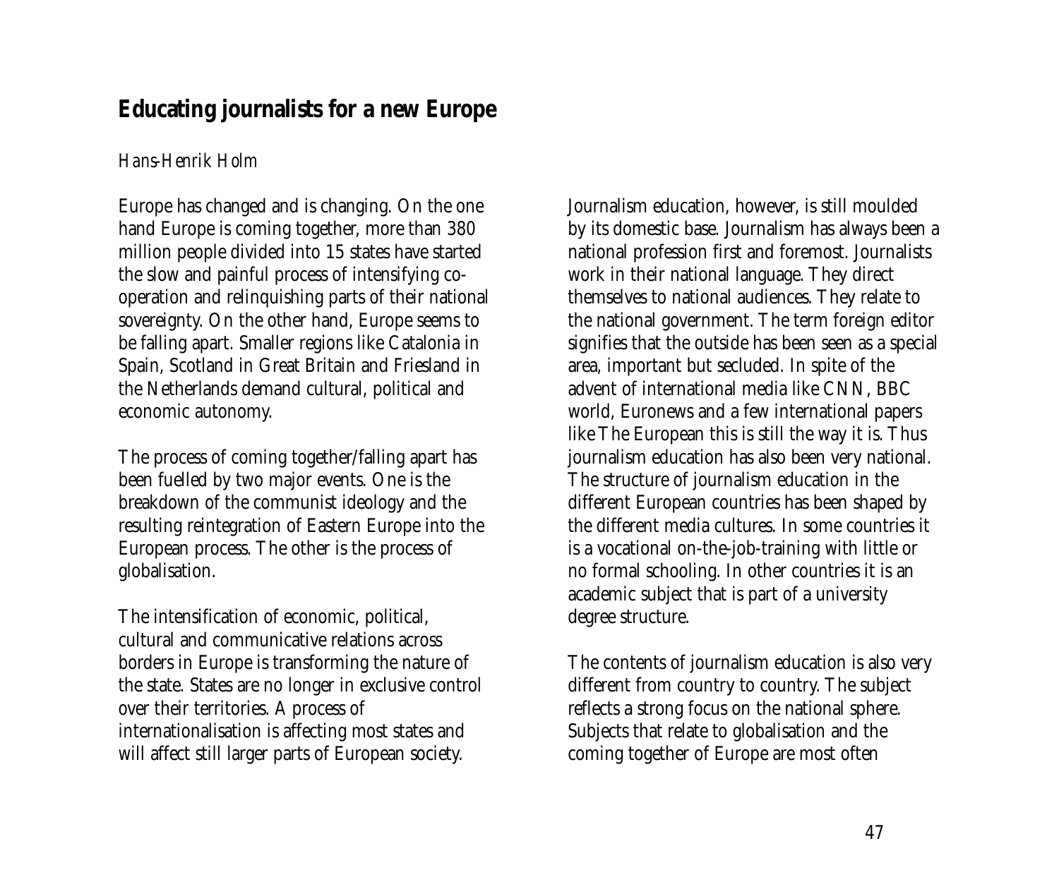# Educating journalists for a new Europe

*Hans-Henrik Holm*

Europe has changed and is changing. On the one hand Europe is coming together, more than 380 million people divided into 15 states have started the slow and painful process of intensifying co-operation and relinquishing parts of their national sovereignty. On the other hand, Europe seems to be falling apart. Smaller regions like Catalonia in Spain, Scotland in Great Britain and Friesland in the Netherlands demand cultural, political and economic autonomy.

The process of coming together/falling apart has been fuelled by two major events. One is the breakdown of the communist ideology and the resulting reintegration of Eastern Europe into the European process. The other is the process of globalisation.

The intensification of economic, political, cultural and communicative relations across borders in Europe is transforming the nature of the state. States are no longer in exclusive control over their territories. A process of internationalisation is affecting most states and will affect still larger parts of European society.

Journalism education, however, is still moulded by its domestic base. Journalism has always been a national profession first and foremost. Journalists work in their national language. They direct themselves to national audiences. They relate to the national government. The term foreign editor signifies that the outside has been seen as a special area, important but secluded. In spite of the advent of international media like CNN, BBC world, Euronews and a few international papers like The European this is still the way it is. Thus journalism education has also been very national. The structure of journalism education in the different European countries has been shaped by the different media cultures. In some countries it is a vocational on-the-job-training with little or no formal schooling. In other countries it is an academic subject that is part of a university degree structure.

The contents of journalism education is also very different from country to country. The subject reflects a strong focus on the national sphere. Subjects that relate to globalisation and the coming together of Europe are most often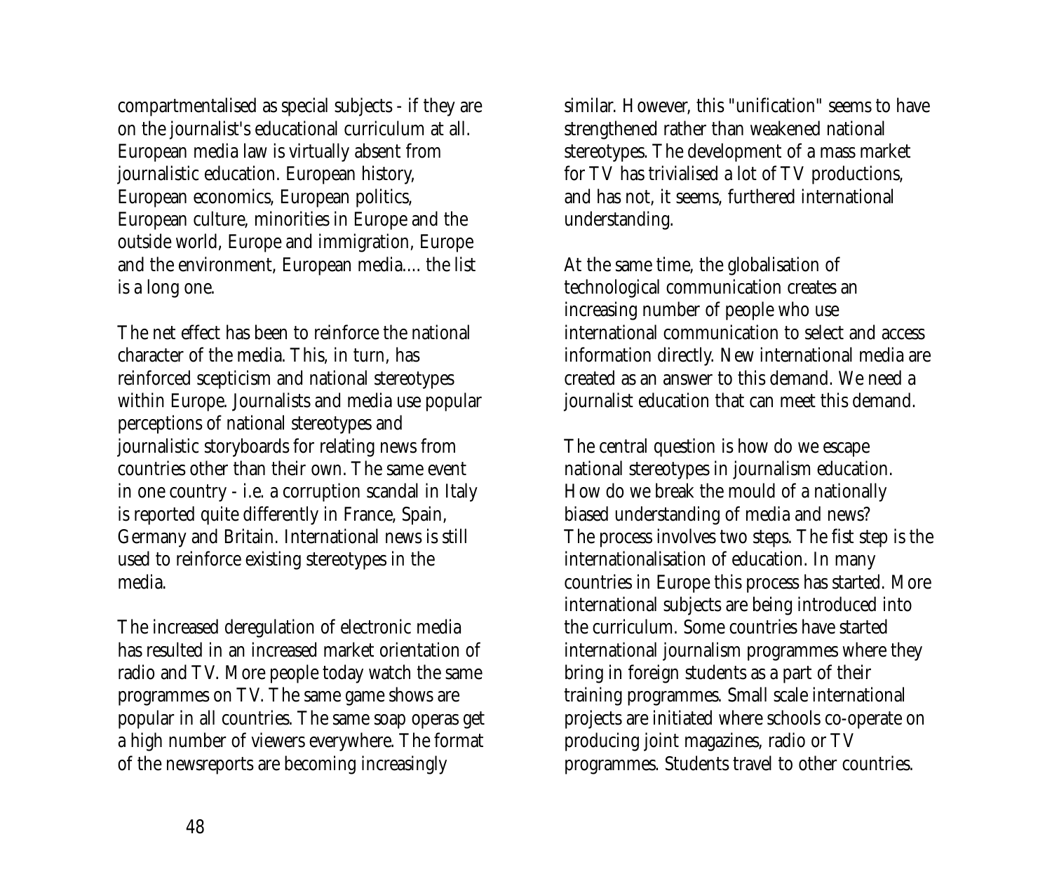compartmentalised as special subjects - if they are on the journalist's educational curriculum at all. European media law is virtually absent from journalistic education. European history, European economics, European politics, European culture, minorities in Europe and the outside world, Europe and immigration, Europe and the environment, European media.... the list is a long one.

The net effect has been to reinforce the national character of the media. This, in turn, has reinforced scepticism and national stereotypes within Europe. Journalists and media use popular perceptions of national stereotypes and journalistic storyboards for relating news from countries other than their own. The same event in one country - i.e. a corruption scandal in Italy is reported quite differently in France, Spain, Germany and Britain. International news is still used to reinforce existing stereotypes in the media.

The increased deregulation of electronic media has resulted in an increased market orientation of radio and TV. More people today watch the same programmes on TV. The same game shows are popular in all countries. The same soap operas get a high number of viewers everywhere. The format of the newsreports are becoming increasingly similar. However, this "unification" seems to have strengthened rather than weakened national stereotypes. The development of a mass market for TV has trivialised a lot of TV productions, and has not, it seems, furthered international understanding.

At the same time, the globalisation of technological communication creates an increasing number of people who use international communication to select and access information directly. New international media are created as an answer to this demand. We need a journalist education that can meet this demand.

The central question is how do we escape national stereotypes in journalism education. How do we break the mould of a nationally biased understanding of media and news? The process involves two steps. The fist step is the internationalisation of education. In many countries in Europe this process has started. More international subjects are being introduced into the curriculum. Some countries have started international journalism programmes where they bring in foreign students as a part of their training programmes. Small scale international projects are initiated where schools co-operate on producing joint magazines, radio or TV programmes. Students travel to other countries.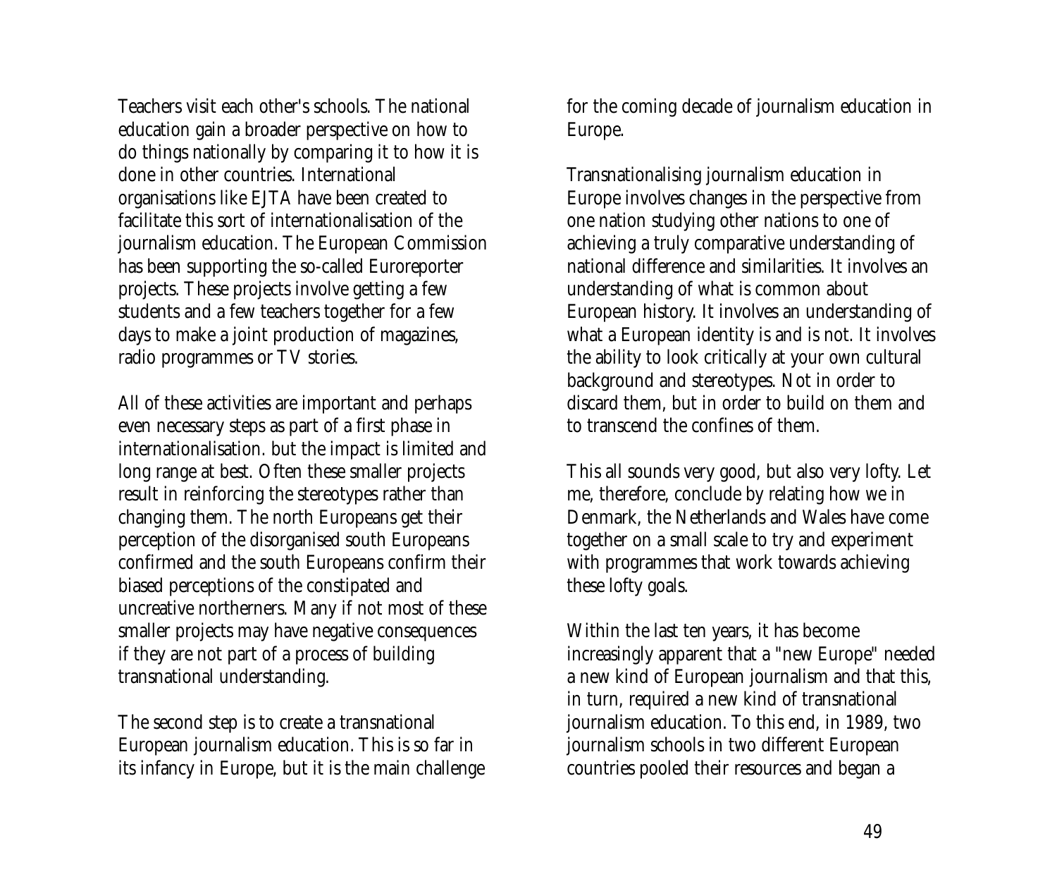Teachers visit each other's schools. The national education gain a broader perspective on how to do things nationally by comparing it to how it is done in other countries. International organisations like EJTA have been created to facilitate this sort of internationalisation of the journalism education. The European Commission has been supporting the so-called Euroreporter projects. These projects involve getting a few students and a few teachers together for a few days to make a joint production of magazines, radio programmes or TV stories.

All of these activities are important and perhaps even necessary steps as part of a first phase in internationalisation. but the impact is limited and long range at best. Often these smaller projects result in reinforcing the stereotypes rather than changing them. The north Europeans get their perception of the disorganised south Europeans confirmed and the south Europeans confirm their biased perceptions of the constipated and uncreative northerners. Many if not most of these smaller projects may have negative consequences if they are not part of a process of building transnational understanding.

The second step is to create a transnational European journalism education. This is so far in its infancy in Europe, but it is the main challenge for the coming decade of journalism education in Europe.

Transnationalising journalism education in Europe involves changes in the perspective from one nation studying other nations to one of achieving a truly comparative understanding of national difference and similarities. It involves an understanding of what is common about European history. It involves an understanding of what a European identity is and is not. It involves the ability to look critically at your own cultural background and stereotypes. Not in order to discard them, but in order to build on them and to transcend the confines of them.

This all sounds very good, but also very lofty. Let me, therefore, conclude by relating how we in Denmark, the Netherlands and Wales have come together on a small scale to try and experiment with programmes that work towards achieving these lofty goals.

Within the last ten years, it has become increasingly apparent that a "new Europe" needed a new kind of European journalism and that this, in turn, required a new kind of transnational journalism education. To this end, in 1989, two journalism schools in two different European countries pooled their resources and began a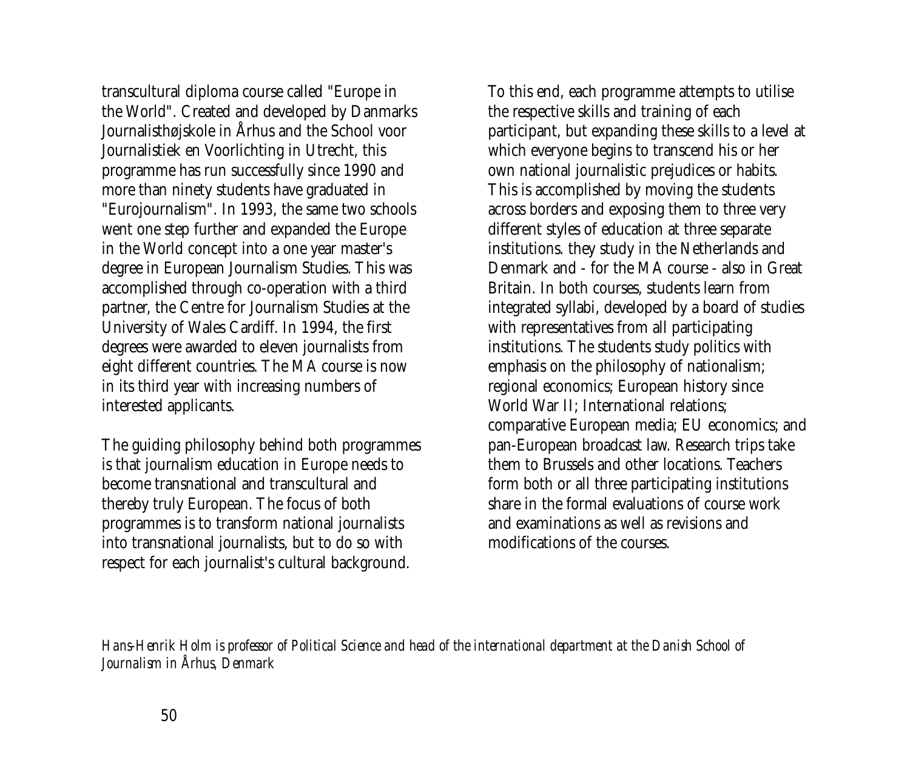transcultural diploma course called "Europe in the World". Created and developed by Danmarks Journalisthøjskole in Århus and the School voor Journalistiek en Voorlichting in Utrecht, this programme has run successfully since 1990 and more than ninety students have graduated in "Eurojournalism". In 1993, the same two schools went one step further and expanded the Europe in the World concept into a one year master's degree in European Journalism Studies. This was accomplished through co-operation with a third partner, the Centre for Journalism Studies at the University of Wales Cardiff. In 1994, the first degrees were awarded to eleven journalists from eight different countries. The MA course is now in its third year with increasing numbers of interested applicants.

The guiding philosophy behind both programmes is that journalism education in Europe needs to become transnational and transcultural and thereby truly European. The focus of both programmes is to transform national journalists into transnational journalists, but to do so with respect for each journalist's cultural background.

To this end, each programme attempts to utilise the respective skills and training of each participant, but expanding these skills to a level at which everyone begins to transcend his or her own national journalistic prejudices or habits. This is accomplished by moving the students across borders and exposing them to three very different styles of education at three separate institutions. they study in the Netherlands and Denmark and - for the MA course - also in Great Britain. In both courses, students learn from integrated syllabi, developed by a board of studies with representatives from all participating institutions. The students study politics with emphasis on the philosophy of nationalism; regional economics; European history since World War II; International relations; comparative European media; EU economics; and pan-European broadcast law. Research trips take them to Brussels and other locations. Teachers form both or all three participating institutions share in the formal evaluations of course work and examinations as well as revisions and modifications of the courses.

*Hans-Henrik Holm is professor of Political Science and head of the international department at the Danish School of Journalism in Århus, Denmark*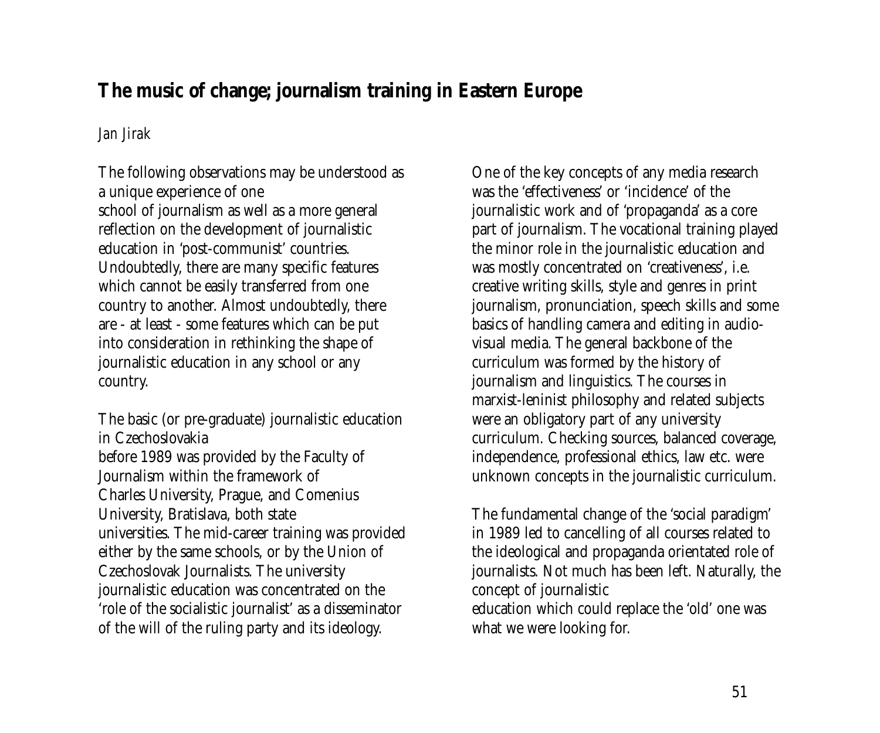## The music of change; journalism training in Eastern Europe

*Jan Jirak*

The following observations may be understood as a unique experience of one school of journalism as well as a more general reflection on the development of journalistic education in 'post-communist' countries. Undoubtedly, there are many specific features which cannot be easily transferred from one country to another. Almost undoubtedly, there are - at least - some features which can be put into consideration in rethinking the shape of journalistic education in any school or any country.

The basic (or pre-graduate) journalistic education in Czechoslovakia before 1989 was provided by the Faculty of Journalism within the framework of Charles University, Prague, and Comenius University, Bratislava, both state universities. The mid-career training was provided either by the same schools, or by the Union of Czechoslovak Journalists. The university journalistic education was concentrated on the 'role of the socialistic journalist' as a disseminator of the will of the ruling party and its ideology.

One of the key concepts of any media research was the 'effectiveness' or 'incidence' of the journalistic work and of 'propaganda' as a core part of journalism. The vocational training played the minor role in the journalistic education and was mostly concentrated on 'creativeness', i.e. creative writing skills, style and genres in print journalism, pronunciation, speech skills and some basics of handling camera and editing in audio-visual media. The general backbone of the curriculum was formed by the history of journalism and linguistics. The courses in marxist-leninist philosophy and related subjects were an obligatory part of any university curriculum. Checking sources, balanced coverage, independence, professional ethics, law etc. were unknown concepts in the journalistic curriculum.

The fundamental change of the 'social paradigm' in 1989 led to cancelling of all courses related to the ideological and propaganda orientated role of journalists. Not much has been left. Naturally, the concept of journalistic education which could replace the 'old' one was what we were looking for.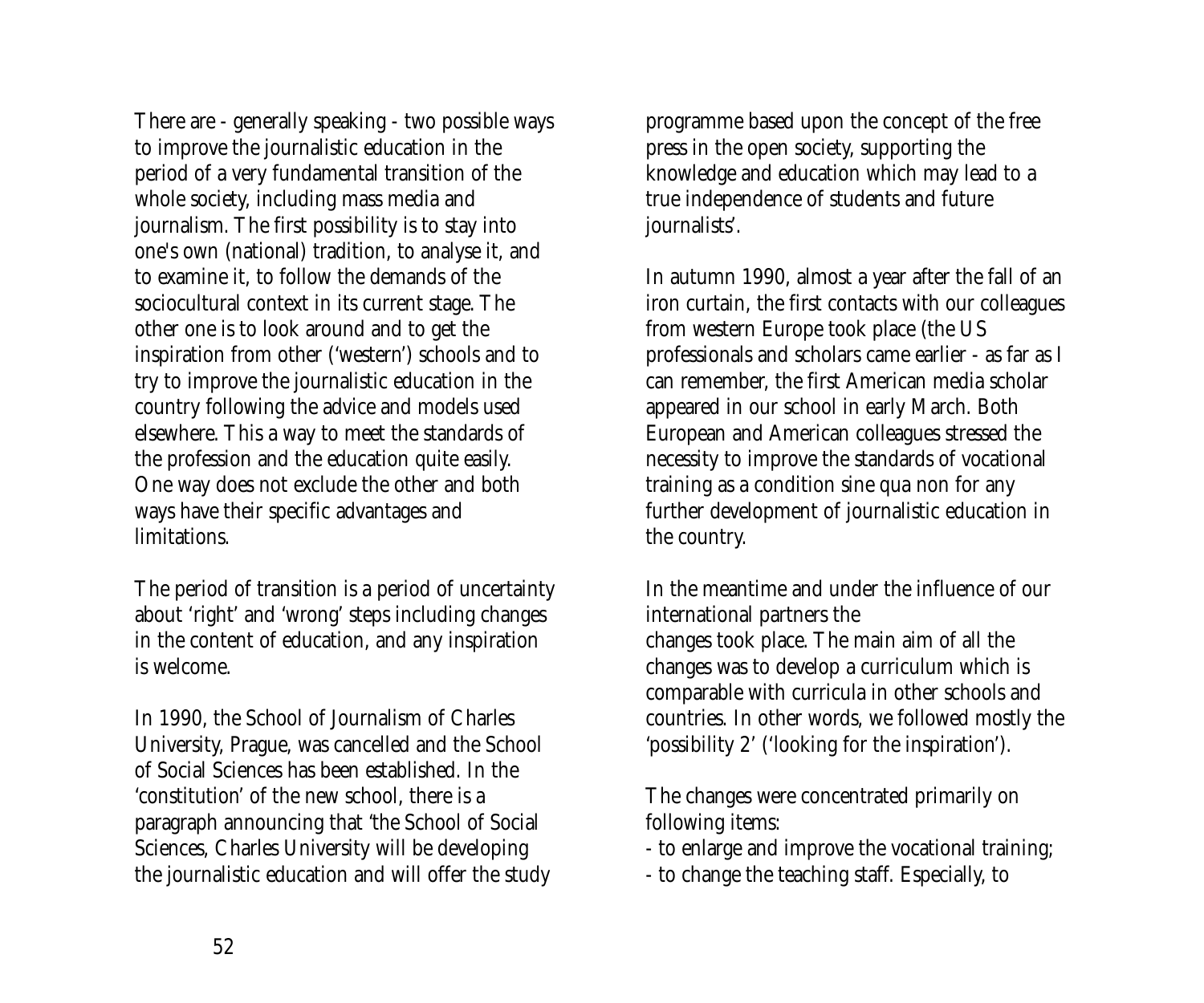There are - generally speaking - two possible ways to improve the journalistic education in the period of a very fundamental transition of the whole society, including mass media and journalism. The first possibility is to stay into one's own (national) tradition, to analyse it, and to examine it, to follow the demands of the sociocultural context in its current stage. The other one is to look around and to get the inspiration from other ('western') schools and to try to improve the journalistic education in the country following the advice and models used elsewhere. This a way to meet the standards of the profession and the education quite easily. One way does not exclude the other and both ways have their specific advantages and limitations.

The period of transition is a period of uncertainty about 'right' and 'wrong' steps including changes in the content of education, and any inspiration is welcome.

In 1990, the School of Journalism of Charles University, Prague, was cancelled and the School of Social Sciences has been established. In the 'constitution' of the new school, there is a paragraph announcing that 'the School of Social Sciences, Charles University will be developing the journalistic education and will offer the study programme based upon the concept of the free press in the open society, supporting the knowledge and education which may lead to a true independence of students and future journalists'.

In autumn 1990, almost a year after the fall of an iron curtain, the first contacts with our colleagues from western Europe took place (the US professionals and scholars came earlier - as far as I can remember, the first American media scholar appeared in our school in early March. Both European and American colleagues stressed the necessity to improve the standards of vocational training as a condition sine qua non for any further development of journalistic education in the country.

In the meantime and under the influence of our international partners the changes took place. The main aim of all the changes was to develop a curriculum which is comparable with curricula in other schools and countries. In other words, we followed mostly the 'possibility 2' ('looking for the inspiration').

The changes were concentrated primarily on following items:

- to enlarge and improve the vocational training;
- to change the teaching staff. Especially, to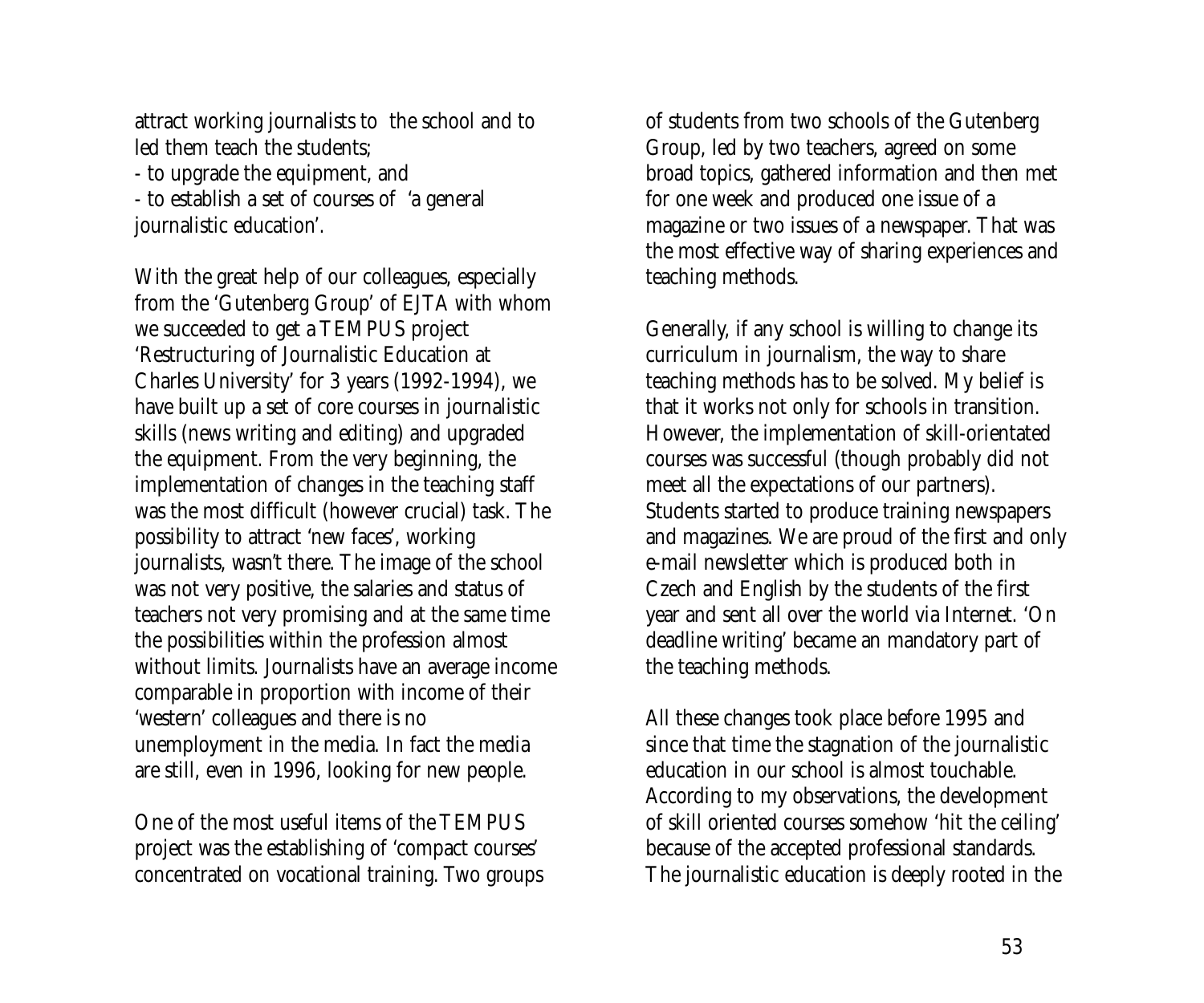attract working journalists to the school and to led them teach the students;

- to upgrade the equipment, and
- to establish a set of courses of 'a general journalistic education'.

With the great help of our colleagues, especially from the 'Gutenberg Group' of EJTA with whom we succeeded to get a TEMPUS project 'Restructuring of Journalistic Education at Charles University' for 3 years (1992-1994), we have built up a set of core courses in journalistic skills (news writing and editing) and upgraded the equipment. From the very beginning, the implementation of changes in the teaching staff was the most difficult (however crucial) task. The possibility to attract 'new faces', working journalists, wasn't there. The image of the school was not very positive, the salaries and status of teachers not very promising and at the same time the possibilities within the profession almost without limits. Journalists have an average income comparable in proportion with income of their 'western' colleagues and there is no unemployment in the media. In fact the media are still, even in 1996, looking for new people.

One of the most useful items of the TEMPUS project was the establishing of 'compact courses' concentrated on vocational training. Two groups of students from two schools of the Gutenberg Group, led by two teachers, agreed on some broad topics, gathered information and then met for one week and produced one issue of a magazine or two issues of a newspaper. That was the most effective way of sharing experiences and teaching methods.

Generally, if any school is willing to change its curriculum in journalism, the way to share teaching methods has to be solved. My belief is that it works not only for schools in transition. However, the implementation of skill-orientated courses was successful (though probably did not meet all the expectations of our partners). Students started to produce training newspapers and magazines. We are proud of the first and only e-mail newsletter which is produced both in Czech and English by the students of the first year and sent all over the world via Internet. 'On deadline writing' became an mandatory part of the teaching methods.

All these changes took place before 1995 and since that time the stagnation of the journalistic education in our school is almost touchable. According to my observations, the development of skill oriented courses somehow 'hit the ceiling' because of the accepted professional standards. The journalistic education is deeply rooted in the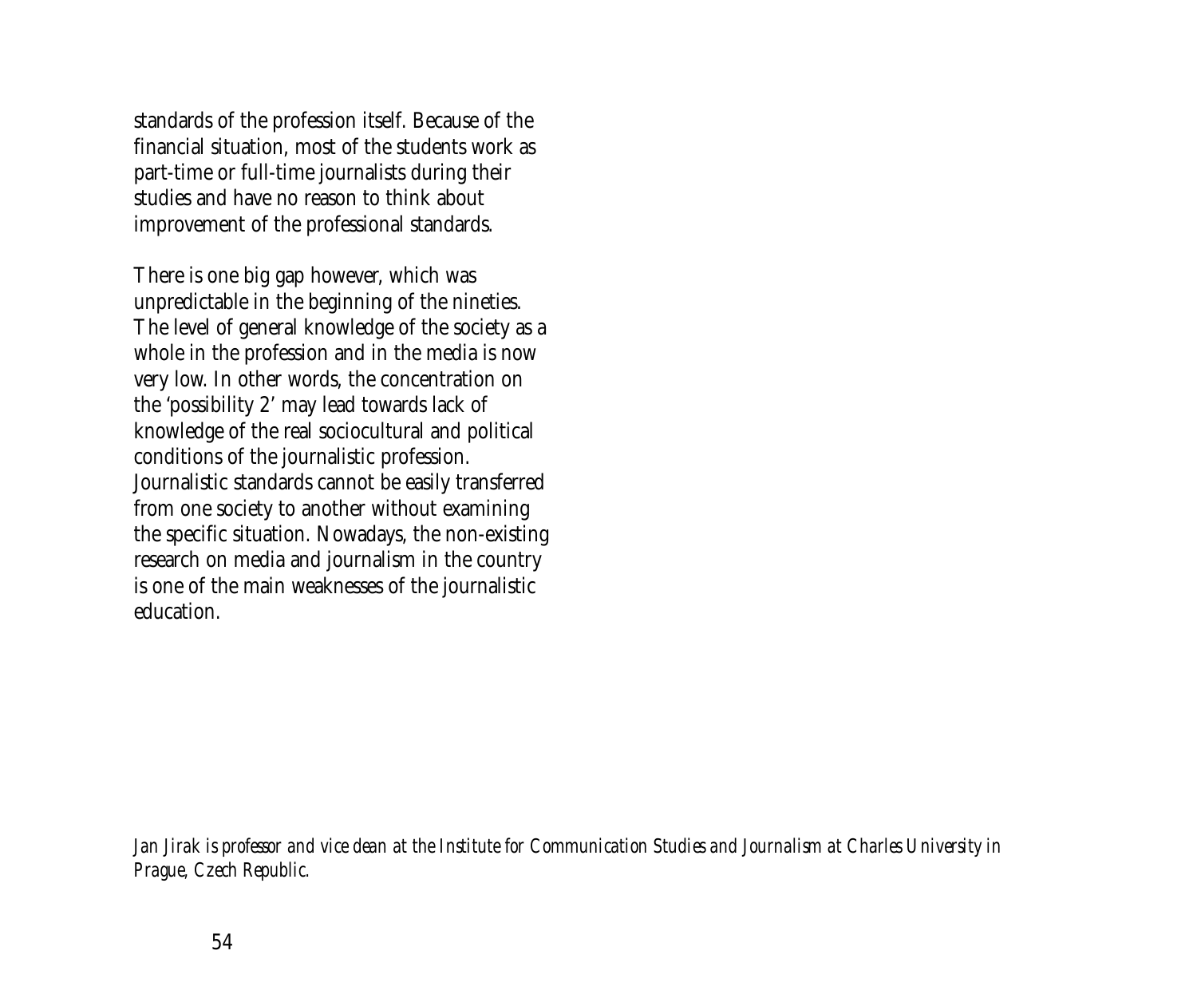standards of the profession itself. Because of the financial situation, most of the students work as part-time or full-time journalists during their studies and have no reason to think about improvement of the professional standards.

There is one big gap however, which was unpredictable in the beginning of the nineties. The level of general knowledge of the society as a whole in the profession and in the media is now very low. In other words, the concentration on the 'possibility 2' may lead towards lack of knowledge of the real sociocultural and political conditions of the journalistic profession. Journalistic standards cannot be easily transferred from one society to another without examining the specific situation. Nowadays, the non-existing research on media and journalism in the country is one of the main weaknesses of the journalistic education.

*Jan Jirak is professor and vice dean at the Institute for Communication Studies and Journalism at Charles University in Prague, Czech Republic.*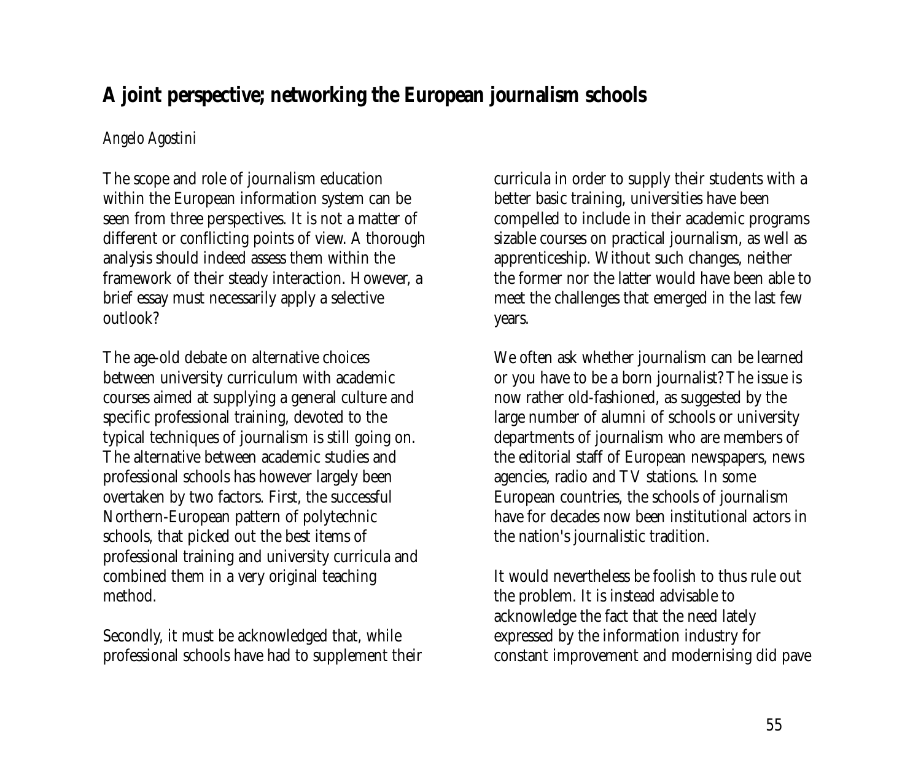## A joint perspective; networking the European journalism schools

*Angelo Agostini*

The scope and role of journalism education within the European information system can be seen from three perspectives. It is not a matter of different or conflicting points of view. A thorough analysis should indeed assess them within the framework of their steady interaction. However, a brief essay must necessarily apply a selective outlook?

The age-old debate on alternative choices between university curriculum with academic courses aimed at supplying a general culture and specific professional training, devoted to the typical techniques of journalism is still going on. The alternative between academic studies and professional schools has however largely been overtaken by two factors. First, the successful Northern-European pattern of polytechnic schools, that picked out the best items of professional training and university curricula and combined them in a very original teaching method.

Secondly, it must be acknowledged that, while professional schools have had to supplement their curricula in order to supply their students with a better basic training, universities have been compelled to include in their academic programs sizable courses on practical journalism, as well as apprenticeship. Without such changes, neither the former nor the latter would have been able to meet the challenges that emerged in the last few years.

We often ask whether journalism can be learned or you have to be a born journalist? The issue is now rather old-fashioned, as suggested by the large number of alumni of schools or university departments of journalism who are members of the editorial staff of European newspapers, news agencies, radio and TV stations. In some European countries, the schools of journalism have for decades now been institutional actors in the nation's journalistic tradition.

It would nevertheless be foolish to thus rule out the problem. It is instead advisable to acknowledge the fact that the need lately expressed by the information industry for constant improvement and modernising did pave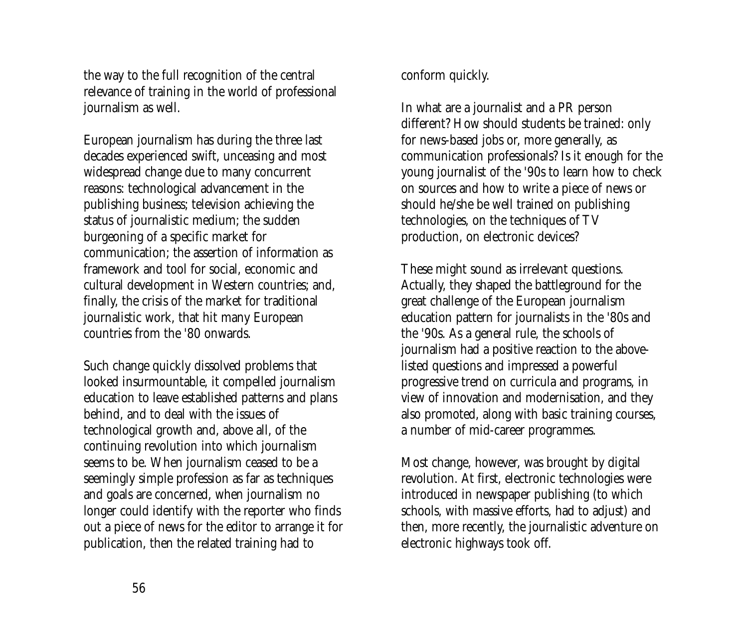the way to the full recognition of the central relevance of training in the world of professional journalism as well.

European journalism has during the three last decades experienced swift, unceasing and most widespread change due to many concurrent reasons: technological advancement in the publishing business; television achieving the status of journalistic medium; the sudden burgeoning of a specific market for communication; the assertion of information as framework and tool for social, economic and cultural development in Western countries; and, finally, the crisis of the market for traditional journalistic work, that hit many European countries from the '80 onwards.

Such change quickly dissolved problems that looked insurmountable, it compelled journalism education to leave established patterns and plans behind, and to deal with the issues of technological growth and, above all, of the continuing revolution into which journalism seems to be. When journalism ceased to be a seemingly simple profession as far as techniques and goals are concerned, when journalism no longer could identify with the reporter who finds out a piece of news for the editor to arrange it for publication, then the related training had to conform quickly.

In what are a journalist and a PR person different? How should students be trained: only for news-based jobs or, more generally, as communication professionals? Is it enough for the young journalist of the '90s to learn how to check on sources and how to write a piece of news or should he/she be well trained on publishing technologies, on the techniques of TV production, on electronic devices?

These might sound as irrelevant questions. Actually, they shaped the battleground for the great challenge of the European journalism education pattern for journalists in the '80s and the '90s. As a general rule, the schools of journalism had a positive reaction to the above-listed questions and impressed a powerful progressive trend on curricula and programs, in view of innovation and modernisation, and they also promoted, along with basic training courses, a number of mid-career programmes.

Most change, however, was brought by digital revolution. At first, electronic technologies were introduced in newspaper publishing (to which schools, with massive efforts, had to adjust) and then, more recently, the journalistic adventure on electronic highways took off.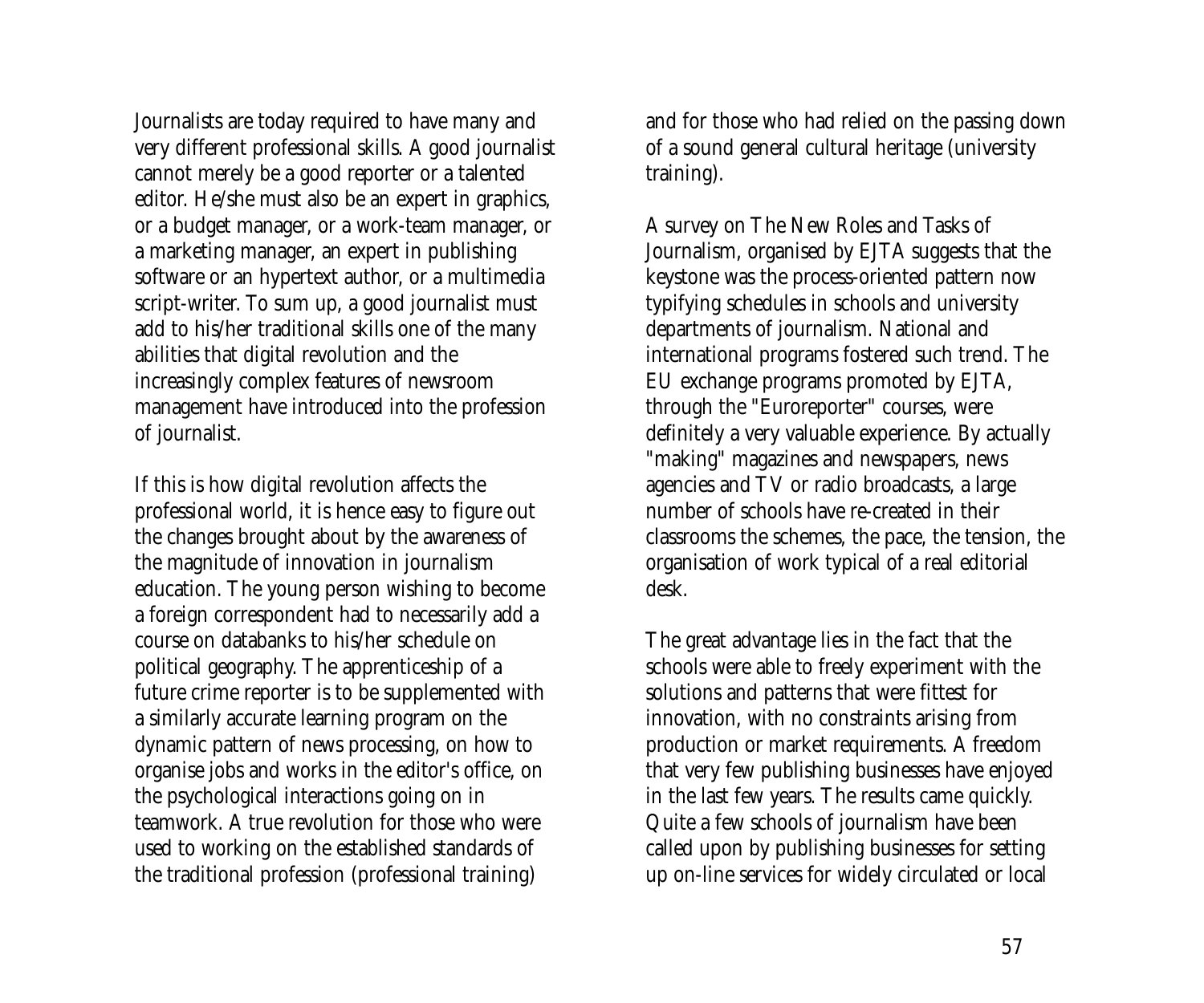Journalists are today required to have many and very different professional skills. A good journalist cannot merely be a good reporter or a talented editor. He/she must also be an expert in graphics, or a budget manager, or a work-team manager, or a marketing manager, an expert in publishing software or an hypertext author, or a multimedia script-writer. To sum up, a good journalist must add to his/her traditional skills one of the many abilities that digital revolution and the increasingly complex features of newsroom management have introduced into the profession of journalist.

If this is how digital revolution affects the professional world, it is hence easy to figure out the changes brought about by the awareness of the magnitude of innovation in journalism education. The young person wishing to become a foreign correspondent had to necessarily add a course on databanks to his/her schedule on political geography. The apprenticeship of a future crime reporter is to be supplemented with a similarly accurate learning program on the dynamic pattern of news processing, on how to organise jobs and works in the editor's office, on the psychological interactions going on in teamwork. A true revolution for those who were used to working on the established standards of the traditional profession (professional training) and for those who had relied on the passing down of a sound general cultural heritage (university training).

A survey on The New Roles and Tasks of Journalism, organised by EJTA suggests that the keystone was the process-oriented pattern now typifying schedules in schools and university departments of journalism. National and international programs fostered such trend. The EU exchange programs promoted by EJTA, through the "Euroreporter" courses, were definitely a very valuable experience. By actually "making" magazines and newspapers, news agencies and TV or radio broadcasts, a large number of schools have re-created in their classrooms the schemes, the pace, the tension, the organisation of work typical of a real editorial desk.

The great advantage lies in the fact that the schools were able to freely experiment with the solutions and patterns that were fittest for innovation, with no constraints arising from production or market requirements. A freedom that very few publishing businesses have enjoyed in the last few years. The results came quickly. Quite a few schools of journalism have been called upon by publishing businesses for setting up on-line services for widely circulated or local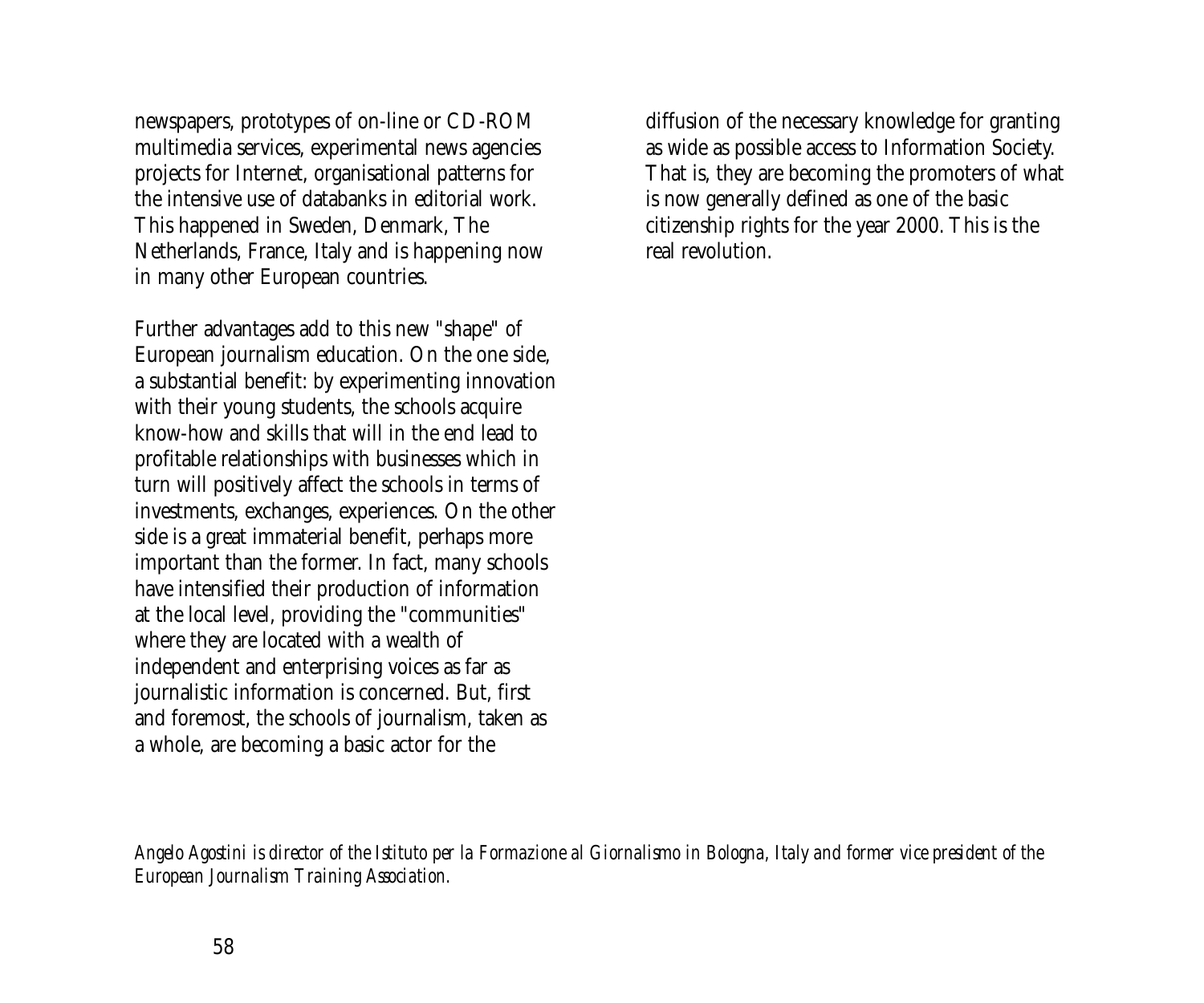newspapers, prototypes of on-line or CD-ROM multimedia services, experimental news agencies projects for Internet, organisational patterns for the intensive use of databanks in editorial work. This happened in Sweden, Denmark, The Netherlands, France, Italy and is happening now in many other European countries.

Further advantages add to this new "shape" of European journalism education. On the one side, a substantial benefit: by experimenting innovation with their young students, the schools acquire know-how and skills that will in the end lead to profitable relationships with businesses which in turn will positively affect the schools in terms of investments, exchanges, experiences. On the other side is a great immaterial benefit, perhaps more important than the former. In fact, many schools have intensified their production of information at the local level, providing the "communities" where they are located with a wealth of independent and enterprising voices as far as journalistic information is concerned. But, first and foremost, the schools of journalism, taken as a whole, are becoming a basic actor for the diffusion of the necessary knowledge for granting as wide as possible access to Information Society. That is, they are becoming the promoters of what is now generally defined as one of the basic citizenship rights for the year 2000. This is the real revolution.

*Angelo Agostini is director of the Istituto per la Formazione al Giornalismo in Bologna, Italy and former vice president of the European Journalism Training Association.*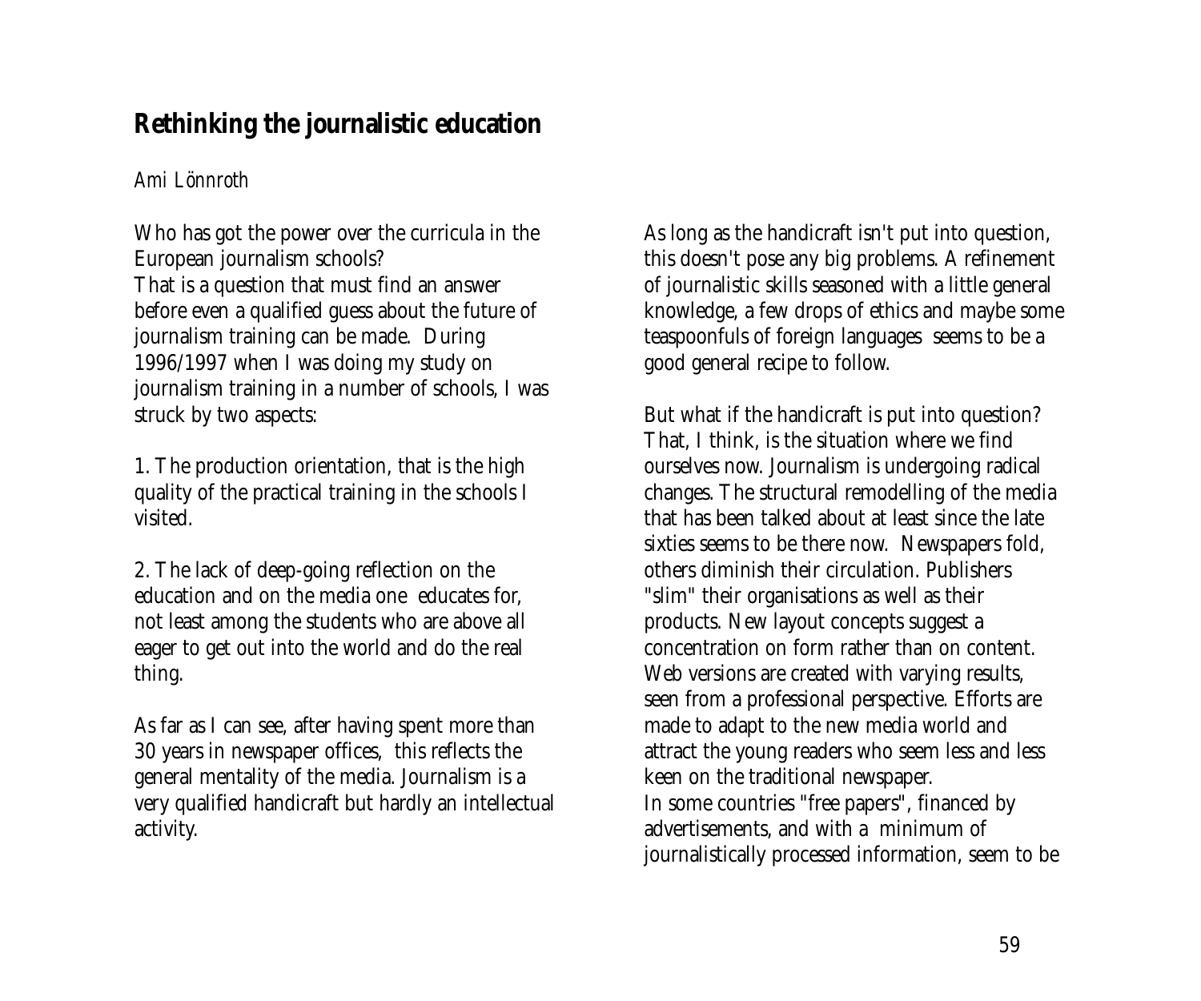## Rethinking the journalistic education

*Ami Lönnroth*

Who has got the power over the curricula in the European journalism schools?
That is a question that must find an answer before even a qualified guess about the future of journalism training can be made. During 1996/1997 when I was doing my study on journalism training in a number of schools, I was struck by two aspects:

1. The production orientation, that is the high quality of the practical training in the schools I visited.

2. The lack of deep-going reflection on the education and on the media one educates for, not least among the students who are above all eager to get out into the world and do the real thing.

As far as I can see, after having spent more than 30 years in newspaper offices, this reflects the general mentality of the media. Journalism is a very qualified handicraft but hardly an intellectual activity.

As long as the handicraft isn't put into question, this doesn't pose any big problems. A refinement of journalistic skills seasoned with a little general knowledge, a few drops of ethics and maybe some teaspoonfuls of foreign languages seems to be a good general recipe to follow.

But what if the handicraft is put into question? That, I think, is the situation where we find ourselves now. Journalism is undergoing radical changes. The structural remodelling of the media that has been talked about at least since the late sixties seems to be there now. Newspapers fold, others diminish their circulation. Publishers "slim" their organisations as well as their products. New layout concepts suggest a concentration on form rather than on content. Web versions are created with varying results, seen from a professional perspective. Efforts are made to adapt to the new media world and attract the young readers who seem less and less keen on the traditional newspaper.
In some countries "free papers", financed by advertisements, and with a minimum of journalistically processed information, seem to be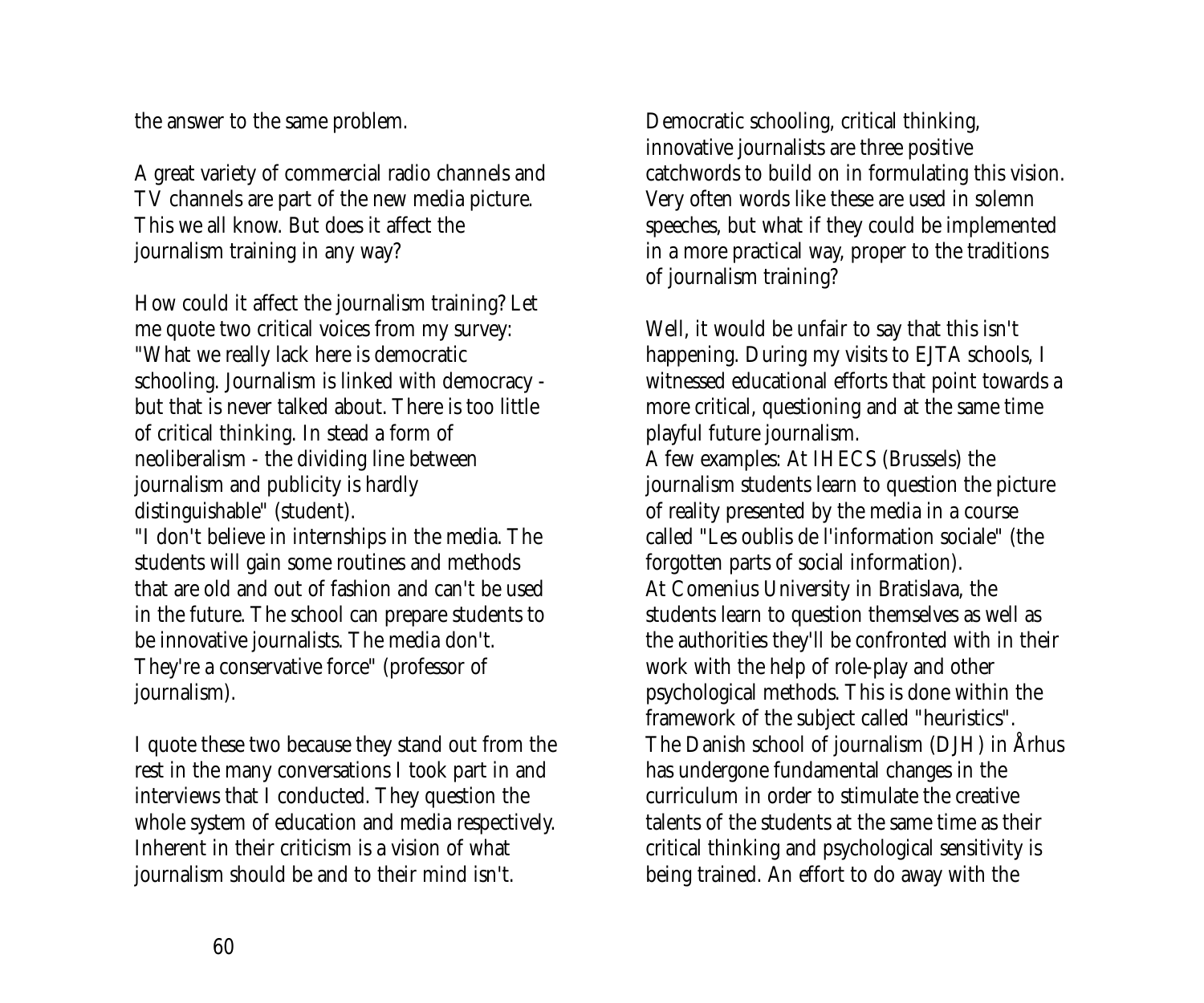the answer to the same problem.

A great variety of commercial radio channels and TV channels are part of the new media picture. This we all know. But does it affect the journalism training in any way?

How could it affect the journalism training? Let me quote two critical voices from my survey:
"What we really lack here is democratic schooling. Journalism is linked with democracy - but that is never talked about. There is too little of critical thinking. In stead a form of neoliberalism - the dividing line between journalism and publicity is hardly distinguishable" (student).
"I don't believe in internships in the media. The students will gain some routines and methods that are old and out of fashion and can't be used in the future. The school can prepare students to be innovative journalists. The media don't. They're a conservative force" (professor of journalism).

I quote these two because they stand out from the rest in the many conversations I took part in and interviews that I conducted. They question the whole system of education and media respectively. Inherent in their criticism is a vision of what journalism should be and to their mind isn't.

Democratic schooling, critical thinking, innovative journalists are three positive catchwords to build on in formulating this vision. Very often words like these are used in solemn speeches, but what if they could be implemented in a more practical way, proper to the traditions of journalism training?

Well, it would be unfair to say that this isn't happening. During my visits to EJTA schools, I witnessed educational efforts that point towards a more critical, questioning and at the same time playful future journalism.
A few examples: At IHECS (Brussels) the journalism students learn to question the picture of reality presented by the media in a course called "Les oublis de l'information sociale" (the forgotten parts of social information).
At Comenius University in Bratislava, the students learn to question themselves as well as the authorities they'll be confronted with in their work with the help of role-play and other psychological methods. This is done within the framework of the subject called "heuristics".
The Danish school of journalism (DJH) in Århus has undergone fundamental changes in the curriculum in order to stimulate the creative talents of the students at the same time as their critical thinking and psychological sensitivity is being trained. An effort to do away with the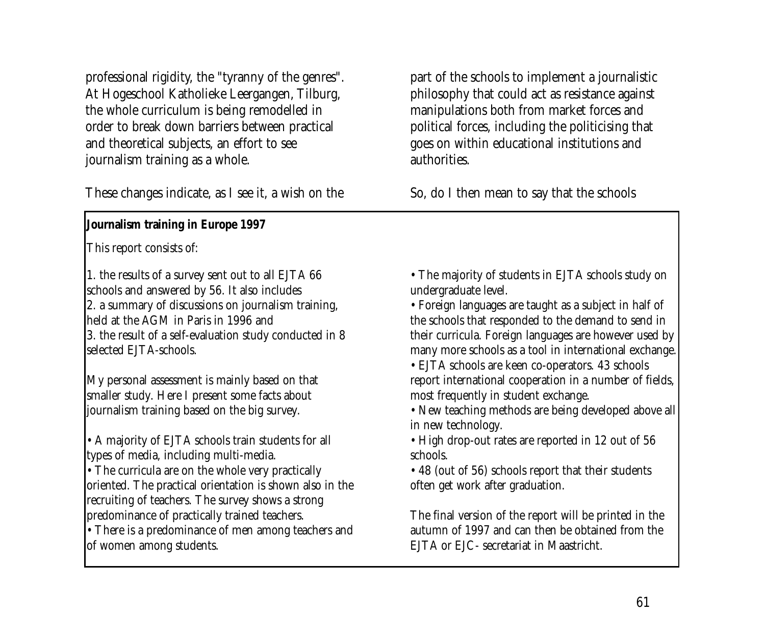professional rigidity, the "tyranny of the genres". At Hogeschool Katholieke Leergangen, Tilburg, the whole curriculum is being remodelled in order to break down barriers between practical and theoretical subjects, an effort to see journalism training as a whole.

These changes indicate, as I see it, a wish on the part of the schools to implement a journalistic philosophy that could act as resistance against manipulations both from market forces and political forces, including the politicising that goes on within educational institutions and authorities.

So, do I then mean to say that the schools

**Journalism training in Europe 1997**

This report consists of:

1. the results of a survey sent out to all EJTA 66 schools and answered by 56. It also includes
2. a summary of discussions on journalism training, held at the AGM in Paris in 1996 and
3. the result of a self-evaluation study conducted in 8 selected EJTA-schools.

My personal assessment is mainly based on that smaller study. Here I present some facts about journalism training based on the big survey.

- A majority of EJTA schools train students for all types of media, including multi-media.
- The curricula are on the whole very practically oriented. The practical orientation is shown also in the recruiting of teachers. The survey shows a strong predominance of practically trained teachers.
- There is a predominance of men among teachers and of women among students.
- The majority of students in EJTA schools study on undergraduate level.
- Foreign languages are taught as a subject in half of the schools that responded to the demand to send in their curricula. Foreign languages are however used by many more schools as a tool in international exchange.
- EJTA schools are keen co-operators. 43 schools report international cooperation in a number of fields, most frequently in student exchange.
- New teaching methods are being developed above all in new technology.
- High drop-out rates are reported in 12 out of 56 schools.
- 48 (out of 56) schools report that their students often get work after graduation.

The final version of the report will be printed in the autumn of 1997 and can then be obtained from the EJTA or EJC- secretariat in Maastricht.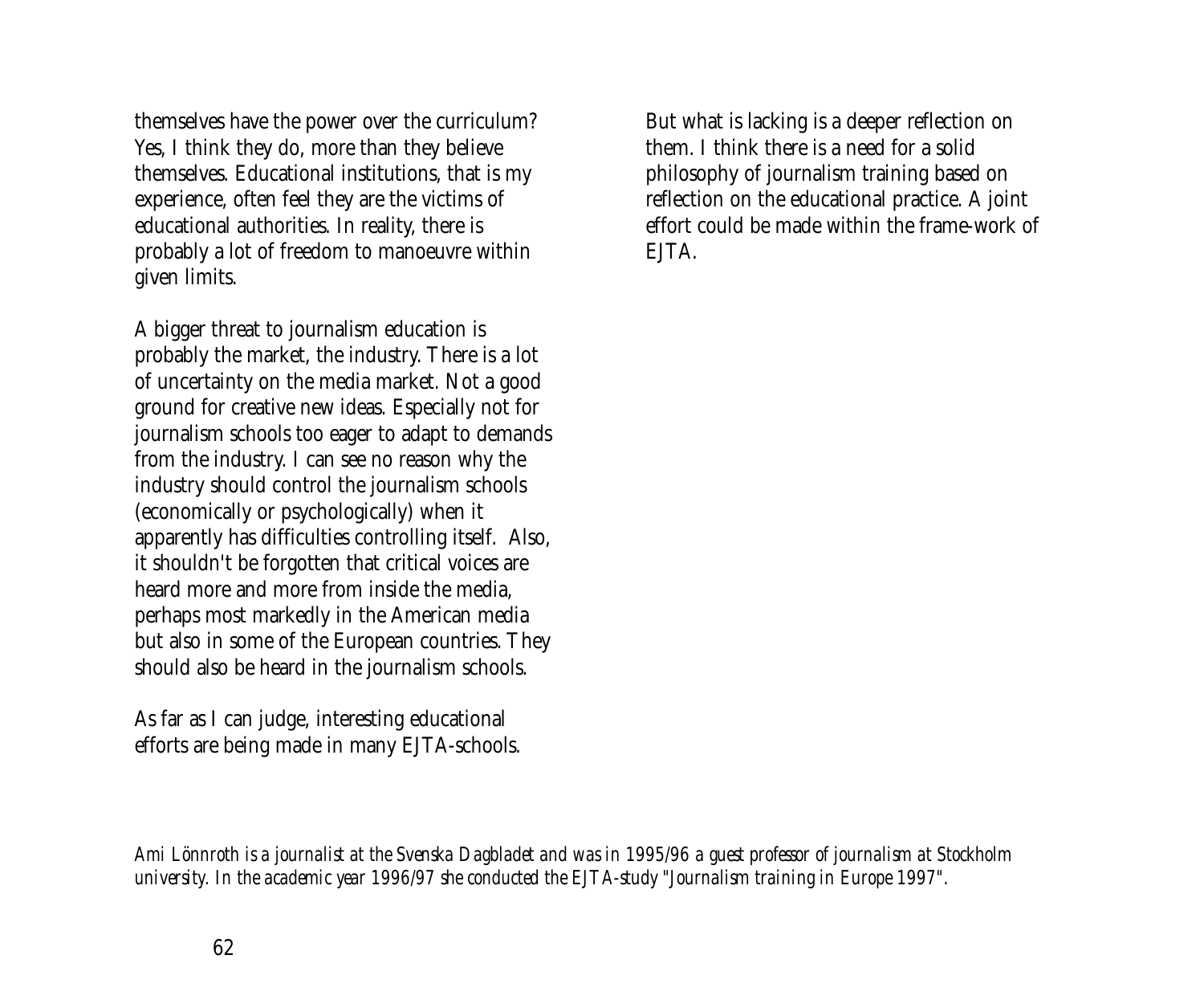themselves have the power over the curriculum? Yes, I think they do, more than they believe themselves. Educational institutions, that is my experience, often feel they are the victims of educational authorities. In reality, there is probably a lot of freedom to manoeuvre within given limits.

A bigger threat to journalism education is probably the market, the industry. There is a lot of uncertainty on the media market. Not a good ground for creative new ideas. Especially not for journalism schools too eager to adapt to demands from the industry. I can see no reason why the industry should control the journalism schools (economically or psychologically) when it apparently has difficulties controlling itself. Also, it shouldn't be forgotten that critical voices are heard more and more from inside the media, perhaps most markedly in the American media but also in some of the European countries. They should also be heard in the journalism schools.

As far as I can judge, interesting educational efforts are being made in many EJTA-schools. But what is lacking is a deeper reflection on them. I think there is a need for a solid philosophy of journalism training based on reflection on the educational practice. A joint effort could be made within the frame-work of EJTA.

*Ami Lönnroth is a journalist at the Svenska Dagbladet and was in 1995/96 a guest professor of journalism at Stockholm university. In the academic year 1996/97 she conducted the EJTA-study "Journalism training in Europe 1997".*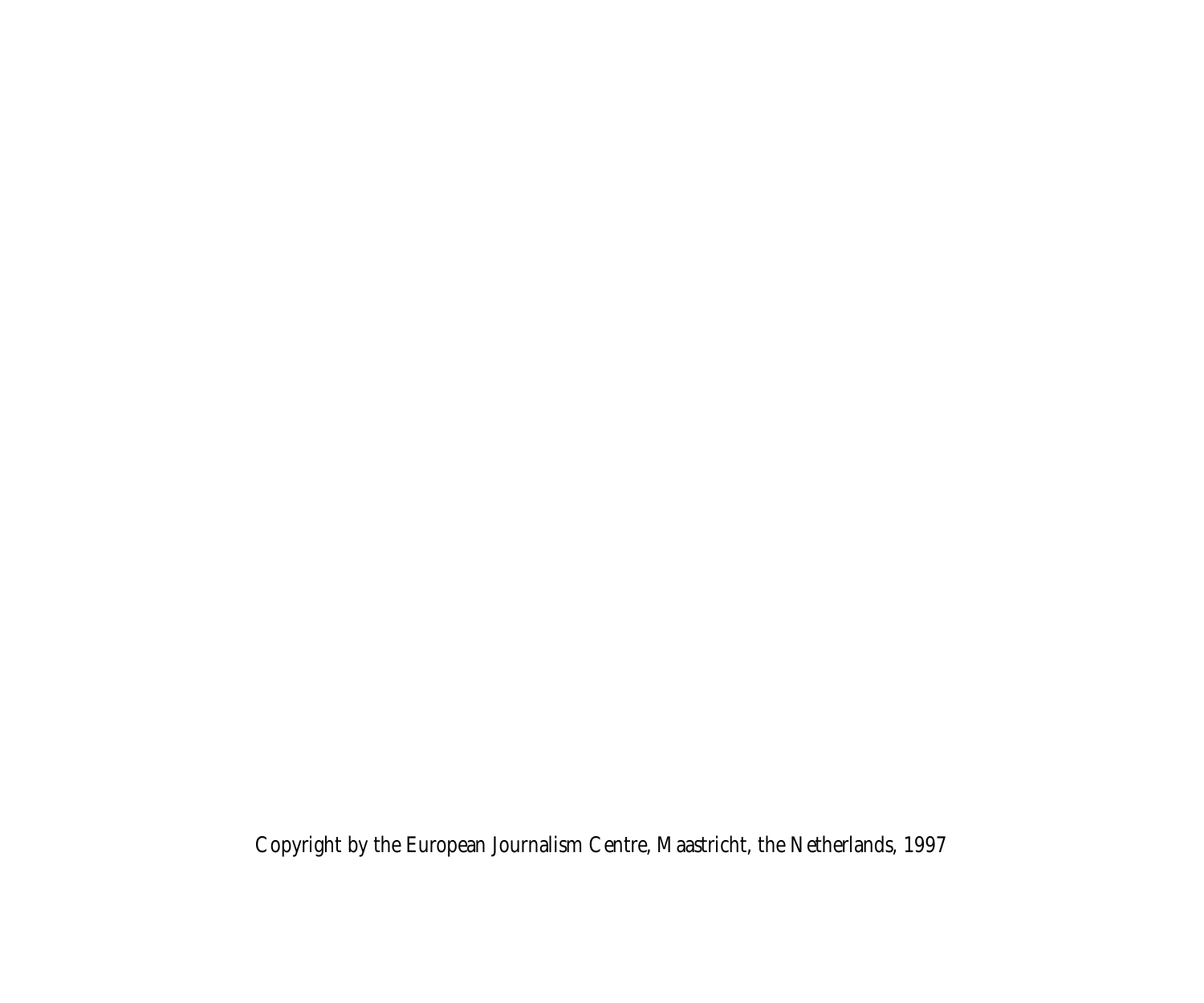Copyright by the European Journalism Centre, Maastricht, the Netherlands, 1997